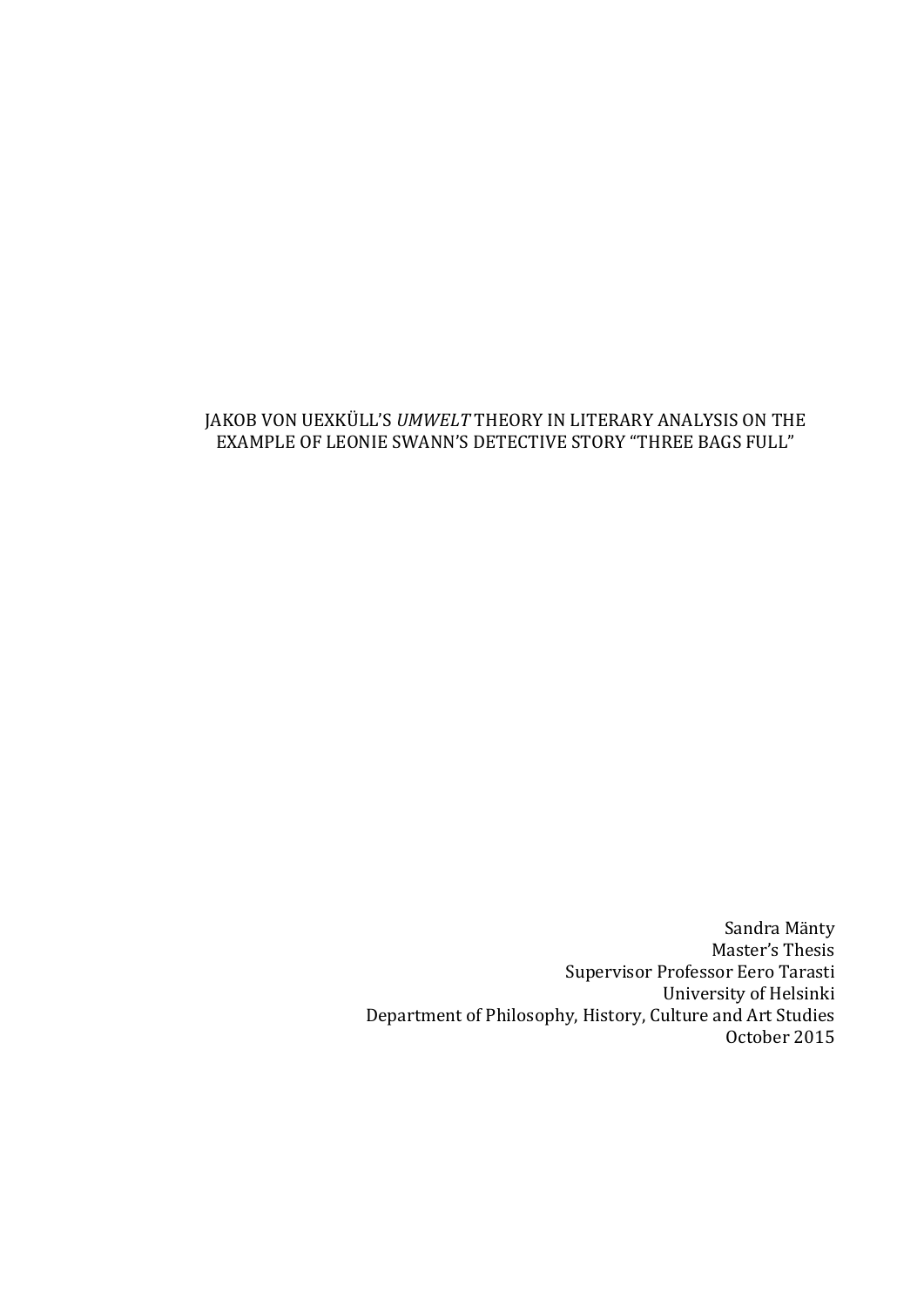# JAKOB VON UEXKÜLL'S *UMWELT* THEORY IN LITERARY ANALYSIS ON THE EXAMPLE OF LEONIE SWANN'S DETECTIVE STORY "THREE BAGS FULL"

Sandra Mänty
Master's Thesis
Supervisor Professor Eero Tarasti
University of Helsinki
Department of Philosophy, History, Culture and Art Studies
October 2015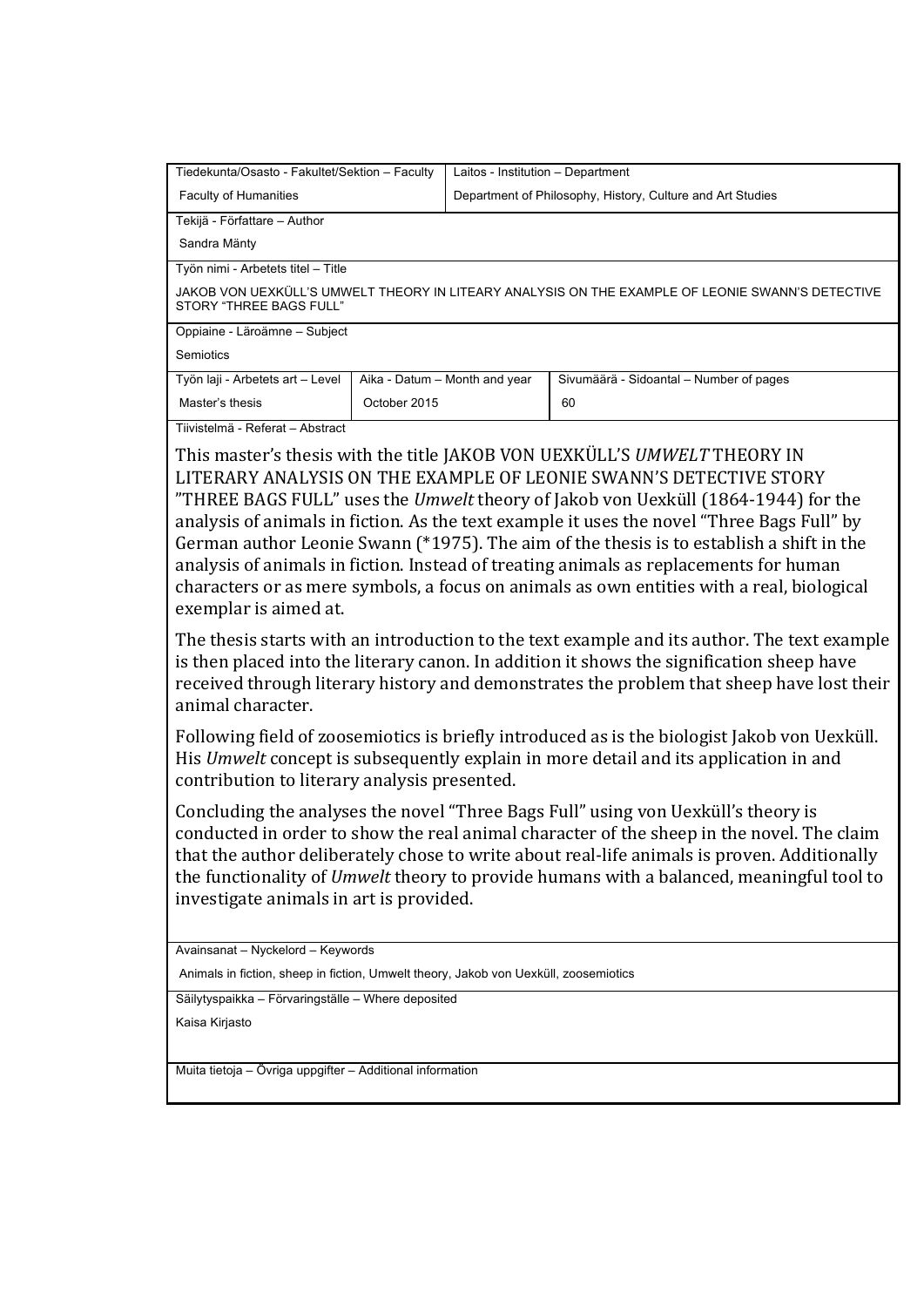| Tiedekunta/Osasto - Fakultet/Sektion – Faculty | Laitos - Institution – Department |
|---|---|
| Faculty of Humanities | Department of Philosophy, History, Culture and Art Studies |

**Tekijä - Författare – Author**

Sandra Mänty

**Työn nimi - Arbetets titel – Title**

JAKOB VON UEXKÜLL'S UMWELT THEORY IN LITEARY ANALYSIS ON THE EXAMPLE OF LEONIE SWANN'S DETECTIVE STORY "THREE BAGS FULL"

**Oppiaine - Läroämne – Subject**

Semiotics

| Työn laji - Arbetets art – Level | Aika - Datum – Month and year | Sivumäärä - Sidoantal – Number of pages |
|---|---|---|
| Master's thesis | October 2015 | 60 |

**Tiivistelmä – Referat – Abstract**

This master's thesis with the title JAKOB VON UEXKÜLL'S *UMWELT* THEORY IN LITERARY ANALYSIS ON THE EXAMPLE OF LEONIE SWANN'S DETECTIVE STORY "THREE BAGS FULL" uses the *Umwelt* theory of Jakob von Uexküll (1864-1944) for the analysis of animals in fiction. As the text example it uses the novel "Three Bags Full" by German author Leonie Swann (*1975). The aim of the thesis is to establish a shift in the analysis of animals in fiction. Instead of treating animals as replacements for human characters or as mere symbols, a focus on animals as own entities with a real, biological exemplar is aimed at.

The thesis starts with an introduction to the text example and its author. The text example is then placed into the literary canon. In addition it shows the signification sheep have received through literary history and demonstrates the problem that sheep have lost their animal character.

Following field of zoosemiotics is briefly introduced as is the biologist Jakob von Uexküll. His *Umwelt* concept is subsequently explain in more detail and its application in and contribution to literary analysis presented.

Concluding the analyses the novel "Three Bags Full" using von Uexküll's theory is conducted in order to show the real animal character of the sheep in the novel. The claim that the author deliberately chose to write about real-life animals is proven. Additionally the functionality of *Umwelt* theory to provide humans with a balanced, meaningful tool to investigate animals in art is provided.

**Avainsanat – Nyckelord – Keywords**

Animals in fiction, sheep in fiction, Umwelt theory, Jakob von Uexküll, zoosemiotics

**Säilytyspaikka – Förvaringställe – Where deposited**

Kaisa Kirjasto

**Muita tietoja – Övriga uppgifter – Additional information**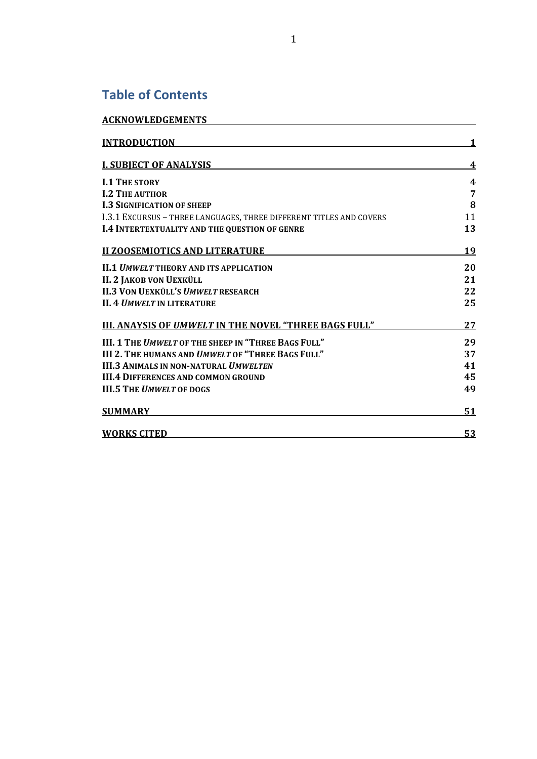## Table of Contents

**ACKNOWLEDGEMENTS**

**INTRODUCTION** 1

**I. SUBJECT OF ANALYSIS** 4

**I.1 THE STORY** 4
**I.2 THE AUTHOR** 7
**I.3 SIGNIFICATION OF SHEEP** 8
I.3.1 EXCURSUS – THREE LANGUAGES, THREE DIFFERENT TITLES AND COVERS 11
**I.4 INTERTEXTUALITY AND THE QUESTION OF GENRE** 13

**II ZOOSEMIOTICS AND LITERATURE** 19

**II.1 *UMWELT* THEORY AND ITS APPLICATION** 20
**II. 2 JAKOB VON UEXKÜLL** 21
**II.3 VON UEXKÜLL'S *UMWELT* RESEARCH** 22
**II. 4 *UMWELT* IN LITERATURE** 25

**III. ANAYSIS OF *UMWELT* IN THE NOVEL "THREE BAGS FULL"** 27

**III. 1 THE *UMWELT* OF THE SHEEP IN "THREE BAGS FULL"** 29
**III 2. THE HUMANS AND *UMWELT* OF "THREE BAGS FULL"** 37
**III.3 ANIMALS IN NON-NATURAL *UMWELTEN*** 41
**III.4 DIFFERENCES AND COMMON GROUND** 45
**III.5 THE *UMWELT* OF DOGS** 49

**SUMMARY** 51

**WORKS CITED** 53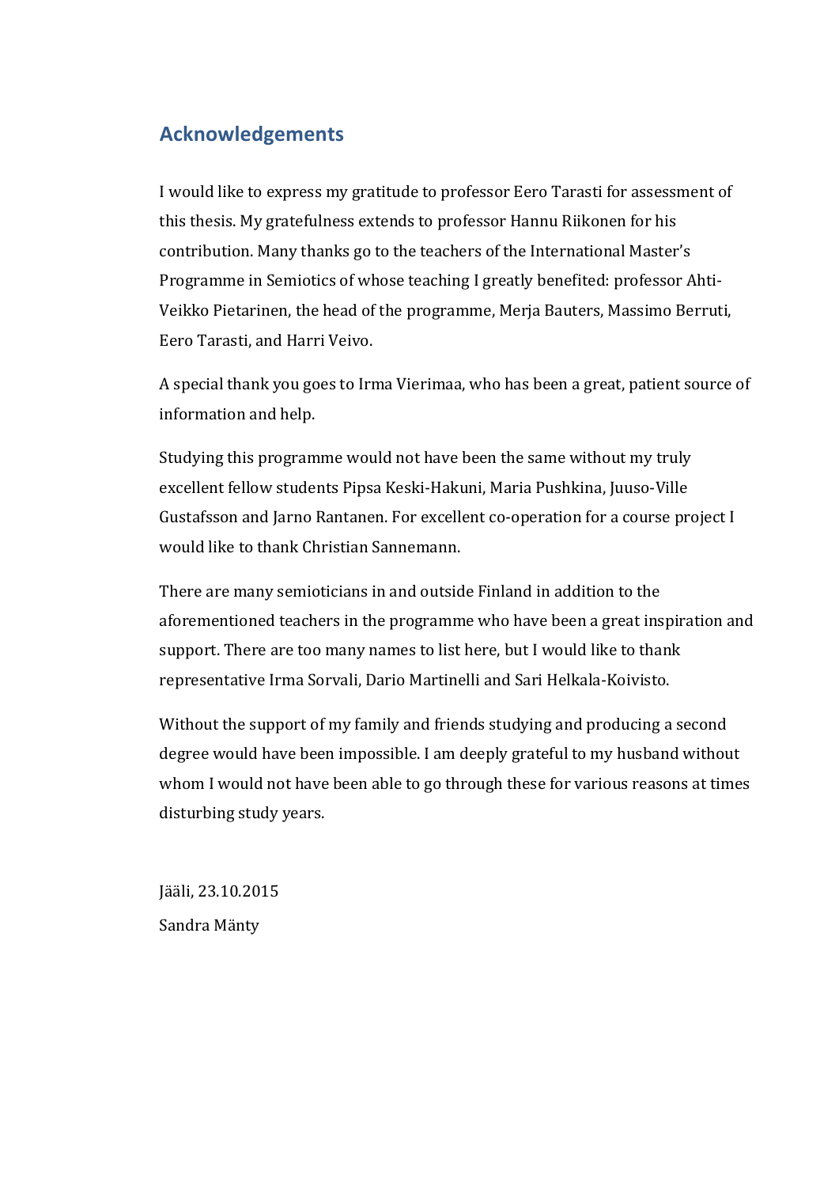## Acknowledgements

I would like to express my gratitude to professor Eero Tarasti for assessment of this thesis. My gratefulness extends to professor Hannu Riikonen for his contribution. Many thanks go to the teachers of the International Master's Programme in Semiotics of whose teaching I greatly benefited: professor Ahti-Veikko Pietarinen, the head of the programme, Merja Bauters, Massimo Berruti, Eero Tarasti, and Harri Veivo.

A special thank you goes to Irma Vierimaa, who has been a great, patient source of information and help.

Studying this programme would not have been the same without my truly excellent fellow students Pipsa Keski-Hakuni, Maria Pushkina, Juuso-Ville Gustafsson and Jarno Rantanen. For excellent co-operation for a course project I would like to thank Christian Sannemann.

There are many semioticians in and outside Finland in addition to the aforementioned teachers in the programme who have been a great inspiration and support. There are too many names to list here, but I would like to thank representative Irma Sorvali, Dario Martinelli and Sari Helkala-Koivisto.

Without the support of my family and friends studying and producing a second degree would have been impossible. I am deeply grateful to my husband without whom I would not have been able to go through these for various reasons at times disturbing study years.

Jääli, 23.10.2015

Sandra Mänty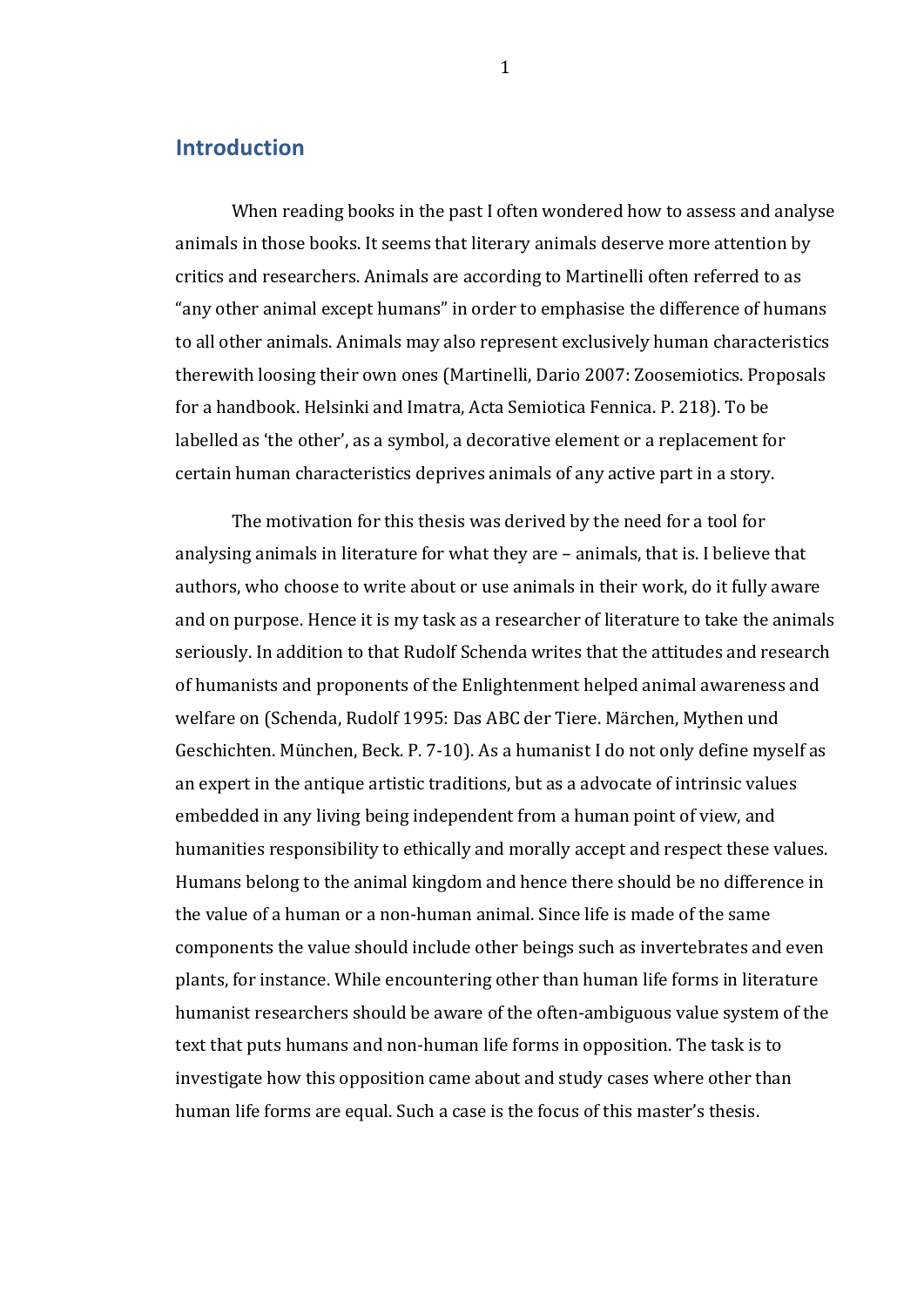# Introduction

When reading books in the past I often wondered how to assess and analyse animals in those books. It seems that literary animals deserve more attention by critics and researchers. Animals are according to Martinelli often referred to as "any other animal except humans" in order to emphasise the difference of humans to all other animals. Animals may also represent exclusively human characteristics therewith loosing their own ones (Martinelli, Dario 2007: Zoosemiotics. Proposals for a handbook. Helsinki and Imatra, Acta Semiotica Fennica. P. 218). To be labelled as 'the other', as a symbol, a decorative element or a replacement for certain human characteristics deprives animals of any active part in a story.

The motivation for this thesis was derived by the need for a tool for analysing animals in literature for what they are – animals, that is. I believe that authors, who choose to write about or use animals in their work, do it fully aware and on purpose. Hence it is my task as a researcher of literature to take the animals seriously. In addition to that Rudolf Schenda writes that the attitudes and research of humanists and proponents of the Enlightenment helped animal awareness and welfare on (Schenda, Rudolf 1995: Das ABC der Tiere. Märchen, Mythen und Geschichten. München, Beck. P. 7-10). As a humanist I do not only define myself as an expert in the antique artistic traditions, but as a advocate of intrinsic values embedded in any living being independent from a human point of view, and humanities responsibility to ethically and morally accept and respect these values. Humans belong to the animal kingdom and hence there should be no difference in the value of a human or a non-human animal. Since life is made of the same components the value should include other beings such as invertebrates and even plants, for instance. While encountering other than human life forms in literature humanist researchers should be aware of the often-ambiguous value system of the text that puts humans and non-human life forms in opposition. The task is to investigate how this opposition came about and study cases where other than human life forms are equal. Such a case is the focus of this master's thesis.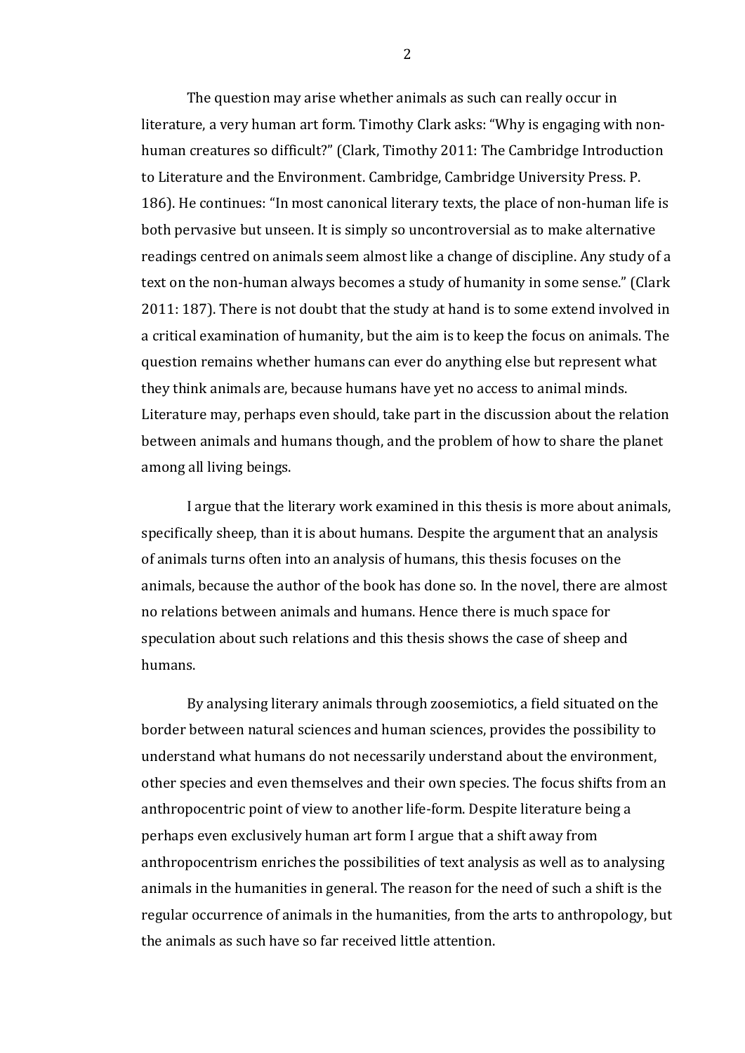The question may arise whether animals as such can really occur in literature, a very human art form. Timothy Clark asks: "Why is engaging with non-human creatures so difficult?" (Clark, Timothy 2011: The Cambridge Introduction to Literature and the Environment. Cambridge, Cambridge University Press. P. 186). He continues: "In most canonical literary texts, the place of non-human life is both pervasive but unseen. It is simply so uncontroversial as to make alternative readings centred on animals seem almost like a change of discipline. Any study of a text on the non-human always becomes a study of humanity in some sense." (Clark 2011: 187). There is not doubt that the study at hand is to some extend involved in a critical examination of humanity, but the aim is to keep the focus on animals. The question remains whether humans can ever do anything else but represent what they think animals are, because humans have yet no access to animal minds. Literature may, perhaps even should, take part in the discussion about the relation between animals and humans though, and the problem of how to share the planet among all living beings.

I argue that the literary work examined in this thesis is more about animals, specifically sheep, than it is about humans. Despite the argument that an analysis of animals turns often into an analysis of humans, this thesis focuses on the animals, because the author of the book has done so. In the novel, there are almost no relations between animals and humans. Hence there is much space for speculation about such relations and this thesis shows the case of sheep and humans.

By analysing literary animals through zoosemiotics, a field situated on the border between natural sciences and human sciences, provides the possibility to understand what humans do not necessarily understand about the environment, other species and even themselves and their own species. The focus shifts from an anthropocentric point of view to another life-form. Despite literature being a perhaps even exclusively human art form I argue that a shift away from anthropocentrism enriches the possibilities of text analysis as well as to analysing animals in the humanities in general. The reason for the need of such a shift is the regular occurrence of animals in the humanities, from the arts to anthropology, but the animals as such have so far received little attention.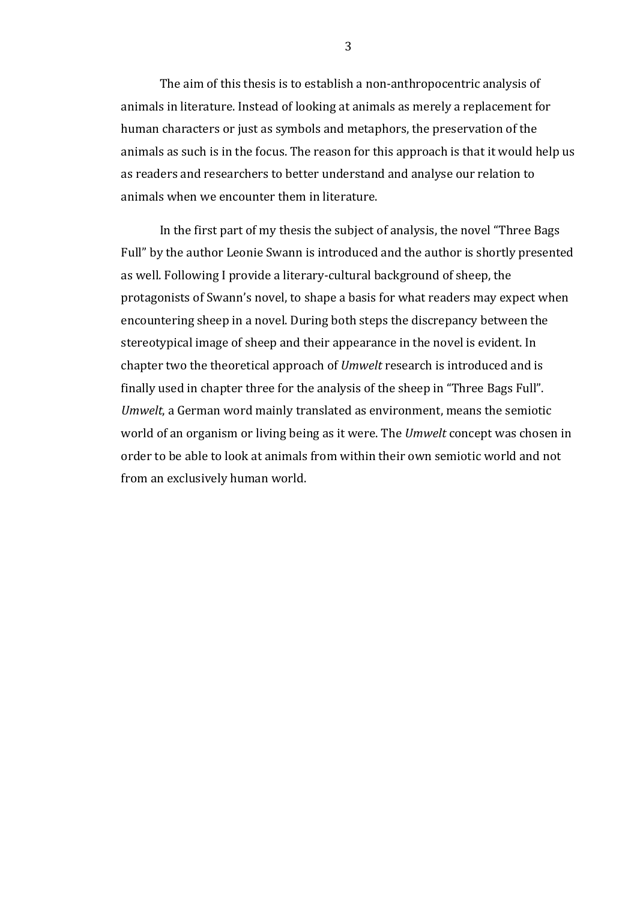The aim of this thesis is to establish a non-anthropocentric analysis of animals in literature. Instead of looking at animals as merely a replacement for human characters or just as symbols and metaphors, the preservation of the animals as such is in the focus. The reason for this approach is that it would help us as readers and researchers to better understand and analyse our relation to animals when we encounter them in literature.

In the first part of my thesis the subject of analysis, the novel "Three Bags Full" by the author Leonie Swann is introduced and the author is shortly presented as well. Following I provide a literary-cultural background of sheep, the protagonists of Swann's novel, to shape a basis for what readers may expect when encountering sheep in a novel. During both steps the discrepancy between the stereotypical image of sheep and their appearance in the novel is evident. In chapter two the theoretical approach of *Umwelt* research is introduced and is finally used in chapter three for the analysis of the sheep in "Three Bags Full". *Umwelt*, a German word mainly translated as environment, means the semiotic world of an organism or living being as it were. The *Umwelt* concept was chosen in order to be able to look at animals from within their own semiotic world and not from an exclusively human world.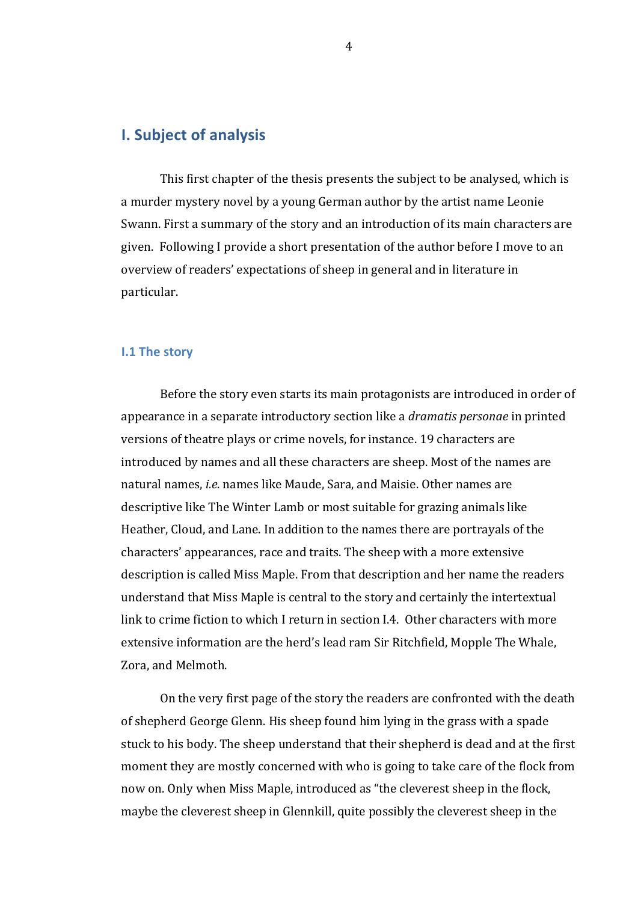# I. Subject of analysis

This first chapter of the thesis presents the subject to be analysed, which is a murder mystery novel by a young German author by the artist name Leonie Swann. First a summary of the story and an introduction of its main characters are given. Following I provide a short presentation of the author before I move to an overview of readers' expectations of sheep in general and in literature in particular.

## I.1 The story

Before the story even starts its main protagonists are introduced in order of appearance in a separate introductory section like a *dramatis personae* in printed versions of theatre plays or crime novels, for instance. 19 characters are introduced by names and all these characters are sheep. Most of the names are natural names, *i.e.* names like Maude, Sara, and Maisie. Other names are descriptive like The Winter Lamb or most suitable for grazing animals like Heather, Cloud, and Lane. In addition to the names there are portrayals of the characters' appearances, race and traits. The sheep with a more extensive description is called Miss Maple. From that description and her name the readers understand that Miss Maple is central to the story and certainly the intertextual link to crime fiction to which I return in section I.4. Other characters with more extensive information are the herd's lead ram Sir Ritchfield, Mopple The Whale, Zora, and Melmoth.

On the very first page of the story the readers are confronted with the death of shepherd George Glenn. His sheep found him lying in the grass with a spade stuck to his body. The sheep understand that their shepherd is dead and at the first moment they are mostly concerned with who is going to take care of the flock from now on. Only when Miss Maple, introduced as "the cleverest sheep in the flock, maybe the cleverest sheep in Glennkill, quite possibly the cleverest sheep in the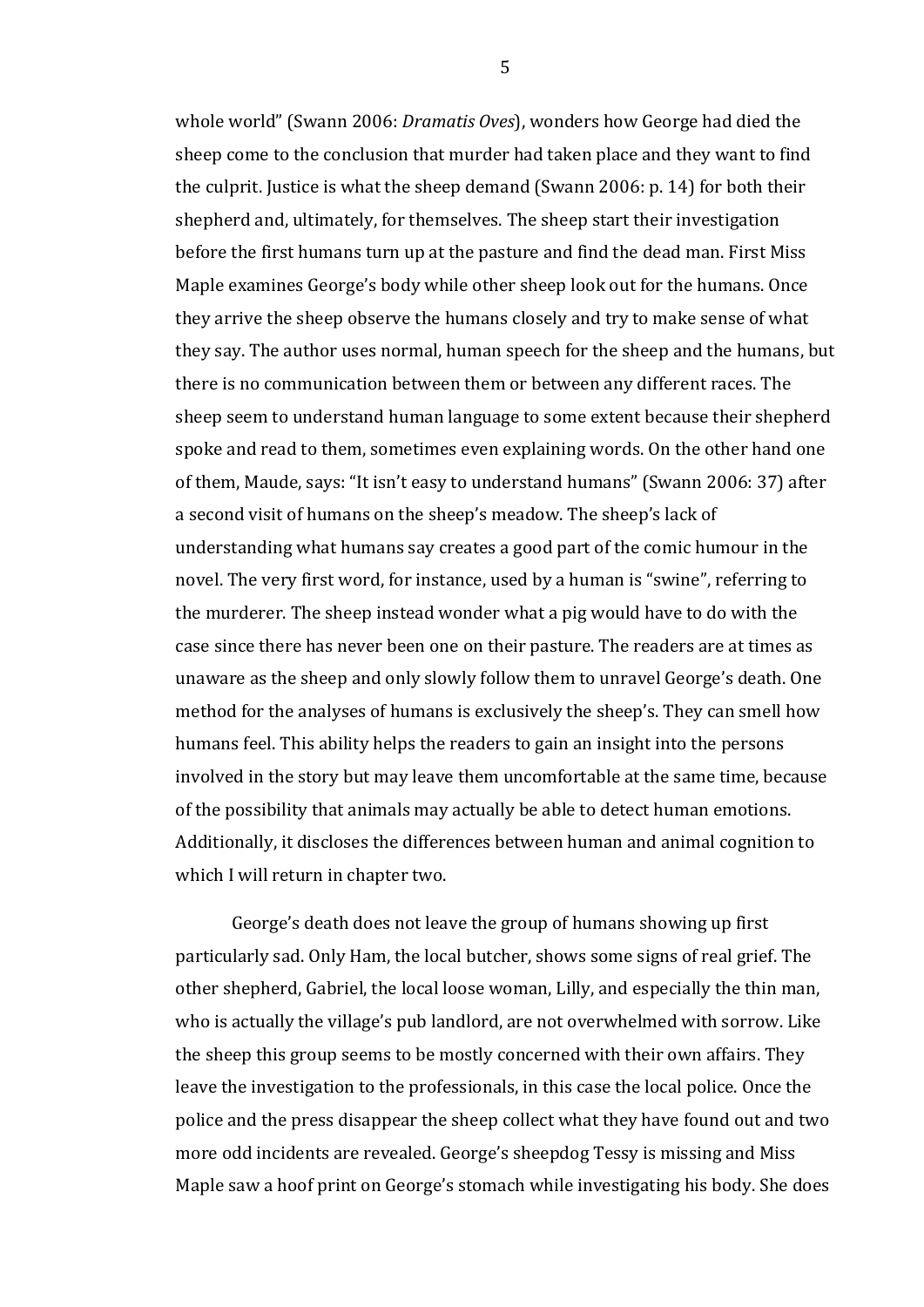whole world" (Swann 2006: *Dramatis Oves*), wonders how George had died the sheep come to the conclusion that murder had taken place and they want to find the culprit. Justice is what the sheep demand (Swann 2006: p. 14) for both their shepherd and, ultimately, for themselves. The sheep start their investigation before the first humans turn up at the pasture and find the dead man. First Miss Maple examines George's body while other sheep look out for the humans. Once they arrive the sheep observe the humans closely and try to make sense of what they say. The author uses normal, human speech for the sheep and the humans, but there is no communication between them or between any different races. The sheep seem to understand human language to some extent because their shepherd spoke and read to them, sometimes even explaining words. On the other hand one of them, Maude, says: "It isn't easy to understand humans" (Swann 2006: 37) after a second visit of humans on the sheep's meadow. The sheep's lack of understanding what humans say creates a good part of the comic humour in the novel. The very first word, for instance, used by a human is "swine", referring to the murderer. The sheep instead wonder what a pig would have to do with the case since there has never been one on their pasture. The readers are at times as unaware as the sheep and only slowly follow them to unravel George's death. One method for the analyses of humans is exclusively the sheep's. They can smell how humans feel. This ability helps the readers to gain an insight into the persons involved in the story but may leave them uncomfortable at the same time, because of the possibility that animals may actually be able to detect human emotions. Additionally, it discloses the differences between human and animal cognition to which I will return in chapter two.

George's death does not leave the group of humans showing up first particularly sad. Only Ham, the local butcher, shows some signs of real grief. The other shepherd, Gabriel, the local loose woman, Lilly, and especially the thin man, who is actually the village's pub landlord, are not overwhelmed with sorrow. Like the sheep this group seems to be mostly concerned with their own affairs. They leave the investigation to the professionals, in this case the local police. Once the police and the press disappear the sheep collect what they have found out and two more odd incidents are revealed. George's sheepdog Tessy is missing and Miss Maple saw a hoof print on George's stomach while investigating his body. She does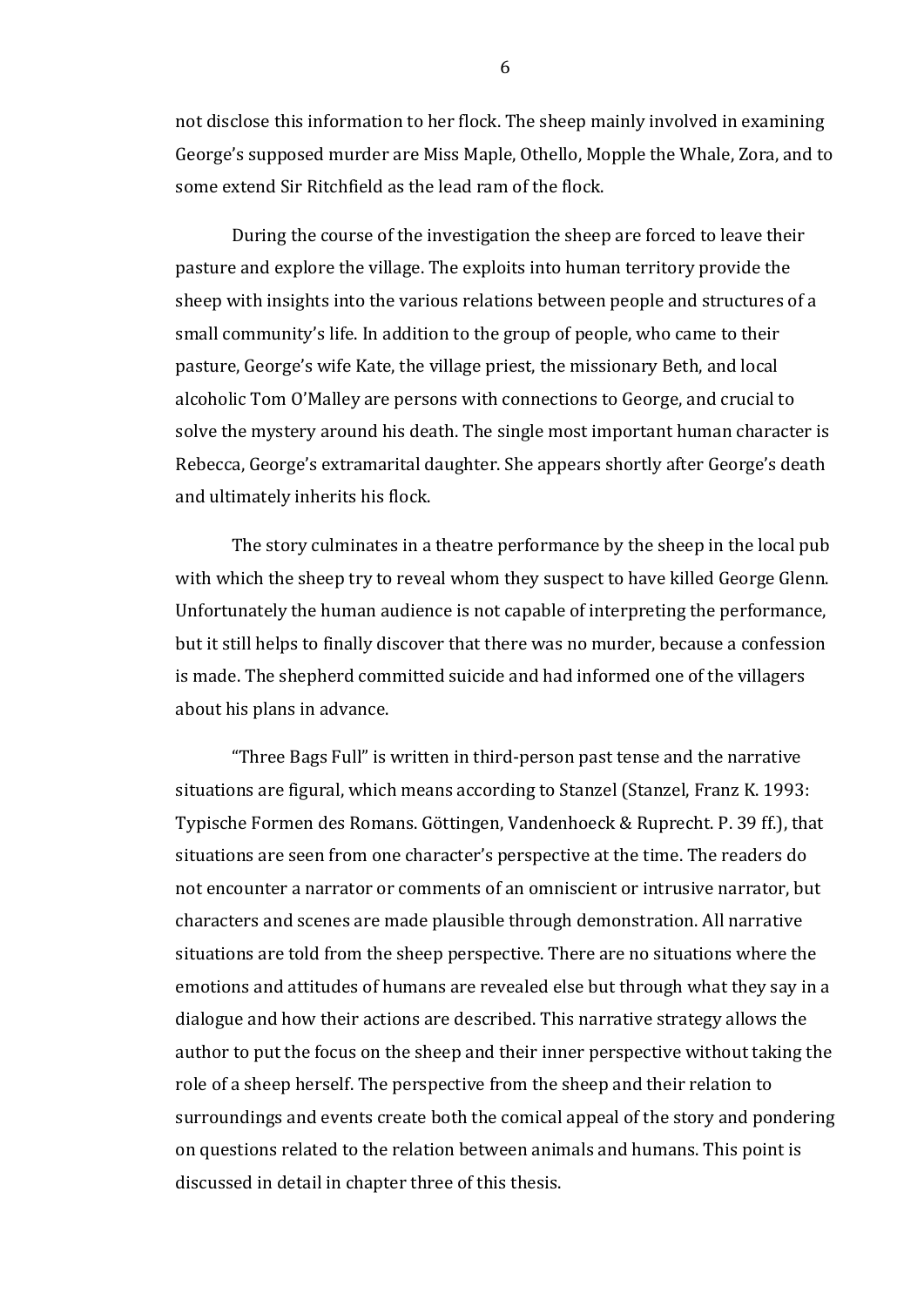not disclose this information to her flock. The sheep mainly involved in examining George's supposed murder are Miss Maple, Othello, Mopple the Whale, Zora, and to some extend Sir Ritchfield as the lead ram of the flock.

During the course of the investigation the sheep are forced to leave their pasture and explore the village. The exploits into human territory provide the sheep with insights into the various relations between people and structures of a small community's life. In addition to the group of people, who came to their pasture, George's wife Kate, the village priest, the missionary Beth, and local alcoholic Tom O'Malley are persons with connections to George, and crucial to solve the mystery around his death. The single most important human character is Rebecca, George's extramarital daughter. She appears shortly after George's death and ultimately inherits his flock.

The story culminates in a theatre performance by the sheep in the local pub with which the sheep try to reveal whom they suspect to have killed George Glenn. Unfortunately the human audience is not capable of interpreting the performance, but it still helps to finally discover that there was no murder, because a confession is made. The shepherd committed suicide and had informed one of the villagers about his plans in advance.

"Three Bags Full" is written in third-person past tense and the narrative situations are figural, which means according to Stanzel (Stanzel, Franz K. 1993: Typische Formen des Romans. Göttingen, Vandenhoeck & Ruprecht. P. 39 ff.), that situations are seen from one character's perspective at the time. The readers do not encounter a narrator or comments of an omniscient or intrusive narrator, but characters and scenes are made plausible through demonstration. All narrative situations are told from the sheep perspective. There are no situations where the emotions and attitudes of humans are revealed else but through what they say in a dialogue and how their actions are described. This narrative strategy allows the author to put the focus on the sheep and their inner perspective without taking the role of a sheep herself. The perspective from the sheep and their relation to surroundings and events create both the comical appeal of the story and pondering on questions related to the relation between animals and humans. This point is discussed in detail in chapter three of this thesis.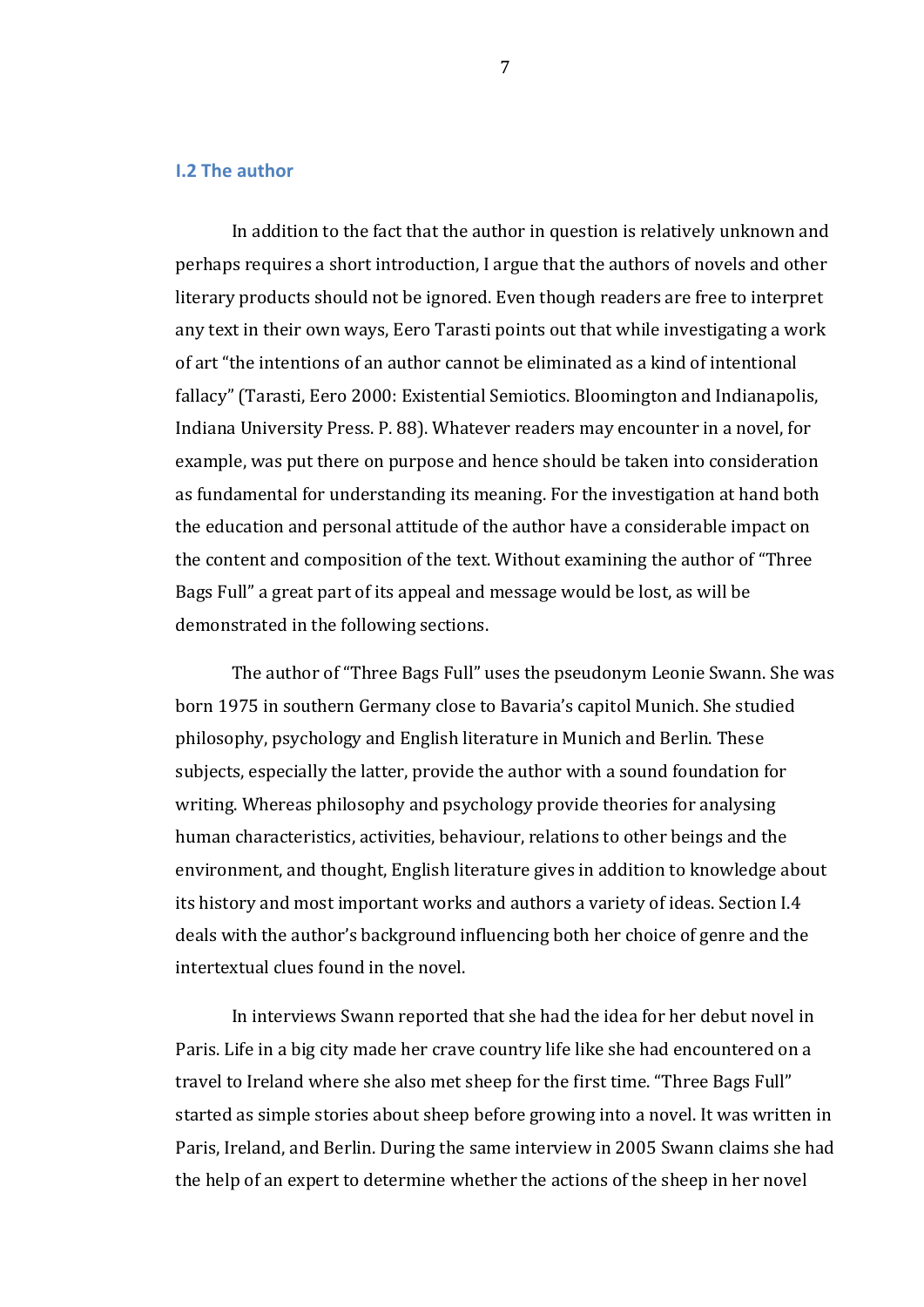## I.2 The author

In addition to the fact that the author in question is relatively unknown and perhaps requires a short introduction, I argue that the authors of novels and other literary products should not be ignored. Even though readers are free to interpret any text in their own ways, Eero Tarasti points out that while investigating a work of art "the intentions of an author cannot be eliminated as a kind of intentional fallacy" (Tarasti, Eero 2000: Existential Semiotics. Bloomington and Indianapolis, Indiana University Press. P. 88). Whatever readers may encounter in a novel, for example, was put there on purpose and hence should be taken into consideration as fundamental for understanding its meaning. For the investigation at hand both the education and personal attitude of the author have a considerable impact on the content and composition of the text. Without examining the author of "Three Bags Full" a great part of its appeal and message would be lost, as will be demonstrated in the following sections.

The author of "Three Bags Full" uses the pseudonym Leonie Swann. She was born 1975 in southern Germany close to Bavaria's capitol Munich. She studied philosophy, psychology and English literature in Munich and Berlin. These subjects, especially the latter, provide the author with a sound foundation for writing. Whereas philosophy and psychology provide theories for analysing human characteristics, activities, behaviour, relations to other beings and the environment, and thought, English literature gives in addition to knowledge about its history and most important works and authors a variety of ideas. Section I.4 deals with the author's background influencing both her choice of genre and the intertextual clues found in the novel.

In interviews Swann reported that she had the idea for her debut novel in Paris. Life in a big city made her crave country life like she had encountered on a travel to Ireland where she also met sheep for the first time. "Three Bags Full" started as simple stories about sheep before growing into a novel. It was written in Paris, Ireland, and Berlin. During the same interview in 2005 Swann claims she had the help of an expert to determine whether the actions of the sheep in her novel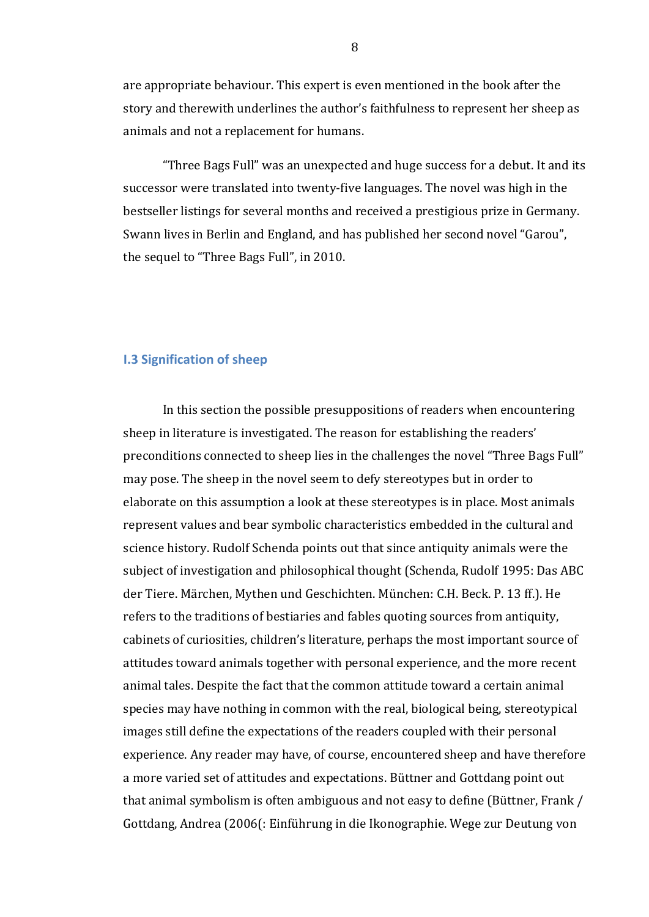are appropriate behaviour. This expert is even mentioned in the book after the story and therewith underlines the author's faithfulness to represent her sheep as animals and not a replacement for humans.

"Three Bags Full" was an unexpected and huge success for a debut. It and its successor were translated into twenty-five languages. The novel was high in the bestseller listings for several months and received a prestigious prize in Germany. Swann lives in Berlin and England, and has published her second novel "Garou", the sequel to "Three Bags Full", in 2010.

### I.3 Signification of sheep

In this section the possible presuppositions of readers when encountering sheep in literature is investigated. The reason for establishing the readers' preconditions connected to sheep lies in the challenges the novel "Three Bags Full" may pose. The sheep in the novel seem to defy stereotypes but in order to elaborate on this assumption a look at these stereotypes is in place. Most animals represent values and bear symbolic characteristics embedded in the cultural and science history. Rudolf Schenda points out that since antiquity animals were the subject of investigation and philosophical thought (Schenda, Rudolf 1995: Das ABC der Tiere. Märchen, Mythen und Geschichten. München: C.H. Beck. P. 13 ff.). He refers to the traditions of bestiaries and fables quoting sources from antiquity, cabinets of curiosities, children's literature, perhaps the most important source of attitudes toward animals together with personal experience, and the more recent animal tales. Despite the fact that the common attitude toward a certain animal species may have nothing in common with the real, biological being, stereotypical images still define the expectations of the readers coupled with their personal experience. Any reader may have, of course, encountered sheep and have therefore a more varied set of attitudes and expectations. Büttner and Gottdang point out that animal symbolism is often ambiguous and not easy to define (Büttner, Frank / Gottdang, Andrea (2006(: Einführung in die Ikonographie. Wege zur Deutung von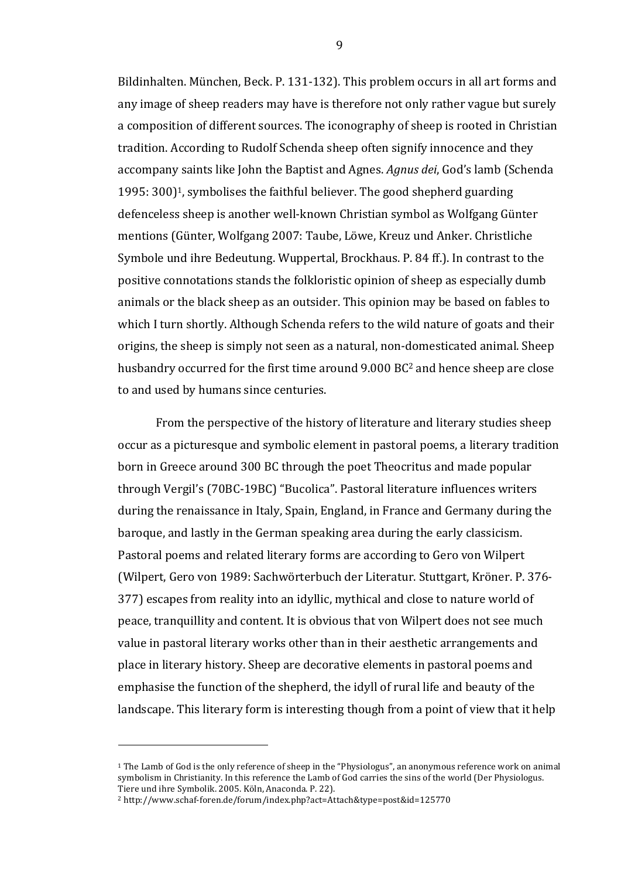Bildinhalten. München, Beck. P. 131-132). This problem occurs in all art forms and any image of sheep readers may have is therefore not only rather vague but surely a composition of different sources. The iconography of sheep is rooted in Christian tradition. According to Rudolf Schenda sheep often signify innocence and they accompany saints like John the Baptist and Agnes. *Agnus dei*, God's lamb (Schenda 1995: 300)[1], symbolises the faithful believer. The good shepherd guarding defenceless sheep is another well-known Christian symbol as Wolfgang Günter mentions (Günter, Wolfgang 2007: Taube, Löwe, Kreuz und Anker. Christliche Symbole und ihre Bedeutung. Wuppertal, Brockhaus. P. 84 ff.). In contrast to the positive connotations stands the folkloristic opinion of sheep as especially dumb animals or the black sheep as an outsider. This opinion may be based on fables to which I turn shortly. Although Schenda refers to the wild nature of goats and their origins, the sheep is simply not seen as a natural, non-domesticated animal. Sheep husbandry occurred for the first time around 9.000 BC[2] and hence sheep are close to and used by humans since centuries.

From the perspective of the history of literature and literary studies sheep occur as a picturesque and symbolic element in pastoral poems, a literary tradition born in Greece around 300 BC through the poet Theocritus and made popular through Vergil's (70BC-19BC) "Bucolica". Pastoral literature influences writers during the renaissance in Italy, Spain, England, in France and Germany during the baroque, and lastly in the German speaking area during the early classicism. Pastoral poems and related literary forms are according to Gero von Wilpert (Wilpert, Gero von 1989: Sachwörterbuch der Literatur. Stuttgart, Kröner. P. 376-377) escapes from reality into an idyllic, mythical and close to nature world of peace, tranquillity and content. It is obvious that von Wilpert does not see much value in pastoral literary works other than in their aesthetic arrangements and place in literary history. Sheep are decorative elements in pastoral poems and emphasise the function of the shepherd, the idyll of rural life and beauty of the landscape. This literary form is interesting though from a point of view that it help

---

[1] The Lamb of God is the only reference of sheep in the "Physiologus", an anonymous reference work on animal symbolism in Christianity. In this reference the Lamb of God carries the sins of the world (Der Physiologus. Tiere und ihre Symbolik. 2005. Köln, Anaconda. P. 22).

[2] http://www.schaf-foren.de/forum/index.php?act=Attach&type=post&id=125770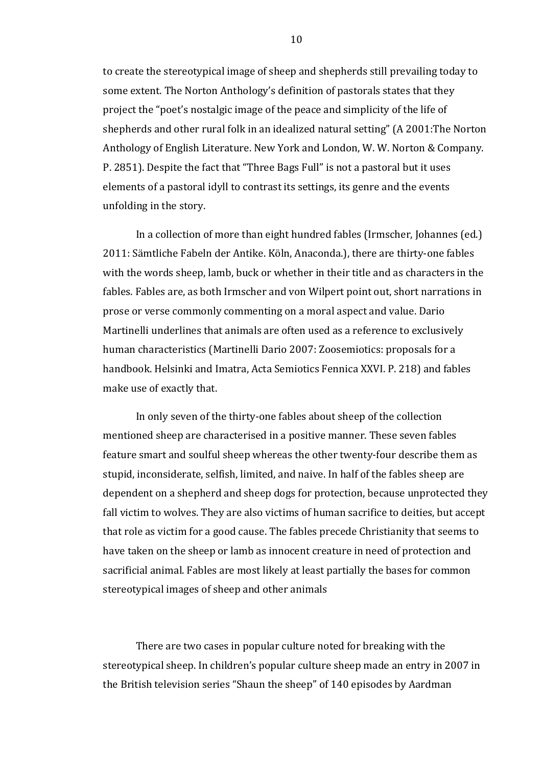to create the stereotypical image of sheep and shepherds still prevailing today to some extent. The Norton Anthology's definition of pastorals states that they project the "poet's nostalgic image of the peace and simplicity of the life of shepherds and other rural folk in an idealized natural setting" (A 2001:The Norton Anthology of English Literature. New York and London, W. W. Norton & Company. P. 2851). Despite the fact that "Three Bags Full" is not a pastoral but it uses elements of a pastoral idyll to contrast its settings, its genre and the events unfolding in the story.

In a collection of more than eight hundred fables (Irmscher, Johannes (ed.) 2011: Sämtliche Fabeln der Antike. Köln, Anaconda.), there are thirty-one fables with the words sheep, lamb, buck or whether in their title and as characters in the fables. Fables are, as both Irmscher and von Wilpert point out, short narrations in prose or verse commonly commenting on a moral aspect and value. Dario Martinelli underlines that animals are often used as a reference to exclusively human characteristics (Martinelli Dario 2007: Zoosemiotics: proposals for a handbook. Helsinki and Imatra, Acta Semiotics Fennica XXVI. P. 218) and fables make use of exactly that.

In only seven of the thirty-one fables about sheep of the collection mentioned sheep are characterised in a positive manner. These seven fables feature smart and soulful sheep whereas the other twenty-four describe them as stupid, inconsiderate, selfish, limited, and naive. In half of the fables sheep are dependent on a shepherd and sheep dogs for protection, because unprotected they fall victim to wolves. They are also victims of human sacrifice to deities, but accept that role as victim for a good cause. The fables precede Christianity that seems to have taken on the sheep or lamb as innocent creature in need of protection and sacrificial animal. Fables are most likely at least partially the bases for common stereotypical images of sheep and other animals

There are two cases in popular culture noted for breaking with the stereotypical sheep. In children's popular culture sheep made an entry in 2007 in the British television series "Shaun the sheep" of 140 episodes by Aardman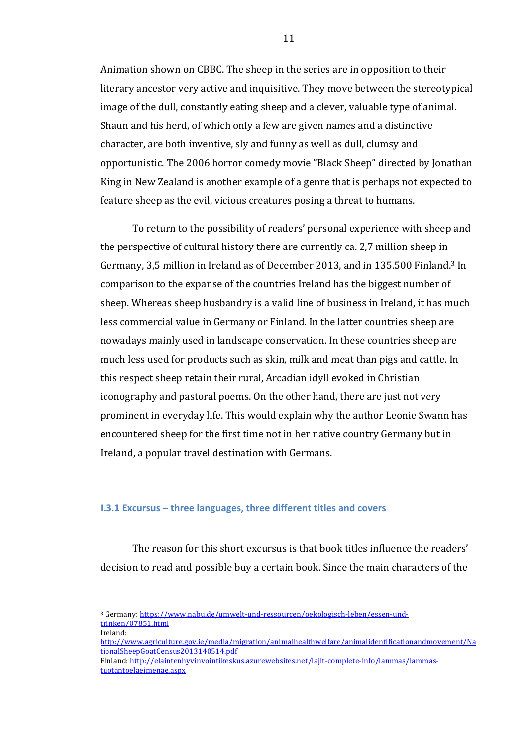Animation shown on CBBC. The sheep in the series are in opposition to their literary ancestor very active and inquisitive. They move between the stereotypical image of the dull, constantly eating sheep and a clever, valuable type of animal. Shaun and his herd, of which only a few are given names and a distinctive character, are both inventive, sly and funny as well as dull, clumsy and opportunistic. The 2006 horror comedy movie "Black Sheep" directed by Jonathan King in New Zealand is another example of a genre that is perhaps not expected to feature sheep as the evil, vicious creatures posing a threat to humans.

To return to the possibility of readers' personal experience with sheep and the perspective of cultural history there are currently ca. 2,7 million sheep in Germany, 3,5 million in Ireland as of December 2013, and in 135.500 Finland.[3] In comparison to the expanse of the countries Ireland has the biggest number of sheep. Whereas sheep husbandry is a valid line of business in Ireland, it has much less commercial value in Germany or Finland. In the latter countries sheep are nowadays mainly used in landscape conservation. In these countries sheep are much less used for products such as skin, milk and meat than pigs and cattle. In this respect sheep retain their rural, Arcadian idyll evoked in Christian iconography and pastoral poems. On the other hand, there are just not very prominent in everyday life. This would explain why the author Leonie Swann has encountered sheep for the first time not in her native country Germany but in Ireland, a popular travel destination with Germans.

### I.3.1 Excursus – three languages, three different titles and covers

The reason for this short excursus is that book titles influence the readers' decision to read and possible buy a certain book. Since the main characters of the

---

[3] Germany: https://www.nabu.de/umwelt-und-ressourcen/oekologisch-leben/essen-und-trinken/07851.html
Ireland: http://www.agriculture.gov.ie/media/migration/animalhealthwelfare/animalidentificationandmovement/NationalSheepGoatCensus2013140514.pdf
Finland: http://elaintenhyvinvointikeskus.azurewebsites.net/lajit-complete-info/lammas/lammas-tuotantoelaeimenae.aspx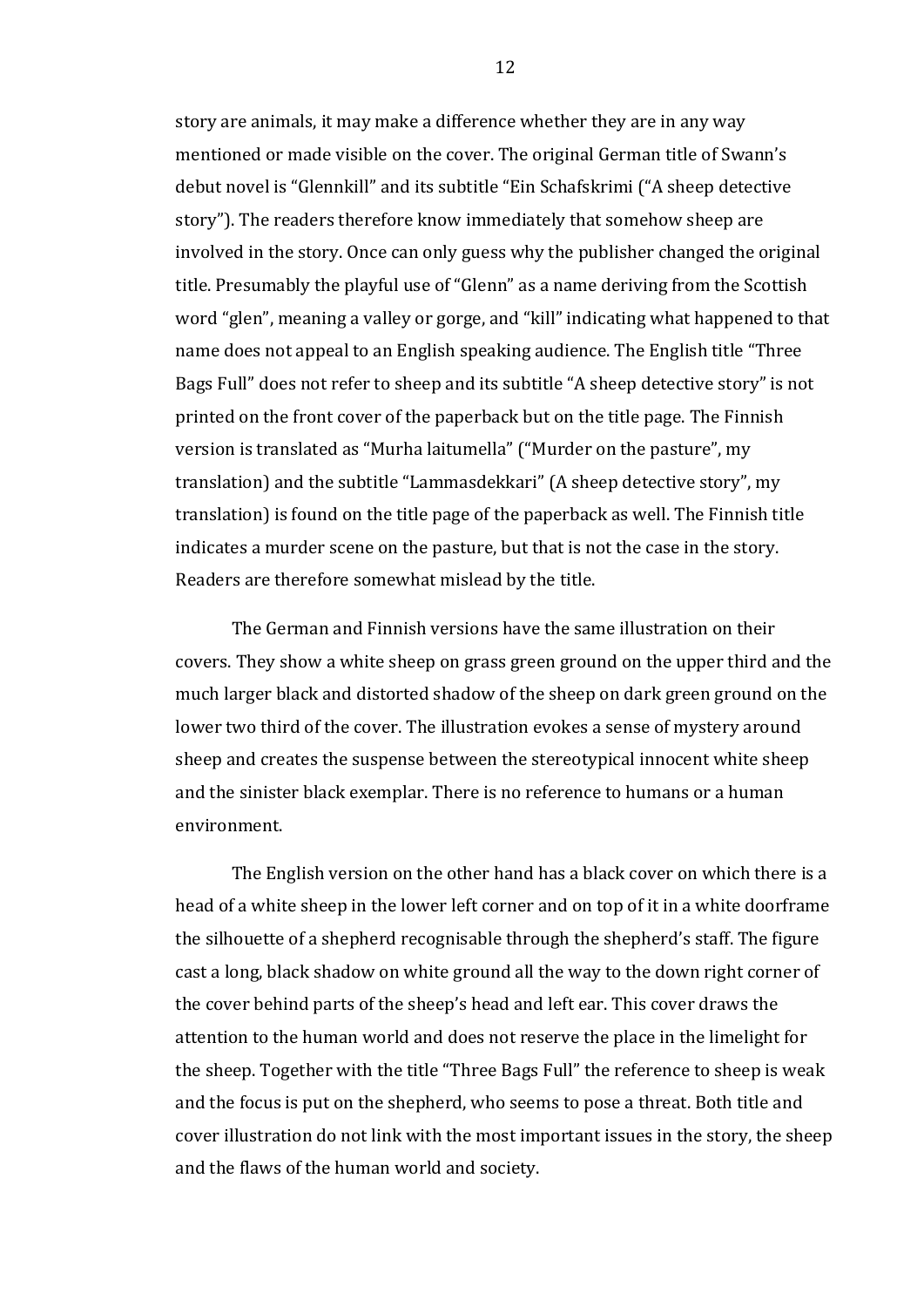story are animals, it may make a difference whether they are in any way mentioned or made visible on the cover. The original German title of Swann's debut novel is "Glennkill" and its subtitle "Ein Schafskrimi ("A sheep detective story"). The readers therefore know immediately that somehow sheep are involved in the story. Once can only guess why the publisher changed the original title. Presumably the playful use of "Glenn" as a name deriving from the Scottish word "glen", meaning a valley or gorge, and "kill" indicating what happened to that name does not appeal to an English speaking audience. The English title "Three Bags Full" does not refer to sheep and its subtitle "A sheep detective story" is not printed on the front cover of the paperback but on the title page. The Finnish version is translated as "Murha laitumella" ("Murder on the pasture", my translation) and the subtitle "Lammasdekkari" (A sheep detective story", my translation) is found on the title page of the paperback as well. The Finnish title indicates a murder scene on the pasture, but that is not the case in the story. Readers are therefore somewhat mislead by the title.

The German and Finnish versions have the same illustration on their covers. They show a white sheep on grass green ground on the upper third and the much larger black and distorted shadow of the sheep on dark green ground on the lower two third of the cover. The illustration evokes a sense of mystery around sheep and creates the suspense between the stereotypical innocent white sheep and the sinister black exemplar. There is no reference to humans or a human environment.

The English version on the other hand has a black cover on which there is a head of a white sheep in the lower left corner and on top of it in a white doorframe the silhouette of a shepherd recognisable through the shepherd's staff. The figure cast a long, black shadow on white ground all the way to the down right corner of the cover behind parts of the sheep's head and left ear. This cover draws the attention to the human world and does not reserve the place in the limelight for the sheep. Together with the title "Three Bags Full" the reference to sheep is weak and the focus is put on the shepherd, who seems to pose a threat. Both title and cover illustration do not link with the most important issues in the story, the sheep and the flaws of the human world and society.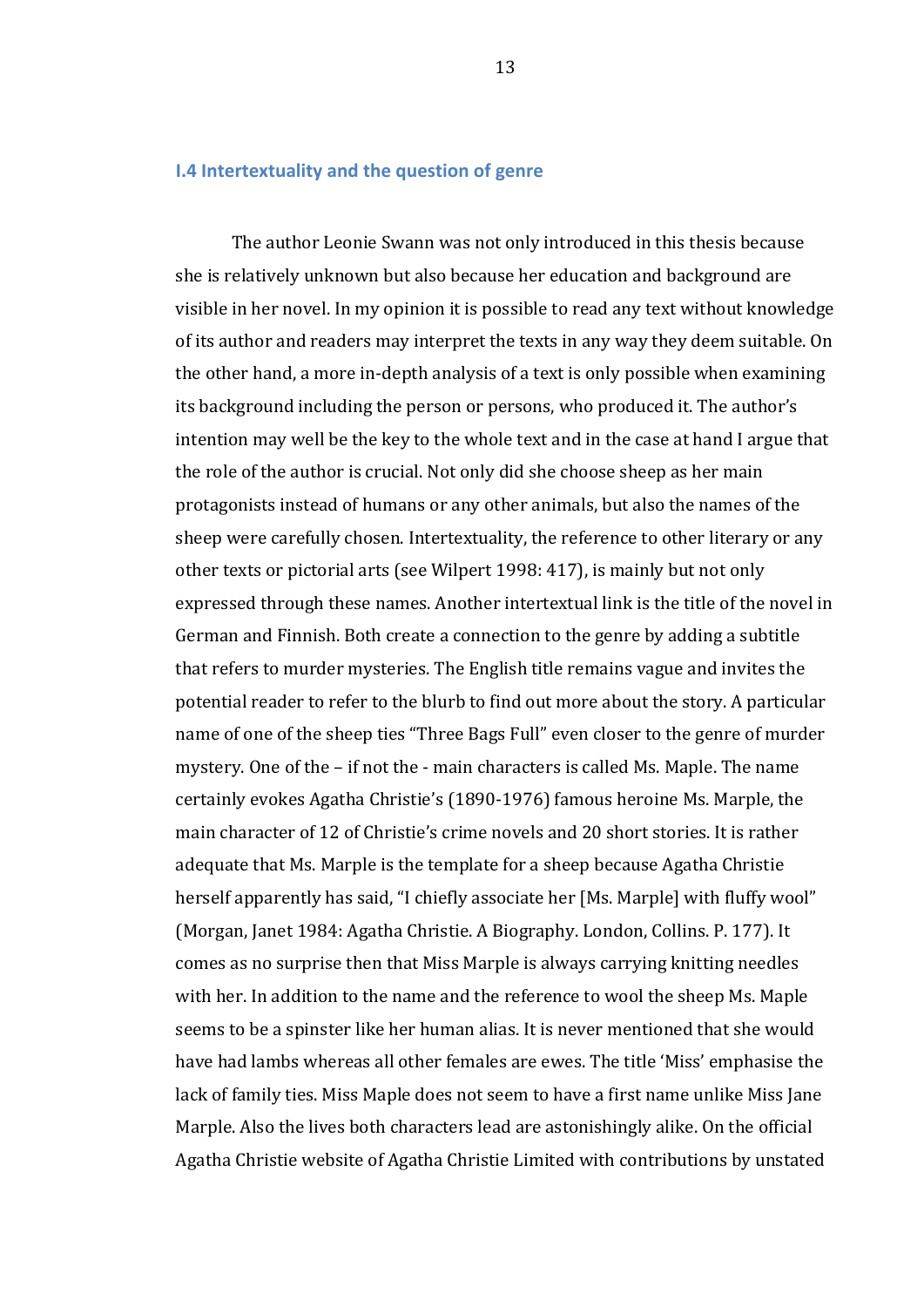### I.4 Intertextuality and the question of genre

The author Leonie Swann was not only introduced in this thesis because she is relatively unknown but also because her education and background are visible in her novel. In my opinion it is possible to read any text without knowledge of its author and readers may interpret the texts in any way they deem suitable. On the other hand, a more in-depth analysis of a text is only possible when examining its background including the person or persons, who produced it. The author's intention may well be the key to the whole text and in the case at hand I argue that the role of the author is crucial. Not only did she choose sheep as her main protagonists instead of humans or any other animals, but also the names of the sheep were carefully chosen. Intertextuality, the reference to other literary or any other texts or pictorial arts (see Wilpert 1998: 417), is mainly but not only expressed through these names. Another intertextual link is the title of the novel in German and Finnish. Both create a connection to the genre by adding a subtitle that refers to murder mysteries. The English title remains vague and invites the potential reader to refer to the blurb to find out more about the story. A particular name of one of the sheep ties "Three Bags Full" even closer to the genre of murder mystery. One of the – if not the - main characters is called Ms. Maple. The name certainly evokes Agatha Christie's (1890-1976) famous heroine Ms. Marple, the main character of 12 of Christie's crime novels and 20 short stories. It is rather adequate that Ms. Marple is the template for a sheep because Agatha Christie herself apparently has said, "I chiefly associate her [Ms. Marple] with fluffy wool" (Morgan, Janet 1984: Agatha Christie. A Biography. London, Collins. P. 177). It comes as no surprise then that Miss Marple is always carrying knitting needles with her. In addition to the name and the reference to wool the sheep Ms. Maple seems to be a spinster like her human alias. It is never mentioned that she would have had lambs whereas all other females are ewes. The title 'Miss' emphasise the lack of family ties. Miss Maple does not seem to have a first name unlike Miss Jane Marple. Also the lives both characters lead are astonishingly alike. On the official Agatha Christie website of Agatha Christie Limited with contributions by unstated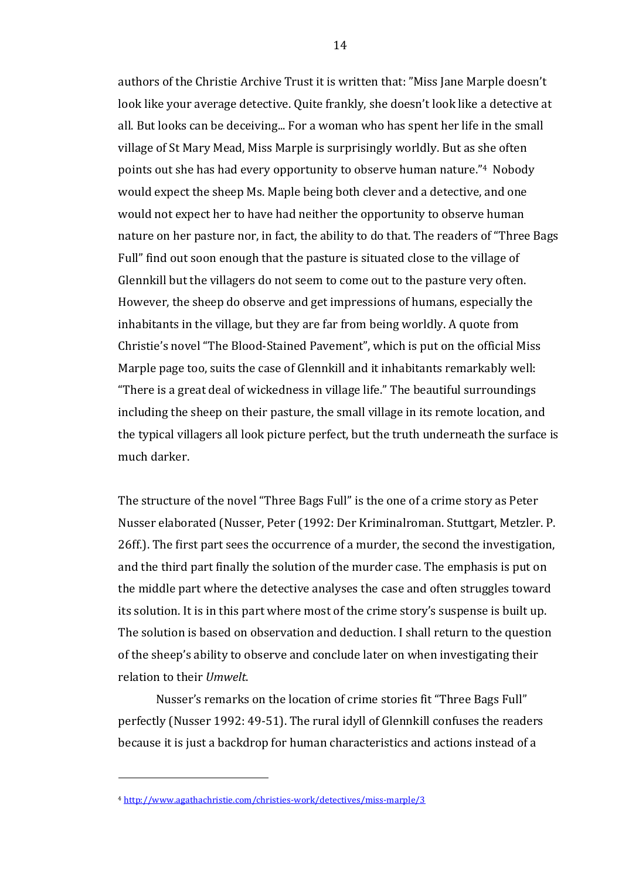authors of the Christie Archive Trust it is written that: ”Miss Jane Marple doesn't look like your average detective. Quite frankly, she doesn't look like a detective at all. But looks can be deceiving... For a woman who has spent her life in the small village of St Mary Mead, Miss Marple is surprisingly worldly. But as she often points out she has had every opportunity to observe human nature.”[4] Nobody would expect the sheep Ms. Maple being both clever and a detective, and one would not expect her to have had neither the opportunity to observe human nature on her pasture nor, in fact, the ability to do that. The readers of "Three Bags Full" find out soon enough that the pasture is situated close to the village of Glennkill but the villagers do not seem to come out to the pasture very often. However, the sheep do observe and get impressions of humans, especially the inhabitants in the village, but they are far from being worldly. A quote from Christie's novel "The Blood-Stained Pavement", which is put on the official Miss Marple page too, suits the case of Glennkill and it inhabitants remarkably well: "There is a great deal of wickedness in village life." The beautiful surroundings including the sheep on their pasture, the small village in its remote location, and the typical villagers all look picture perfect, but the truth underneath the surface is much darker.

The structure of the novel "Three Bags Full" is the one of a crime story as Peter Nusser elaborated (Nusser, Peter (1992: Der Kriminalroman. Stuttgart, Metzler. P. 26ff.). The first part sees the occurrence of a murder, the second the investigation, and the third part finally the solution of the murder case. The emphasis is put on the middle part where the detective analyses the case and often struggles toward its solution. It is in this part where most of the crime story's suspense is built up. The solution is based on observation and deduction. I shall return to the question of the sheep's ability to observe and conclude later on when investigating their relation to their *Umwelt*.

Nusser's remarks on the location of crime stories fit "Three Bags Full" perfectly (Nusser 1992: 49-51). The rural idyll of Glennkill confuses the readers because it is just a backdrop for human characteristics and actions instead of a

---

[4] http://www.agathachristie.com/christies-work/detectives/miss-marple/3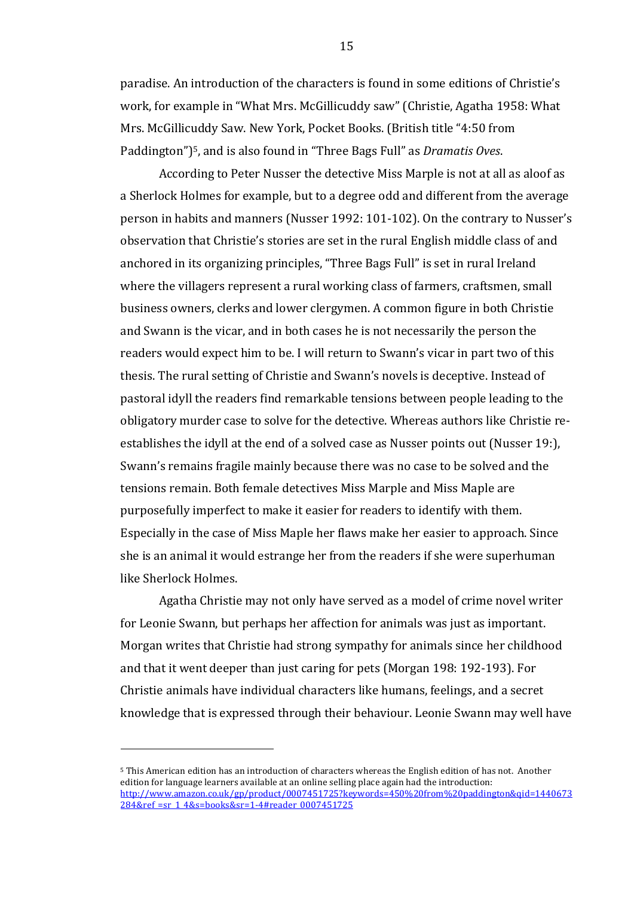paradise. An introduction of the characters is found in some editions of Christie's work, for example in "What Mrs. McGillicuddy saw" (Christie, Agatha 1958: What Mrs. McGillicuddy Saw. New York, Pocket Books. (British title "4:50 from Paddington")[5], and is also found in "Three Bags Full" as *Dramatis Oves*.

According to Peter Nusser the detective Miss Marple is not at all as aloof as a Sherlock Holmes for example, but to a degree odd and different from the average person in habits and manners (Nusser 1992: 101-102). On the contrary to Nusser's observation that Christie's stories are set in the rural English middle class of and anchored in its organizing principles, "Three Bags Full" is set in rural Ireland where the villagers represent a rural working class of farmers, craftsmen, small business owners, clerks and lower clergymen. A common figure in both Christie and Swann is the vicar, and in both cases he is not necessarily the person the readers would expect him to be. I will return to Swann's vicar in part two of this thesis. The rural setting of Christie and Swann's novels is deceptive. Instead of pastoral idyll the readers find remarkable tensions between people leading to the obligatory murder case to solve for the detective. Whereas authors like Christie re-establishes the idyll at the end of a solved case as Nusser points out (Nusser 19:), Swann's remains fragile mainly because there was no case to be solved and the tensions remain. Both female detectives Miss Marple and Miss Maple are purposefully imperfect to make it easier for readers to identify with them. Especially in the case of Miss Maple her flaws make her easier to approach. Since she is an animal it would estrange her from the readers if she were superhuman like Sherlock Holmes.

Agatha Christie may not only have served as a model of crime novel writer for Leonie Swann, but perhaps her affection for animals was just as important. Morgan writes that Christie had strong sympathy for animals since her childhood and that it went deeper than just caring for pets (Morgan 198: 192-193). For Christie animals have individual characters like humans, feelings, and a secret knowledge that is expressed through their behaviour. Leonie Swann may well have

---

[5] This American edition has an introduction of characters whereas the English edition of has not. Another edition for language learners available at an online selling place again had the introduction: http://www.amazon.co.uk/gp/product/0007451725?keywords=450%20from%20paddington&qid=1440673284&ref =sr 1 4&s=books&sr=1-4#reader 0007451725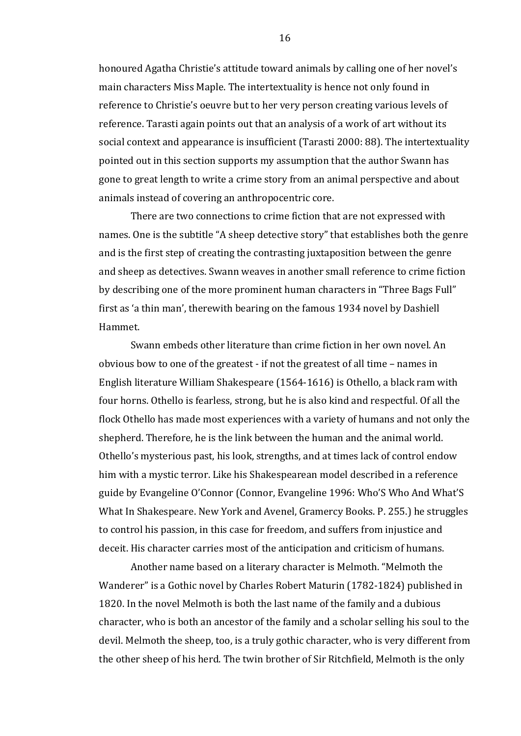honoured Agatha Christie's attitude toward animals by calling one of her novel's main characters Miss Maple. The intertextuality is hence not only found in reference to Christie's oeuvre but to her very person creating various levels of reference. Tarasti again points out that an analysis of a work of art without its social context and appearance is insufficient (Tarasti 2000: 88). The intertextuality pointed out in this section supports my assumption that the author Swann has gone to great length to write a crime story from an animal perspective and about animals instead of covering an anthropocentric core.

There are two connections to crime fiction that are not expressed with names. One is the subtitle "A sheep detective story" that establishes both the genre and is the first step of creating the contrasting juxtaposition between the genre and sheep as detectives. Swann weaves in another small reference to crime fiction by describing one of the more prominent human characters in "Three Bags Full" first as 'a thin man', therewith bearing on the famous 1934 novel by Dashiell Hammet.

Swann embeds other literature than crime fiction in her own novel. An obvious bow to one of the greatest - if not the greatest of all time – names in English literature William Shakespeare (1564-1616) is Othello, a black ram with four horns. Othello is fearless, strong, but he is also kind and respectful. Of all the flock Othello has made most experiences with a variety of humans and not only the shepherd. Therefore, he is the link between the human and the animal world. Othello's mysterious past, his look, strengths, and at times lack of control endow him with a mystic terror. Like his Shakespearean model described in a reference guide by Evangeline O'Connor (Connor, Evangeline 1996: Who'S Who And What'S What In Shakespeare. New York and Avenel, Gramercy Books. P. 255.) he struggles to control his passion, in this case for freedom, and suffers from injustice and deceit. His character carries most of the anticipation and criticism of humans.

Another name based on a literary character is Melmoth. "Melmoth the Wanderer" is a Gothic novel by Charles Robert Maturin (1782-1824) published in 1820. In the novel Melmoth is both the last name of the family and a dubious character, who is both an ancestor of the family and a scholar selling his soul to the devil. Melmoth the sheep, too, is a truly gothic character, who is very different from the other sheep of his herd. The twin brother of Sir Ritchfield, Melmoth is the only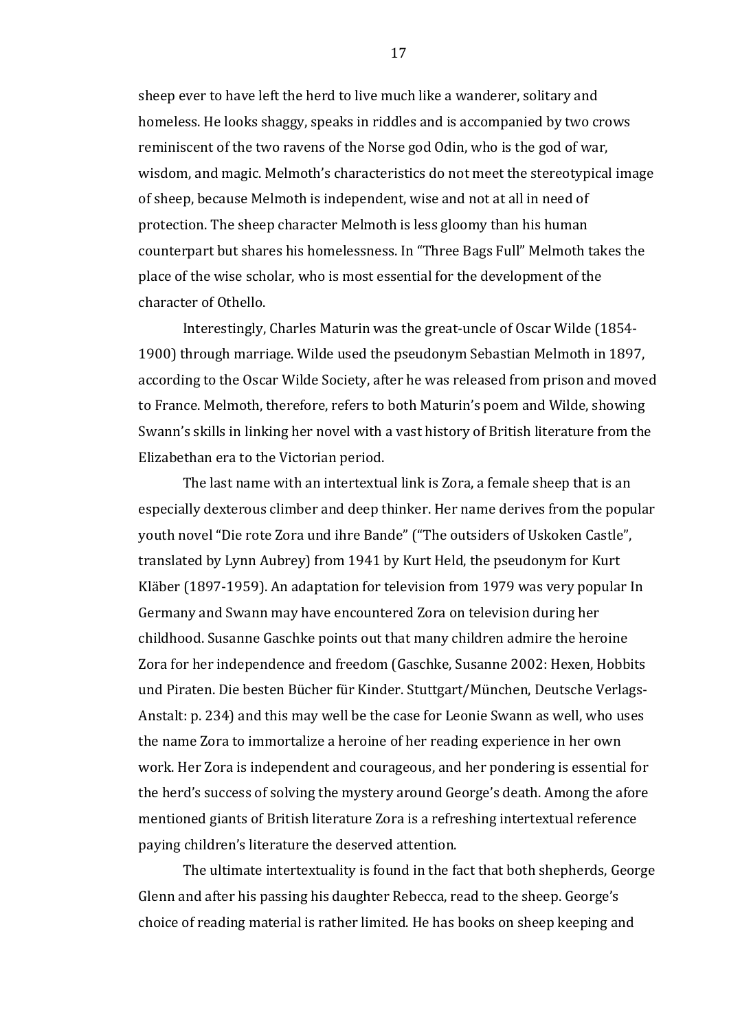sheep ever to have left the herd to live much like a wanderer, solitary and homeless. He looks shaggy, speaks in riddles and is accompanied by two crows reminiscent of the two ravens of the Norse god Odin, who is the god of war, wisdom, and magic. Melmoth's characteristics do not meet the stereotypical image of sheep, because Melmoth is independent, wise and not at all in need of protection. The sheep character Melmoth is less gloomy than his human counterpart but shares his homelessness. In "Three Bags Full" Melmoth takes the place of the wise scholar, who is most essential for the development of the character of Othello.

Interestingly, Charles Maturin was the great-uncle of Oscar Wilde (1854-1900) through marriage. Wilde used the pseudonym Sebastian Melmoth in 1897, according to the Oscar Wilde Society, after he was released from prison and moved to France. Melmoth, therefore, refers to both Maturin's poem and Wilde, showing Swann's skills in linking her novel with a vast history of British literature from the Elizabethan era to the Victorian period.

The last name with an intertextual link is Zora, a female sheep that is an especially dexterous climber and deep thinker. Her name derives from the popular youth novel "Die rote Zora und ihre Bande" ("The outsiders of Uskoken Castle", translated by Lynn Aubrey) from 1941 by Kurt Held, the pseudonym for Kurt Kläber (1897-1959). An adaptation for television from 1979 was very popular In Germany and Swann may have encountered Zora on television during her childhood. Susanne Gaschke points out that many children admire the heroine Zora for her independence and freedom (Gaschke, Susanne 2002: Hexen, Hobbits und Piraten. Die besten Bücher für Kinder. Stuttgart/München, Deutsche Verlags-Anstalt: p. 234) and this may well be the case for Leonie Swann as well, who uses the name Zora to immortalize a heroine of her reading experience in her own work. Her Zora is independent and courageous, and her pondering is essential for the herd's success of solving the mystery around George's death. Among the afore mentioned giants of British literature Zora is a refreshing intertextual reference paying children's literature the deserved attention.

The ultimate intertextuality is found in the fact that both shepherds, George Glenn and after his passing his daughter Rebecca, read to the sheep. George's choice of reading material is rather limited. He has books on sheep keeping and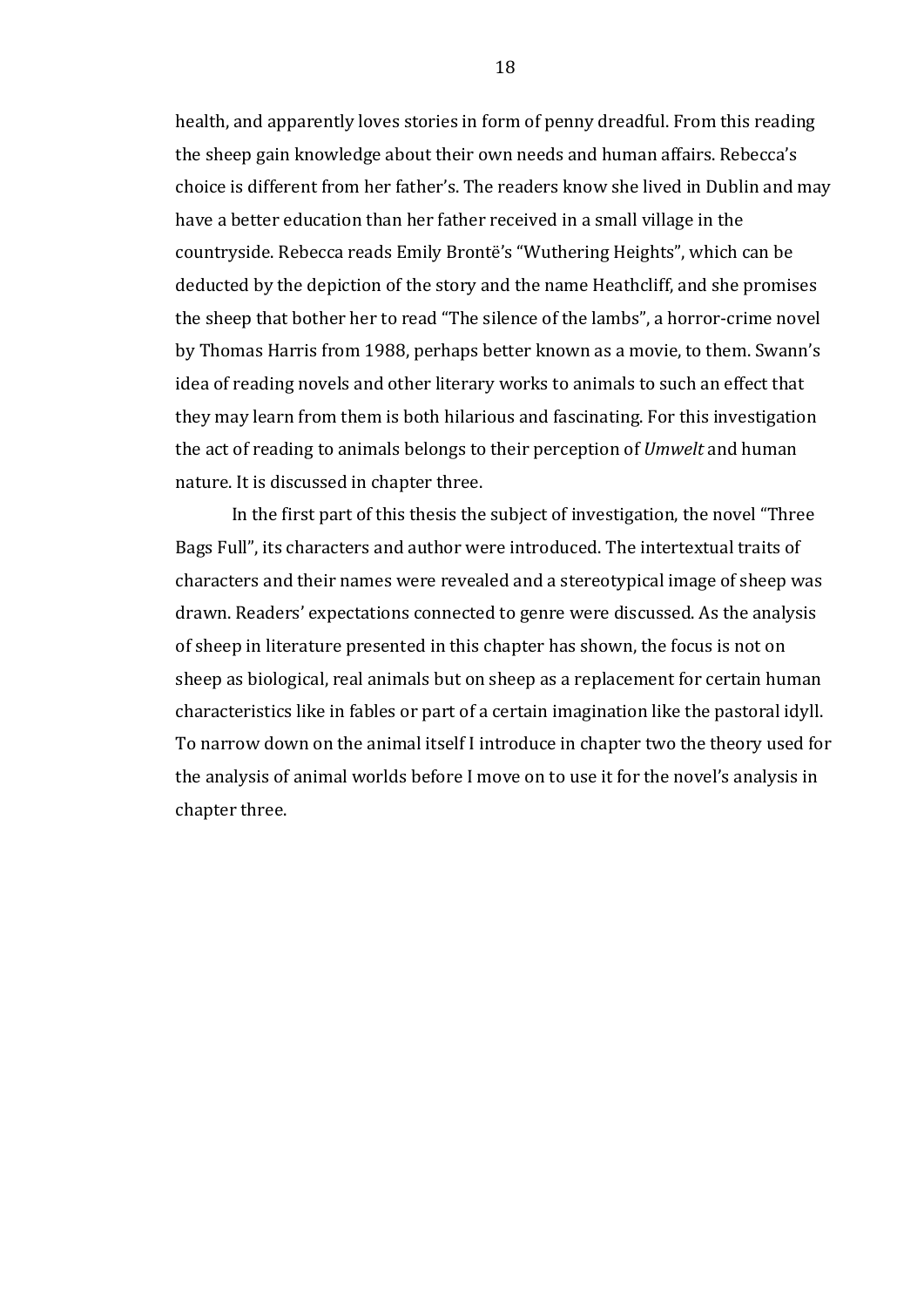health, and apparently loves stories in form of penny dreadful. From this reading the sheep gain knowledge about their own needs and human affairs. Rebecca's choice is different from her father's. The readers know she lived in Dublin and may have a better education than her father received in a small village in the countryside. Rebecca reads Emily Brontë's "Wuthering Heights", which can be deducted by the depiction of the story and the name Heathcliff, and she promises the sheep that bother her to read "The silence of the lambs", a horror-crime novel by Thomas Harris from 1988, perhaps better known as a movie, to them. Swann's idea of reading novels and other literary works to animals to such an effect that they may learn from them is both hilarious and fascinating. For this investigation the act of reading to animals belongs to their perception of *Umwelt* and human nature. It is discussed in chapter three.

In the first part of this thesis the subject of investigation, the novel "Three Bags Full", its characters and author were introduced. The intertextual traits of characters and their names were revealed and a stereotypical image of sheep was drawn. Readers' expectations connected to genre were discussed. As the analysis of sheep in literature presented in this chapter has shown, the focus is not on sheep as biological, real animals but on sheep as a replacement for certain human characteristics like in fables or part of a certain imagination like the pastoral idyll. To narrow down on the animal itself I introduce in chapter two the theory used for the analysis of animal worlds before I move on to use it for the novel's analysis in chapter three.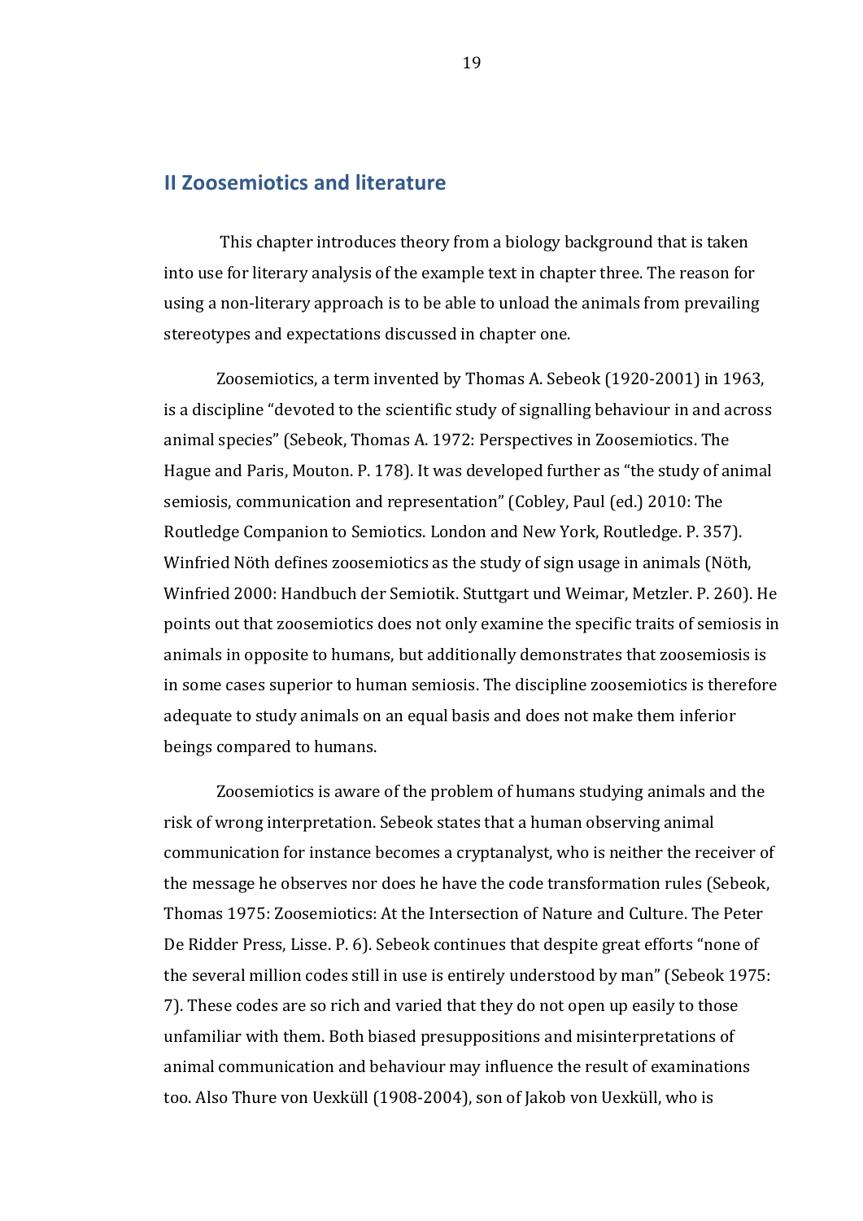## II Zoosemiotics and literature

This chapter introduces theory from a biology background that is taken into use for literary analysis of the example text in chapter three. The reason for using a non-literary approach is to be able to unload the animals from prevailing stereotypes and expectations discussed in chapter one.

Zoosemiotics, a term invented by Thomas A. Sebeok (1920-2001) in 1963, is a discipline "devoted to the scientific study of signalling behaviour in and across animal species" (Sebeok, Thomas A. 1972: Perspectives in Zoosemiotics. The Hague and Paris, Mouton. P. 178). It was developed further as "the study of animal semiosis, communication and representation" (Cobley, Paul (ed.) 2010: The Routledge Companion to Semiotics. London and New York, Routledge. P. 357). Winfried Nöth defines zoosemiotics as the study of sign usage in animals (Nöth, Winfried 2000: Handbuch der Semiotik. Stuttgart und Weimar, Metzler. P. 260). He points out that zoosemiotics does not only examine the specific traits of semiosis in animals in opposite to humans, but additionally demonstrates that zoosemiosis is in some cases superior to human semiosis. The discipline zoosemiotics is therefore adequate to study animals on an equal basis and does not make them inferior beings compared to humans.

Zoosemiotics is aware of the problem of humans studying animals and the risk of wrong interpretation. Sebeok states that a human observing animal communication for instance becomes a cryptanalyst, who is neither the receiver of the message he observes nor does he have the code transformation rules (Sebeok, Thomas 1975: Zoosemiotics: At the Intersection of Nature and Culture. The Peter De Ridder Press, Lisse. P. 6). Sebeok continues that despite great efforts "none of the several million codes still in use is entirely understood by man" (Sebeok 1975: 7). These codes are so rich and varied that they do not open up easily to those unfamiliar with them. Both biased presuppositions and misinterpretations of animal communication and behaviour may influence the result of examinations too. Also Thure von Uexküll (1908-2004), son of Jakob von Uexküll, who is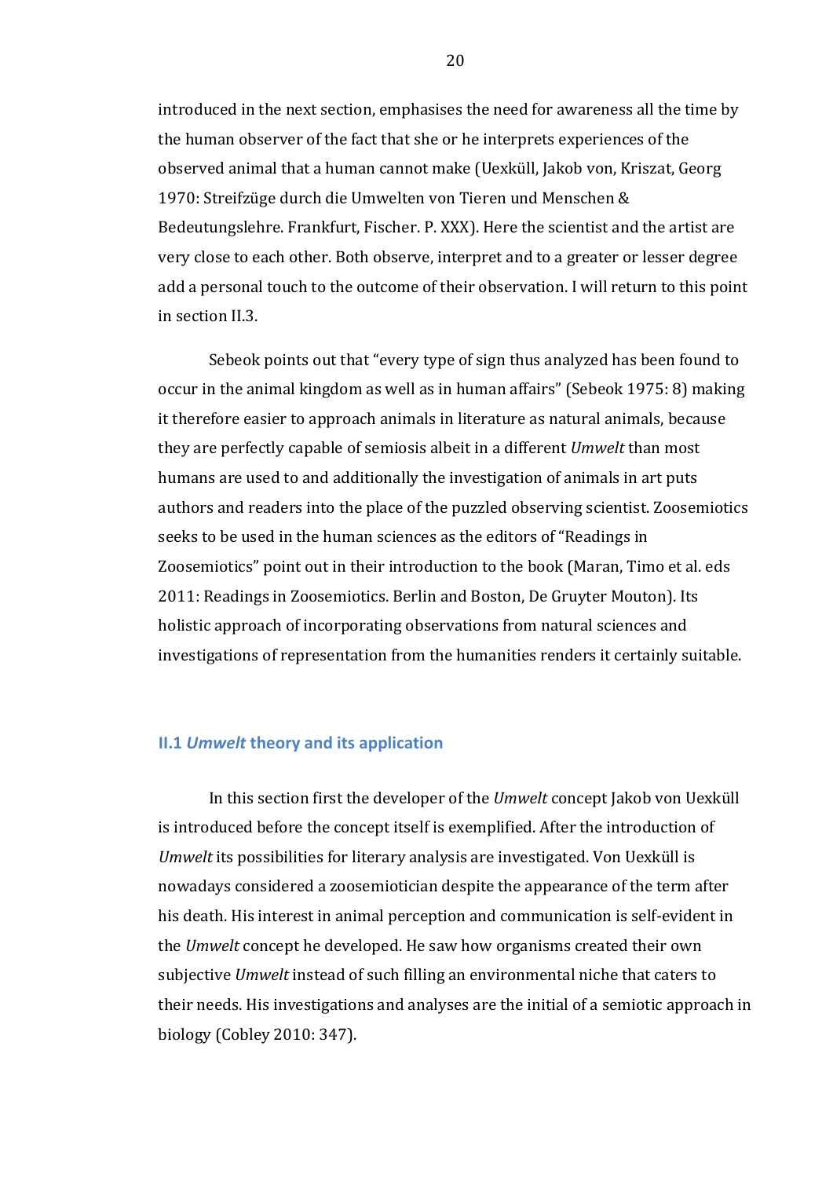introduced in the next section, emphasises the need for awareness all the time by the human observer of the fact that she or he interprets experiences of the observed animal that a human cannot make (Uexküll, Jakob von, Kriszat, Georg 1970: Streifzüge durch die Umwelten von Tieren und Menschen & Bedeutungslehre. Frankfurt, Fischer. P. XXX). Here the scientist and the artist are very close to each other. Both observe, interpret and to a greater or lesser degree add a personal touch to the outcome of their observation. I will return to this point in section II.3.

Sebeok points out that "every type of sign thus analyzed has been found to occur in the animal kingdom as well as in human affairs" (Sebeok 1975: 8) making it therefore easier to approach animals in literature as natural animals, because they are perfectly capable of semiosis albeit in a different *Umwelt* than most humans are used to and additionally the investigation of animals in art puts authors and readers into the place of the puzzled observing scientist. Zoosemiotics seeks to be used in the human sciences as the editors of "Readings in Zoosemiotics" point out in their introduction to the book (Maran, Timo et al. eds 2011: Readings in Zoosemiotics. Berlin and Boston, De Gruyter Mouton). Its holistic approach of incorporating observations from natural sciences and investigations of representation from the humanities renders it certainly suitable.

### II.1 *Umwelt* theory and its application

In this section first the developer of the *Umwelt* concept Jakob von Uexküll is introduced before the concept itself is exemplified. After the introduction of *Umwelt* its possibilities for literary analysis are investigated. Von Uexküll is nowadays considered a zoosemiotician despite the appearance of the term after his death. His interest in animal perception and communication is self-evident in the *Umwelt* concept he developed. He saw how organisms created their own subjective *Umwelt* instead of such filling an environmental niche that caters to their needs. His investigations and analyses are the initial of a semiotic approach in biology (Cobley 2010: 347).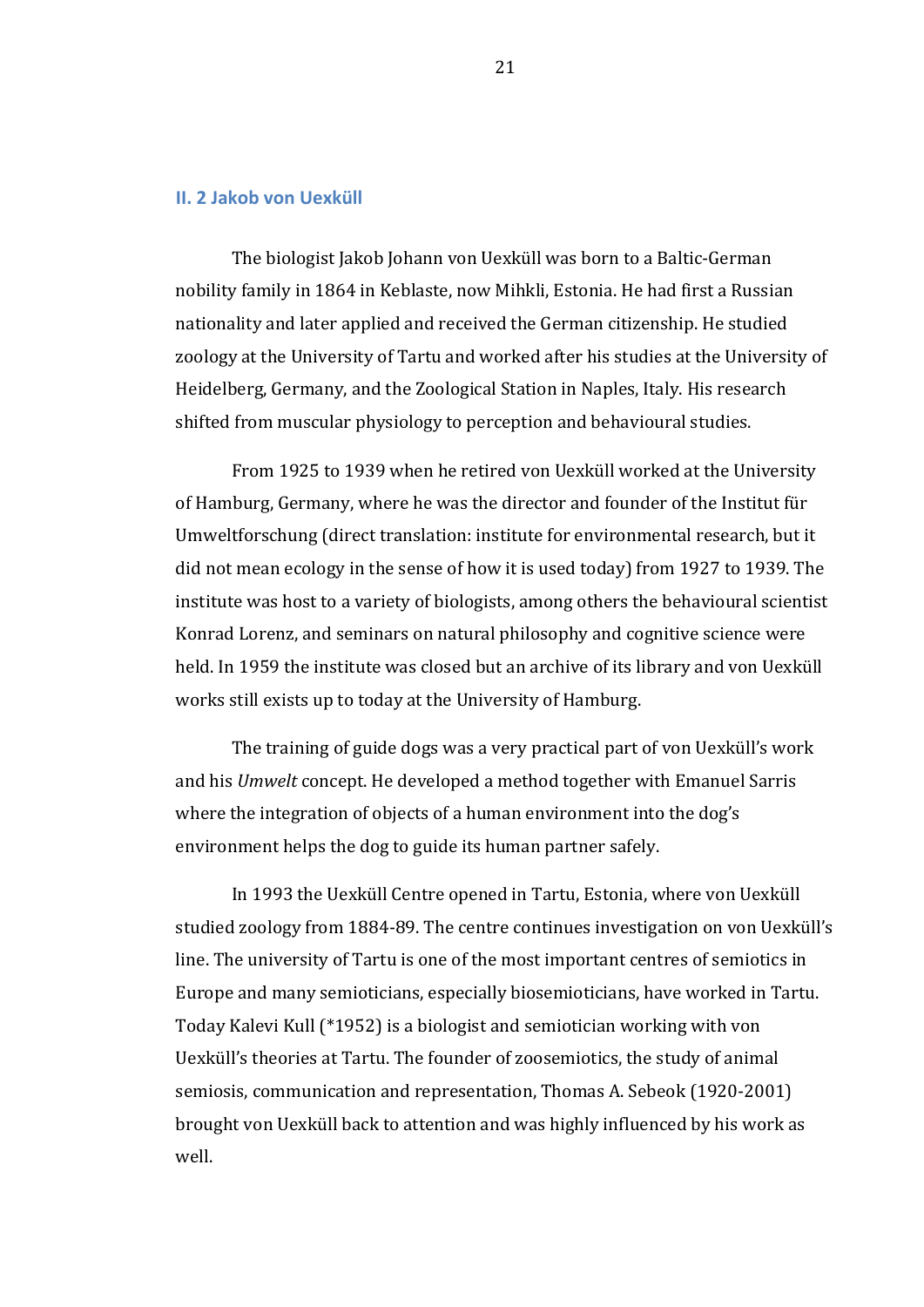## II. 2 Jakob von Uexküll

The biologist Jakob Johann von Uexküll was born to a Baltic-German nobility family in 1864 in Keblaste, now Mihkli, Estonia. He had first a Russian nationality and later applied and received the German citizenship. He studied zoology at the University of Tartu and worked after his studies at the University of Heidelberg, Germany, and the Zoological Station in Naples, Italy. His research shifted from muscular physiology to perception and behavioural studies.

From 1925 to 1939 when he retired von Uexküll worked at the University of Hamburg, Germany, where he was the director and founder of the Institut für Umweltforschung (direct translation: institute for environmental research, but it did not mean ecology in the sense of how it is used today) from 1927 to 1939. The institute was host to a variety of biologists, among others the behavioural scientist Konrad Lorenz, and seminars on natural philosophy and cognitive science were held. In 1959 the institute was closed but an archive of its library and von Uexküll works still exists up to today at the University of Hamburg.

The training of guide dogs was a very practical part of von Uexküll's work and his *Umwelt* concept. He developed a method together with Emanuel Sarris where the integration of objects of a human environment into the dog's environment helps the dog to guide its human partner safely.

In 1993 the Uexküll Centre opened in Tartu, Estonia, where von Uexküll studied zoology from 1884-89. The centre continues investigation on von Uexküll's line. The university of Tartu is one of the most important centres of semiotics in Europe and many semioticians, especially biosemioticians, have worked in Tartu. Today Kalevi Kull (*1952) is a biologist and semiotician working with von Uexküll's theories at Tartu. The founder of zoosemiotics, the study of animal semiosis, communication and representation, Thomas A. Sebeok (1920-2001) brought von Uexküll back to attention and was highly influenced by his work as well.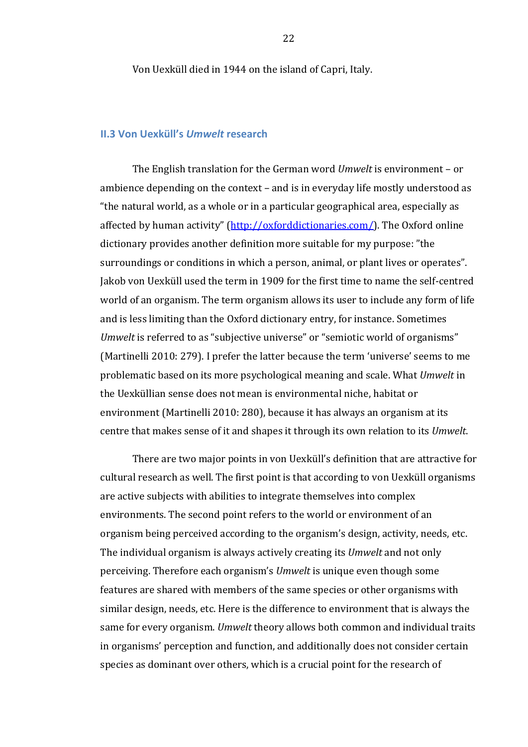Von Uexküll died in 1944 on the island of Capri, Italy.

### II.3 Von Uexküll's *Umwelt* research

The English translation for the German word *Umwelt* is environment – or ambience depending on the context – and is in everyday life mostly understood as "the natural world, as a whole or in a particular geographical area, especially as affected by human activity" (http://oxforddictionaries.com/). The Oxford online dictionary provides another definition more suitable for my purpose: "the surroundings or conditions in which a person, animal, or plant lives or operates". Jakob von Uexküll used the term in 1909 for the first time to name the self-centred world of an organism. The term organism allows its user to include any form of life and is less limiting than the Oxford dictionary entry, for instance. Sometimes *Umwelt* is referred to as "subjective universe" or "semiotic world of organisms" (Martinelli 2010: 279). I prefer the latter because the term 'universe' seems to me problematic based on its more psychological meaning and scale. What *Umwelt* in the Uexküllian sense does not mean is environmental niche, habitat or environment (Martinelli 2010: 280), because it has always an organism at its centre that makes sense of it and shapes it through its own relation to its *Umwelt*.

There are two major points in von Uexküll's definition that are attractive for cultural research as well. The first point is that according to von Uexküll organisms are active subjects with abilities to integrate themselves into complex environments. The second point refers to the world or environment of an organism being perceived according to the organism's design, activity, needs, etc. The individual organism is always actively creating its *Umwelt* and not only perceiving. Therefore each organism's *Umwelt* is unique even though some features are shared with members of the same species or other organisms with similar design, needs, etc. Here is the difference to environment that is always the same for every organism. *Umwelt* theory allows both common and individual traits in organisms' perception and function, and additionally does not consider certain species as dominant over others, which is a crucial point for the research of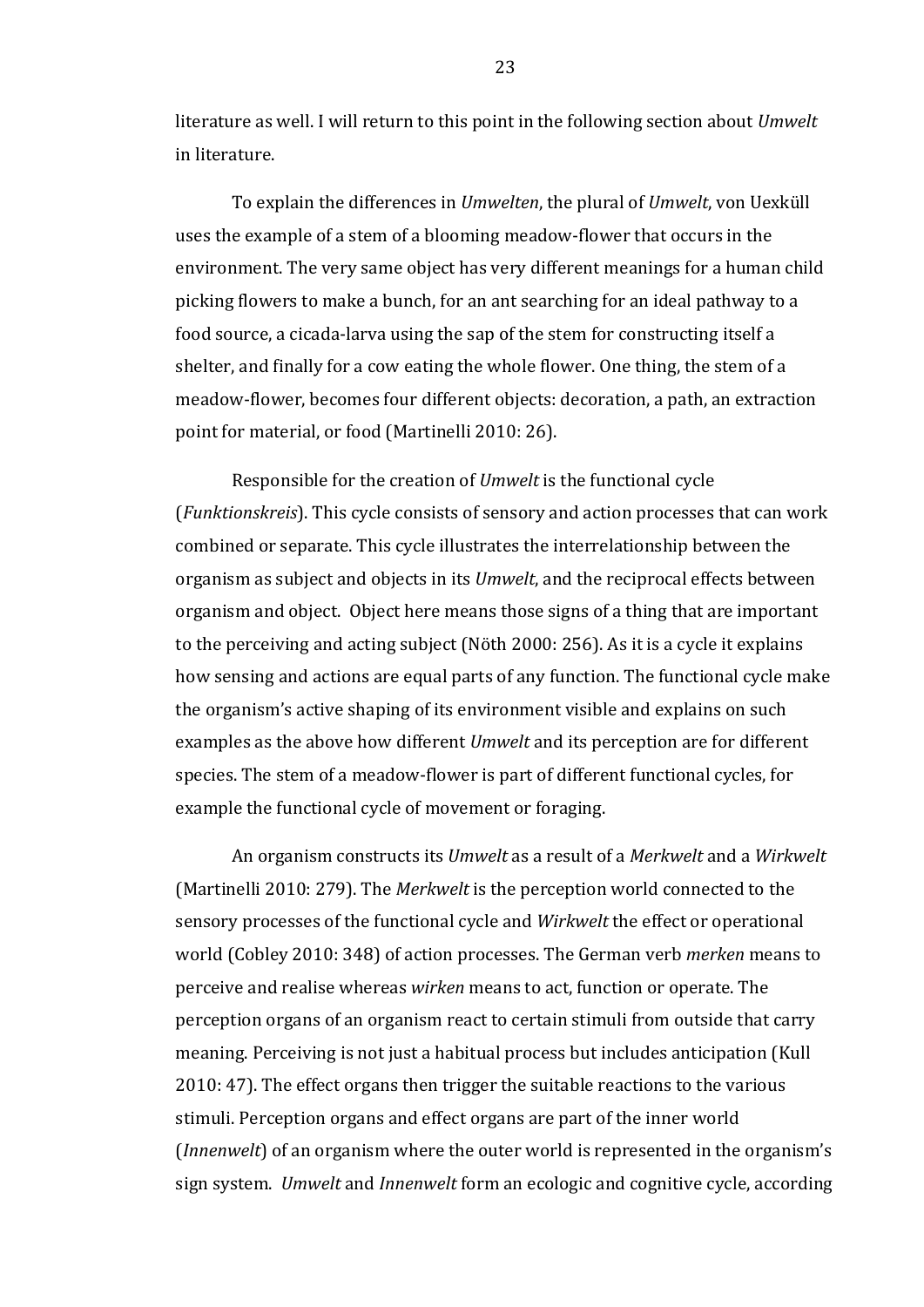literature as well. I will return to this point in the following section about *Umwelt* in literature.

To explain the differences in *Umwelten*, the plural of *Umwelt*, von Uexküll uses the example of a stem of a blooming meadow-flower that occurs in the environment. The very same object has very different meanings for a human child picking flowers to make a bunch, for an ant searching for an ideal pathway to a food source, a cicada-larva using the sap of the stem for constructing itself a shelter, and finally for a cow eating the whole flower. One thing, the stem of a meadow-flower, becomes four different objects: decoration, a path, an extraction point for material, or food (Martinelli 2010: 26).

Responsible for the creation of *Umwelt* is the functional cycle (*Funktionskreis*). This cycle consists of sensory and action processes that can work combined or separate. This cycle illustrates the interrelationship between the organism as subject and objects in its *Umwelt*, and the reciprocal effects between organism and object. Object here means those signs of a thing that are important to the perceiving and acting subject (Nöth 2000: 256). As it is a cycle it explains how sensing and actions are equal parts of any function. The functional cycle make the organism's active shaping of its environment visible and explains on such examples as the above how different *Umwelt* and its perception are for different species. The stem of a meadow-flower is part of different functional cycles, for example the functional cycle of movement or foraging.

An organism constructs its *Umwelt* as a result of a *Merkwelt* and a *Wirkwelt* (Martinelli 2010: 279). The *Merkwelt* is the perception world connected to the sensory processes of the functional cycle and *Wirkwelt* the effect or operational world (Cobley 2010: 348) of action processes. The German verb *merken* means to perceive and realise whereas *wirken* means to act, function or operate. The perception organs of an organism react to certain stimuli from outside that carry meaning. Perceiving is not just a habitual process but includes anticipation (Kull 2010: 47). The effect organs then trigger the suitable reactions to the various stimuli. Perception organs and effect organs are part of the inner world (*Innenwelt*) of an organism where the outer world is represented in the organism's sign system. *Umwelt* and *Innenwelt* form an ecologic and cognitive cycle, according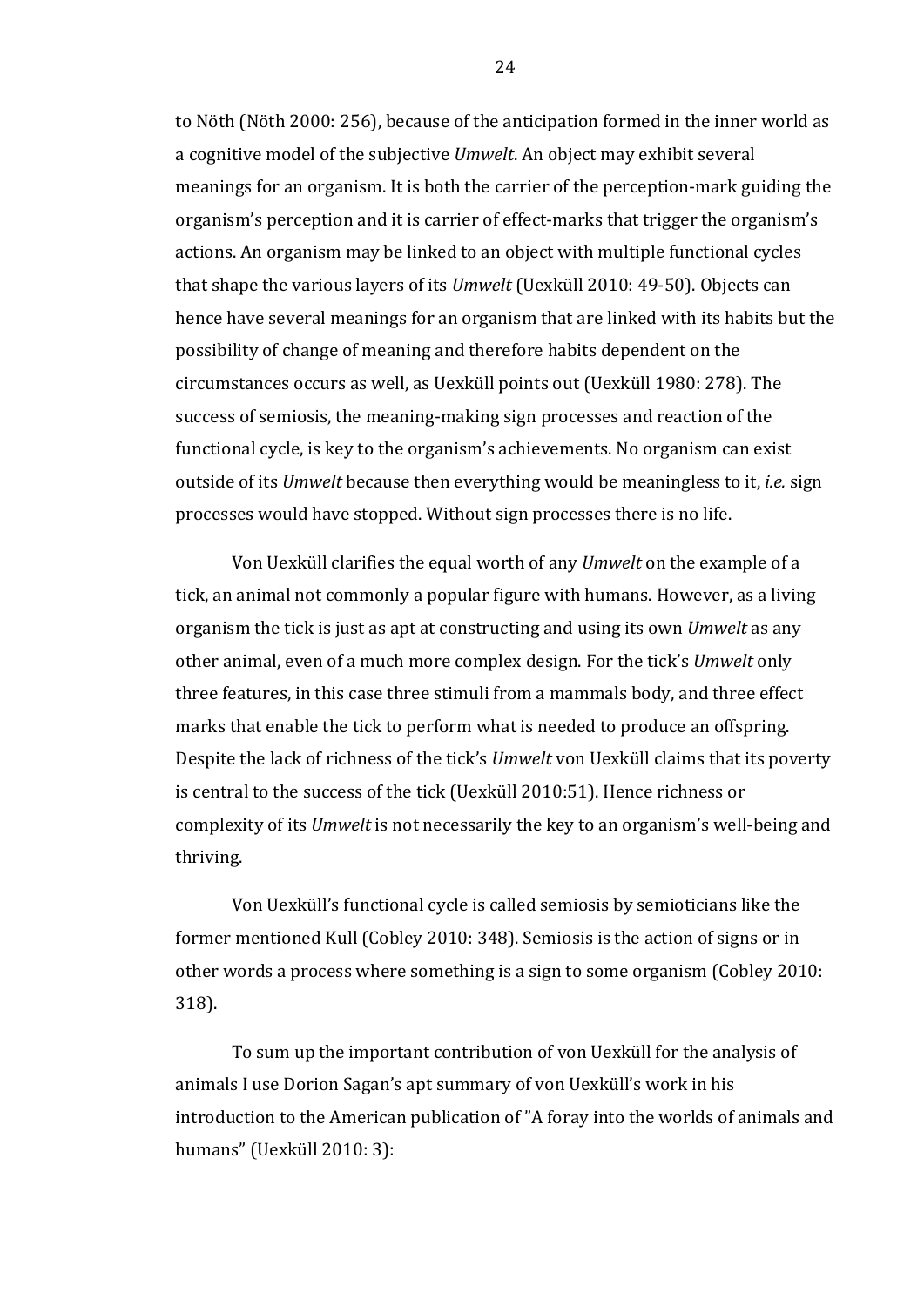to Nöth (Nöth 2000: 256), because of the anticipation formed in the inner world as a cognitive model of the subjective *Umwelt*. An object may exhibit several meanings for an organism. It is both the carrier of the perception-mark guiding the organism's perception and it is carrier of effect-marks that trigger the organism's actions. An organism may be linked to an object with multiple functional cycles that shape the various layers of its *Umwelt* (Uexküll 2010: 49-50). Objects can hence have several meanings for an organism that are linked with its habits but the possibility of change of meaning and therefore habits dependent on the circumstances occurs as well, as Uexküll points out (Uexküll 1980: 278). The success of semiosis, the meaning-making sign processes and reaction of the functional cycle, is key to the organism's achievements. No organism can exist outside of its *Umwelt* because then everything would be meaningless to it, *i.e.* sign processes would have stopped. Without sign processes there is no life.

Von Uexküll clarifies the equal worth of any *Umwelt* on the example of a tick, an animal not commonly a popular figure with humans. However, as a living organism the tick is just as apt at constructing and using its own *Umwelt* as any other animal, even of a much more complex design. For the tick's *Umwelt* only three features, in this case three stimuli from a mammals body, and three effect marks that enable the tick to perform what is needed to produce an offspring. Despite the lack of richness of the tick's *Umwelt* von Uexküll claims that its poverty is central to the success of the tick (Uexküll 2010:51). Hence richness or complexity of its *Umwelt* is not necessarily the key to an organism's well-being and thriving.

Von Uexküll's functional cycle is called semiosis by semioticians like the former mentioned Kull (Cobley 2010: 348). Semiosis is the action of signs or in other words a process where something is a sign to some organism (Cobley 2010: 318).

To sum up the important contribution of von Uexküll for the analysis of animals I use Dorion Sagan's apt summary of von Uexküll's work in his introduction to the American publication of "A foray into the worlds of animals and humans" (Uexküll 2010: 3):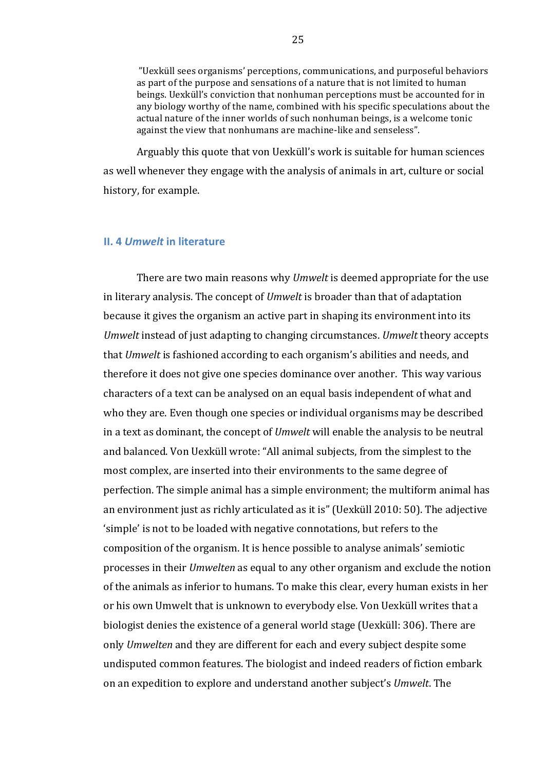> ”Uexküll sees organisms' perceptions, communications, and purposeful behaviors as part of the purpose and sensations of a nature that is not limited to human beings. Uexküll's conviction that nonhuman perceptions must be accounted for in any biology worthy of the name, combined with his specific speculations about the actual nature of the inner worlds of such nonhuman beings, is a welcome tonic against the view that nonhumans are machine-like and senseless”.

Arguably this quote that von Uexküll's work is suitable for human sciences as well whenever they engage with the analysis of animals in art, culture or social history, for example.

### II. 4 *Umwelt* in literature

There are two main reasons why *Umwelt* is deemed appropriate for the use in literary analysis. The concept of *Umwelt* is broader than that of adaptation because it gives the organism an active part in shaping its environment into its *Umwelt* instead of just adapting to changing circumstances. *Umwelt* theory accepts that *Umwelt* is fashioned according to each organism's abilities and needs, and therefore it does not give one species dominance over another. This way various characters of a text can be analysed on an equal basis independent of what and who they are. Even though one species or individual organisms may be described in a text as dominant, the concept of *Umwelt* will enable the analysis to be neutral and balanced. Von Uexküll wrote: “All animal subjects, from the simplest to the most complex, are inserted into their environments to the same degree of perfection. The simple animal has a simple environment; the multiform animal has an environment just as richly articulated as it is” (Uexküll 2010: 50). The adjective ‘simple’ is not to be loaded with negative connotations, but refers to the composition of the organism. It is hence possible to analyse animals' semiotic processes in their *Umwelten* as equal to any other organism and exclude the notion of the animals as inferior to humans. To make this clear, every human exists in her or his own Umwelt that is unknown to everybody else. Von Uexküll writes that a biologist denies the existence of a general world stage (Uexküll: 306). There are only *Umwelten* and they are different for each and every subject despite some undisputed common features. The biologist and indeed readers of fiction embark on an expedition to explore and understand another subject's *Umwelt*. The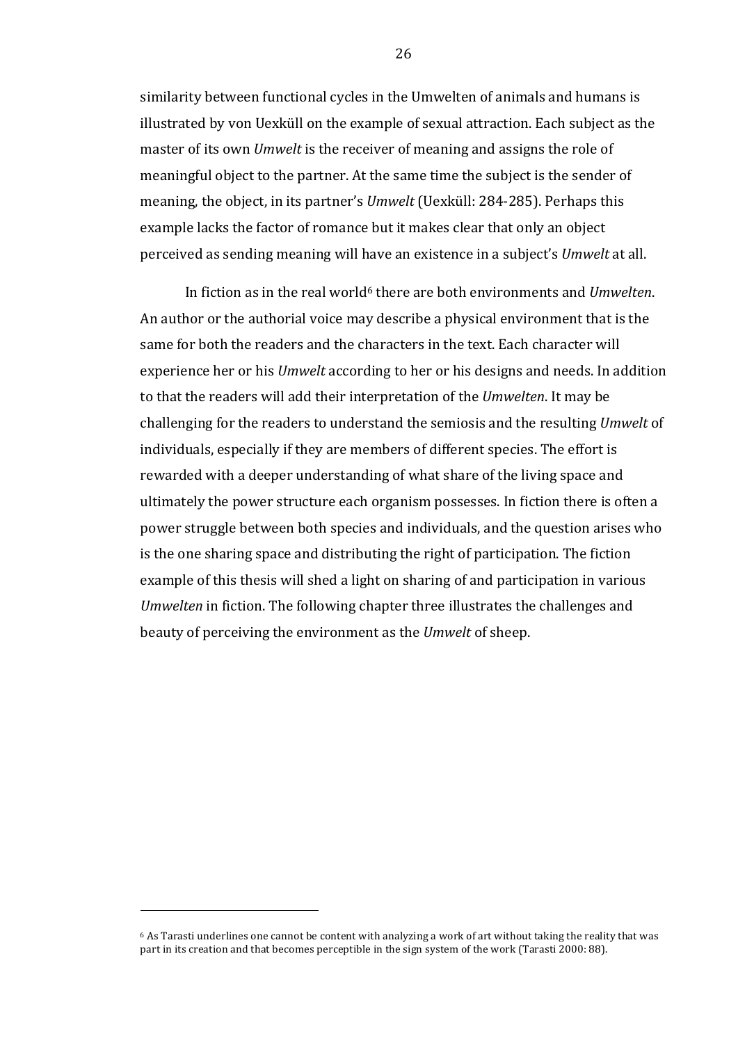similarity between functional cycles in the Umwelten of animals and humans is illustrated by von Uexküll on the example of sexual attraction. Each subject as the master of its own *Umwelt* is the receiver of meaning and assigns the role of meaningful object to the partner. At the same time the subject is the sender of meaning, the object, in its partner's *Umwelt* (Uexküll: 284-285). Perhaps this example lacks the factor of romance but it makes clear that only an object perceived as sending meaning will have an existence in a subject's *Umwelt* at all.

In fiction as in the real world[6] there are both environments and *Umwelten*. An author or the authorial voice may describe a physical environment that is the same for both the readers and the characters in the text. Each character will experience her or his *Umwelt* according to her or his designs and needs. In addition to that the readers will add their interpretation of the *Umwelten*. It may be challenging for the readers to understand the semiosis and the resulting *Umwelt* of individuals, especially if they are members of different species. The effort is rewarded with a deeper understanding of what share of the living space and ultimately the power structure each organism possesses. In fiction there is often a power struggle between both species and individuals, and the question arises who is the one sharing space and distributing the right of participation. The fiction example of this thesis will shed a light on sharing of and participation in various *Umwelten* in fiction. The following chapter three illustrates the challenges and beauty of perceiving the environment as the *Umwelt* of sheep.

[6] As Tarasti underlines one cannot be content with analyzing a work of art without taking the reality that was part in its creation and that becomes perceptible in the sign system of the work (Tarasti 2000: 88).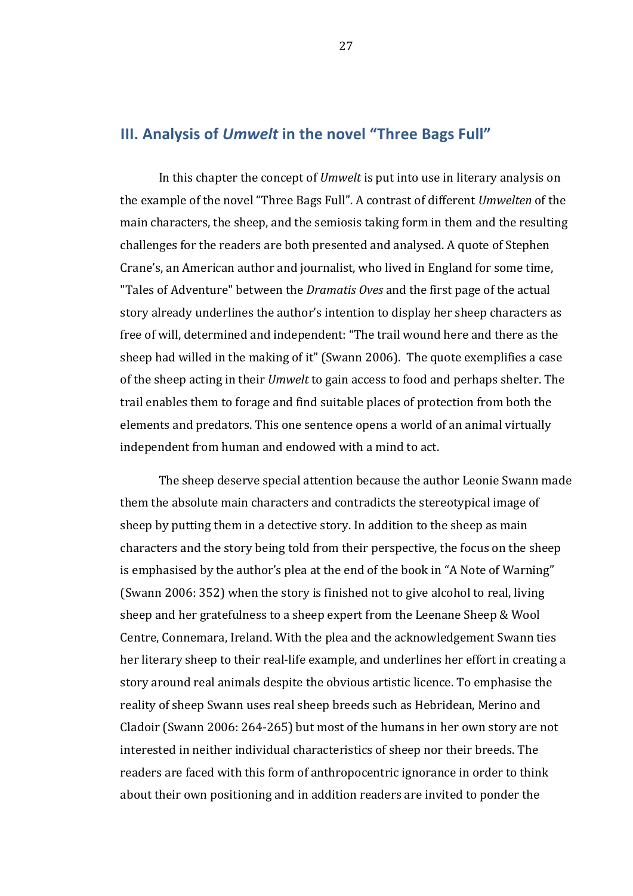## III. Analysis of *Umwelt* in the novel "Three Bags Full"

In this chapter the concept of *Umwelt* is put into use in literary analysis on the example of the novel "Three Bags Full". A contrast of different *Umwelten* of the main characters, the sheep, and the semiosis taking form in them and the resulting challenges for the readers are both presented and analysed. A quote of Stephen Crane's, an American author and journalist, who lived in England for some time, "Tales of Adventure" between the *Dramatis Oves* and the first page of the actual story already underlines the author's intention to display her sheep characters as free of will, determined and independent: "The trail wound here and there as the sheep had willed in the making of it" (Swann 2006). The quote exemplifies a case of the sheep acting in their *Umwelt* to gain access to food and perhaps shelter. The trail enables them to forage and find suitable places of protection from both the elements and predators. This one sentence opens a world of an animal virtually independent from human and endowed with a mind to act.

The sheep deserve special attention because the author Leonie Swann made them the absolute main characters and contradicts the stereotypical image of sheep by putting them in a detective story. In addition to the sheep as main characters and the story being told from their perspective, the focus on the sheep is emphasised by the author's plea at the end of the book in "A Note of Warning" (Swann 2006: 352) when the story is finished not to give alcohol to real, living sheep and her gratefulness to a sheep expert from the Leenane Sheep & Wool Centre, Connemara, Ireland. With the plea and the acknowledgement Swann ties her literary sheep to their real-life example, and underlines her effort in creating a story around real animals despite the obvious artistic licence. To emphasise the reality of sheep Swann uses real sheep breeds such as Hebridean, Merino and Cladoir (Swann 2006: 264-265) but most of the humans in her own story are not interested in neither individual characteristics of sheep nor their breeds. The readers are faced with this form of anthropocentric ignorance in order to think about their own positioning and in addition readers are invited to ponder the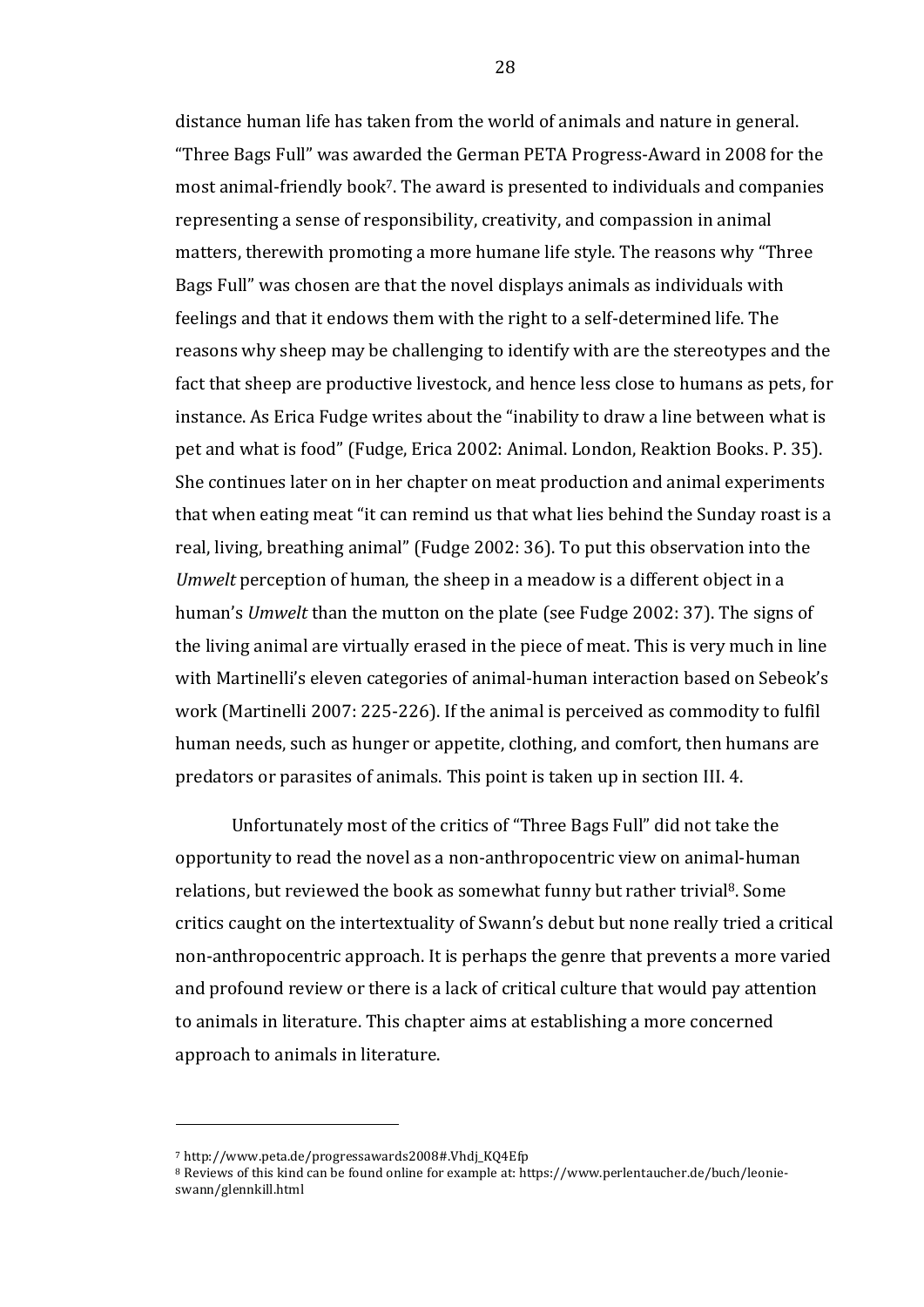distance human life has taken from the world of animals and nature in general. "Three Bags Full" was awarded the German PETA Progress-Award in 2008 for the most animal-friendly book[7]. The award is presented to individuals and companies representing a sense of responsibility, creativity, and compassion in animal matters, therewith promoting a more humane life style. The reasons why "Three Bags Full" was chosen are that the novel displays animals as individuals with feelings and that it endows them with the right to a self-determined life. The reasons why sheep may be challenging to identify with are the stereotypes and the fact that sheep are productive livestock, and hence less close to humans as pets, for instance. As Erica Fudge writes about the "inability to draw a line between what is pet and what is food" (Fudge, Erica 2002: Animal. London, Reaktion Books. P. 35). She continues later on in her chapter on meat production and animal experiments that when eating meat "it can remind us that what lies behind the Sunday roast is a real, living, breathing animal" (Fudge 2002: 36). To put this observation into the *Umwelt* perception of human, the sheep in a meadow is a different object in a human's *Umwelt* than the mutton on the plate (see Fudge 2002: 37). The signs of the living animal are virtually erased in the piece of meat. This is very much in line with Martinelli's eleven categories of animal-human interaction based on Sebeok's work (Martinelli 2007: 225-226). If the animal is perceived as commodity to fulfil human needs, such as hunger or appetite, clothing, and comfort, then humans are predators or parasites of animals. This point is taken up in section III. 4.

Unfortunately most of the critics of "Three Bags Full" did not take the opportunity to read the novel as a non-anthropocentric view on animal-human relations, but reviewed the book as somewhat funny but rather trivial[8]. Some critics caught on the intertextuality of Swann's debut but none really tried a critical non-anthropocentric approach. It is perhaps the genre that prevents a more varied and profound review or there is a lack of critical culture that would pay attention to animals in literature. This chapter aims at establishing a more concerned approach to animals in literature.

---

[7] http://www.peta.de/progressawards2008#.Vhdj_KQ4Efp

[8] Reviews of this kind can be found online for example at: https://www.perlentaucher.de/buch/leonie-swann/glennkill.html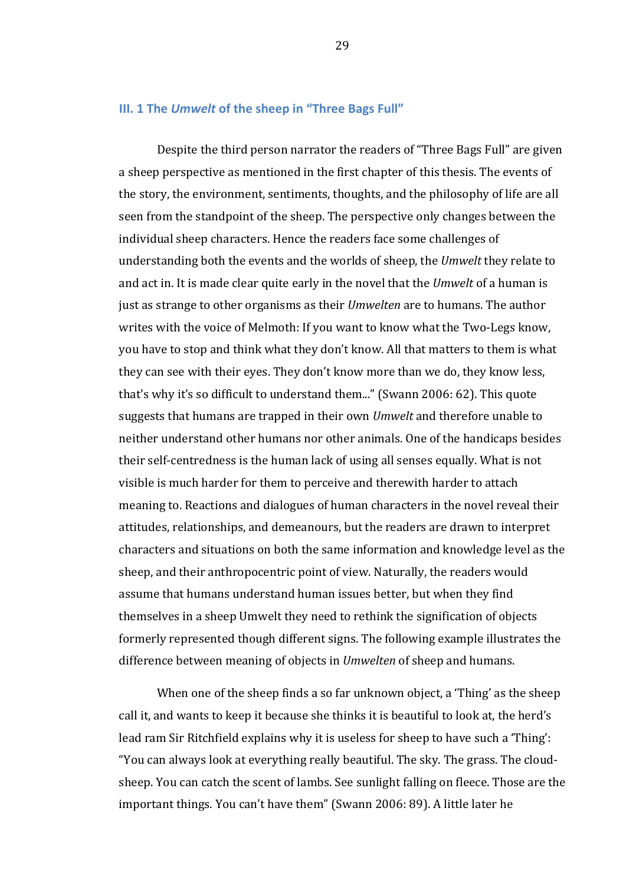### III. 1 The *Umwelt* of the sheep in "Three Bags Full"

Despite the third person narrator the readers of "Three Bags Full" are given a sheep perspective as mentioned in the first chapter of this thesis. The events of the story, the environment, sentiments, thoughts, and the philosophy of life are all seen from the standpoint of the sheep. The perspective only changes between the individual sheep characters. Hence the readers face some challenges of understanding both the events and the worlds of sheep, the *Umwelt* they relate to and act in. It is made clear quite early in the novel that the *Umwelt* of a human is just as strange to other organisms as their *Umwelten* are to humans. The author writes with the voice of Melmoth: If you want to know what the Two-Legs know, you have to stop and think what they don't know. All that matters to them is what they can see with their eyes. They don't know more than we do, they know less, that's why it's so difficult to understand them..." (Swann 2006: 62). This quote suggests that humans are trapped in their own *Umwelt* and therefore unable to neither understand other humans nor other animals. One of the handicaps besides their self-centredness is the human lack of using all senses equally. What is not visible is much harder for them to perceive and therewith harder to attach meaning to. Reactions and dialogues of human characters in the novel reveal their attitudes, relationships, and demeanours, but the readers are drawn to interpret characters and situations on both the same information and knowledge level as the sheep, and their anthropocentric point of view. Naturally, the readers would assume that humans understand human issues better, but when they find themselves in a sheep Umwelt they need to rethink the signification of objects formerly represented though different signs. The following example illustrates the difference between meaning of objects in *Umwelten* of sheep and humans.

When one of the sheep finds a so far unknown object, a 'Thing' as the sheep call it, and wants to keep it because she thinks it is beautiful to look at, the herd's lead ram Sir Ritchfield explains why it is useless for sheep to have such a 'Thing': "You can always look at everything really beautiful. The sky. The grass. The cloud-sheep. You can catch the scent of lambs. See sunlight falling on fleece. Those are the important things. You can't have them" (Swann 2006: 89). A little later he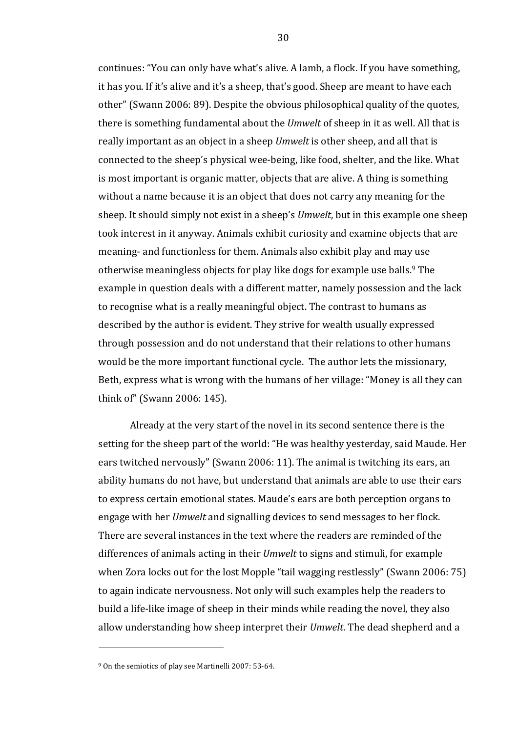continues: "You can only have what's alive. A lamb, a flock. If you have something, it has you. If it's alive and it's a sheep, that's good. Sheep are meant to have each other" (Swann 2006: 89). Despite the obvious philosophical quality of the quotes, there is something fundamental about the *Umwelt* of sheep in it as well. All that is really important as an object in a sheep *Umwelt* is other sheep, and all that is connected to the sheep's physical wee-being, like food, shelter, and the like. What is most important is organic matter, objects that are alive. A thing is something without a name because it is an object that does not carry any meaning for the sheep. It should simply not exist in a sheep's *Umwelt*, but in this example one sheep took interest in it anyway. Animals exhibit curiosity and examine objects that are meaning- and functionless for them. Animals also exhibit play and may use otherwise meaningless objects for play like dogs for example use balls.[9] The example in question deals with a different matter, namely possession and the lack to recognise what is a really meaningful object. The contrast to humans as described by the author is evident. They strive for wealth usually expressed through possession and do not understand that their relations to other humans would be the more important functional cycle. The author lets the missionary, Beth, express what is wrong with the humans of her village: "Money is all they can think of" (Swann 2006: 145).

Already at the very start of the novel in its second sentence there is the setting for the sheep part of the world: "He was healthy yesterday, said Maude. Her ears twitched nervously" (Swann 2006: 11). The animal is twitching its ears, an ability humans do not have, but understand that animals are able to use their ears to express certain emotional states. Maude's ears are both perception organs to engage with her *Umwelt* and signalling devices to send messages to her flock. There are several instances in the text where the readers are reminded of the differences of animals acting in their *Umwelt* to signs and stimuli, for example when Zora locks out for the lost Mopple "tail wagging restlessly" (Swann 2006: 75) to again indicate nervousness. Not only will such examples help the readers to build a life-like image of sheep in their minds while reading the novel, they also allow understanding how sheep interpret their *Umwelt*. The dead shepherd and a

[9] On the semiotics of play see Martinelli 2007: 53-64.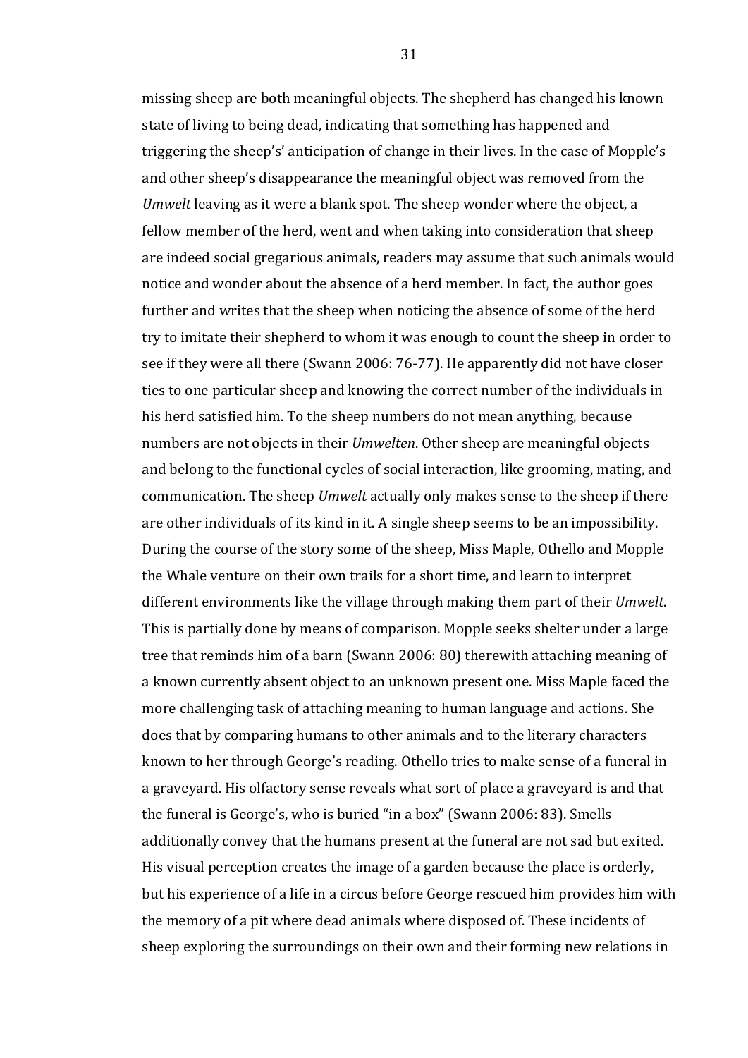missing sheep are both meaningful objects. The shepherd has changed his known state of living to being dead, indicating that something has happened and triggering the sheep's' anticipation of change in their lives. In the case of Mopple's and other sheep's disappearance the meaningful object was removed from the *Umwelt* leaving as it were a blank spot. The sheep wonder where the object, a fellow member of the herd, went and when taking into consideration that sheep are indeed social gregarious animals, readers may assume that such animals would notice and wonder about the absence of a herd member. In fact, the author goes further and writes that the sheep when noticing the absence of some of the herd try to imitate their shepherd to whom it was enough to count the sheep in order to see if they were all there (Swann 2006: 76-77). He apparently did not have closer ties to one particular sheep and knowing the correct number of the individuals in his herd satisfied him. To the sheep numbers do not mean anything, because numbers are not objects in their *Umwelten*. Other sheep are meaningful objects and belong to the functional cycles of social interaction, like grooming, mating, and communication. The sheep *Umwelt* actually only makes sense to the sheep if there are other individuals of its kind in it. A single sheep seems to be an impossibility. During the course of the story some of the sheep, Miss Maple, Othello and Mopple the Whale venture on their own trails for a short time, and learn to interpret different environments like the village through making them part of their *Umwelt*. This is partially done by means of comparison. Mopple seeks shelter under a large tree that reminds him of a barn (Swann 2006: 80) therewith attaching meaning of a known currently absent object to an unknown present one. Miss Maple faced the more challenging task of attaching meaning to human language and actions. She does that by comparing humans to other animals and to the literary characters known to her through George's reading. Othello tries to make sense of a funeral in a graveyard. His olfactory sense reveals what sort of place a graveyard is and that the funeral is George's, who is buried "in a box" (Swann 2006: 83). Smells additionally convey that the humans present at the funeral are not sad but exited. His visual perception creates the image of a garden because the place is orderly, but his experience of a life in a circus before George rescued him provides him with the memory of a pit where dead animals where disposed of. These incidents of sheep exploring the surroundings on their own and their forming new relations in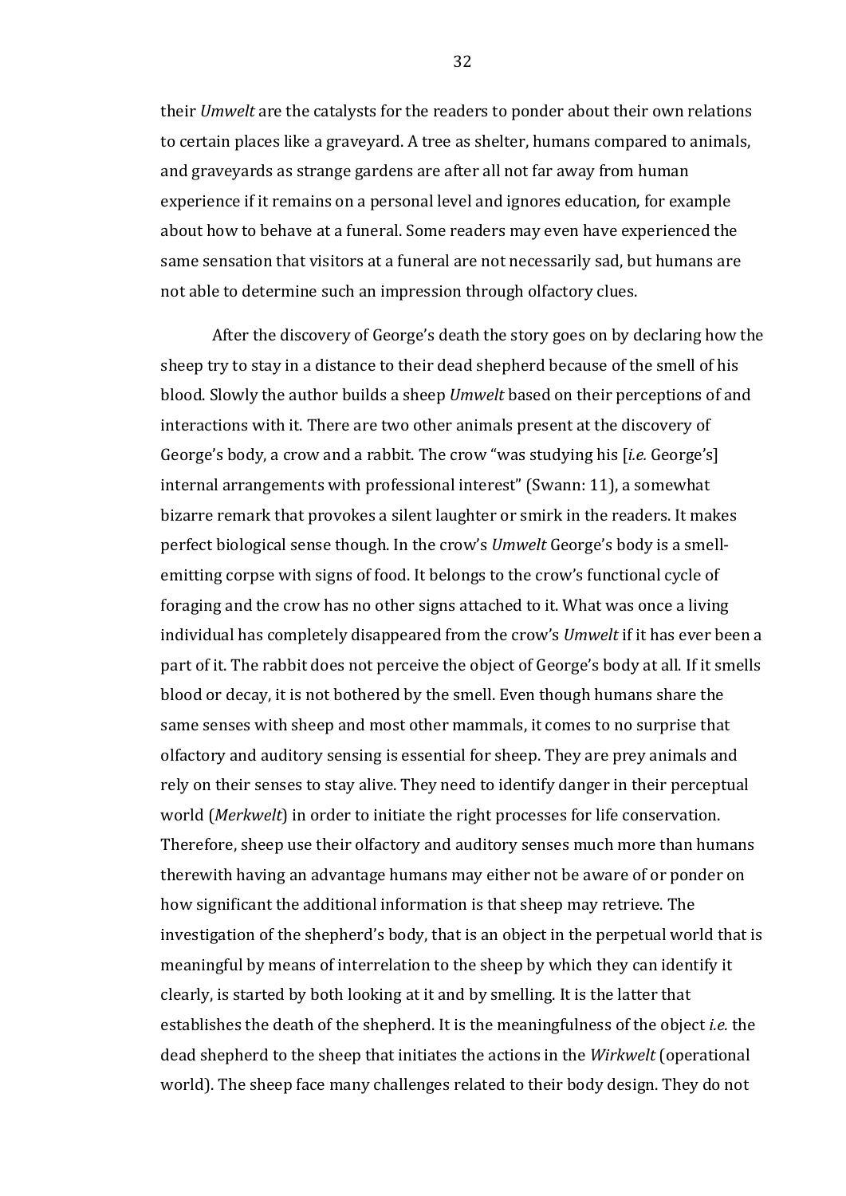their *Umwelt* are the catalysts for the readers to ponder about their own relations to certain places like a graveyard. A tree as shelter, humans compared to animals, and graveyards as strange gardens are after all not far away from human experience if it remains on a personal level and ignores education, for example about how to behave at a funeral. Some readers may even have experienced the same sensation that visitors at a funeral are not necessarily sad, but humans are not able to determine such an impression through olfactory clues.

After the discovery of George's death the story goes on by declaring how the sheep try to stay in a distance to their dead shepherd because of the smell of his blood. Slowly the author builds a sheep *Umwelt* based on their perceptions of and interactions with it. There are two other animals present at the discovery of George's body, a crow and a rabbit. The crow "was studying his [*i.e.* George's] internal arrangements with professional interest" (Swann: 11), a somewhat bizarre remark that provokes a silent laughter or smirk in the readers. It makes perfect biological sense though. In the crow's *Umwelt* George's body is a smell-emitting corpse with signs of food. It belongs to the crow's functional cycle of foraging and the crow has no other signs attached to it. What was once a living individual has completely disappeared from the crow's *Umwelt* if it has ever been a part of it. The rabbit does not perceive the object of George's body at all. If it smells blood or decay, it is not bothered by the smell. Even though humans share the same senses with sheep and most other mammals, it comes to no surprise that olfactory and auditory sensing is essential for sheep. They are prey animals and rely on their senses to stay alive. They need to identify danger in their perceptual world (*Merkwelt*) in order to initiate the right processes for life conservation. Therefore, sheep use their olfactory and auditory senses much more than humans therewith having an advantage humans may either not be aware of or ponder on how significant the additional information is that sheep may retrieve. The investigation of the shepherd's body, that is an object in the perpetual world that is meaningful by means of interrelation to the sheep by which they can identify it clearly, is started by both looking at it and by smelling. It is the latter that establishes the death of the shepherd. It is the meaningfulness of the object *i.e.* the dead shepherd to the sheep that initiates the actions in the *Wirkwelt* (operational world). The sheep face many challenges related to their body design. They do not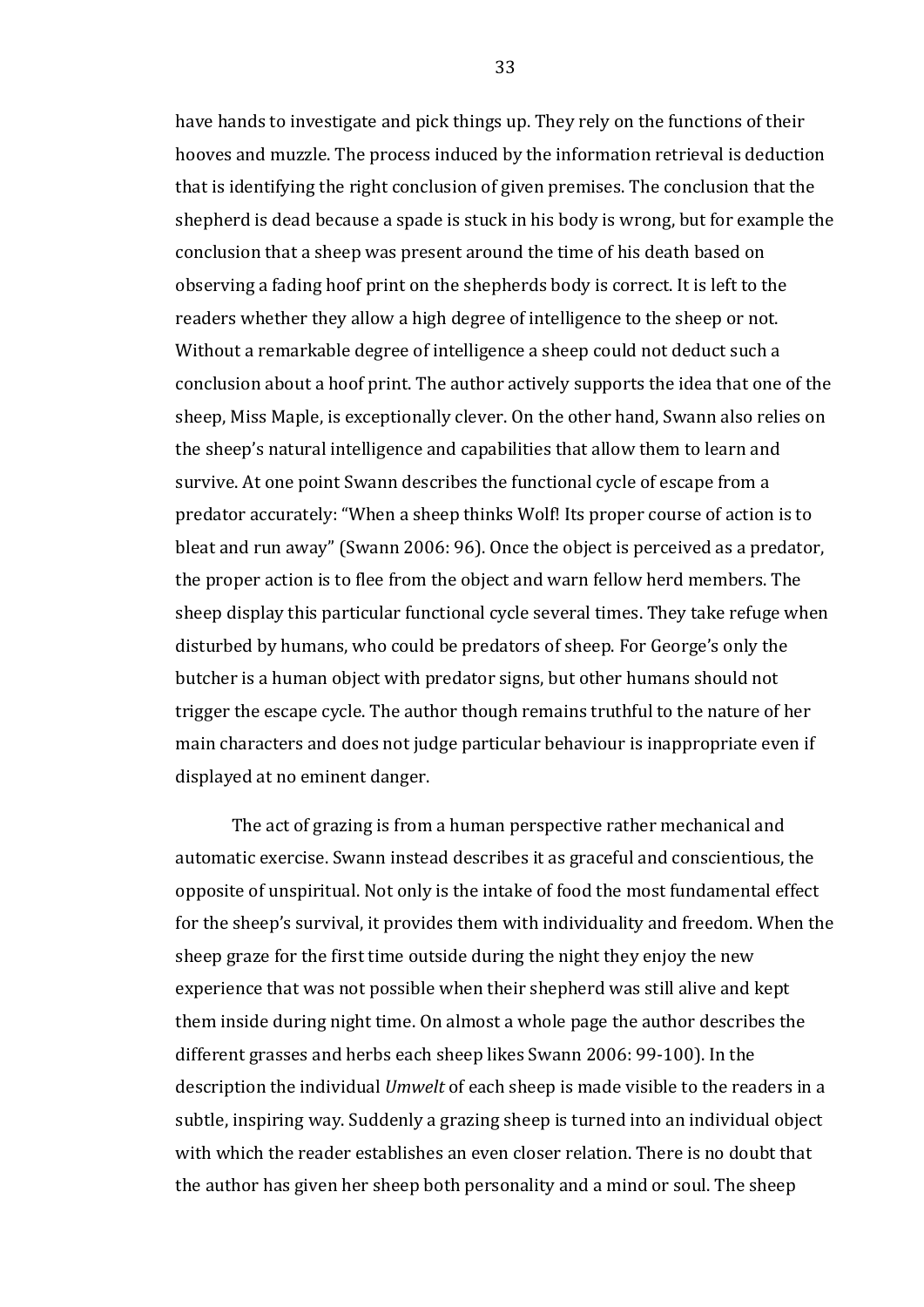have hands to investigate and pick things up. They rely on the functions of their hooves and muzzle. The process induced by the information retrieval is deduction that is identifying the right conclusion of given premises. The conclusion that the shepherd is dead because a spade is stuck in his body is wrong, but for example the conclusion that a sheep was present around the time of his death based on observing a fading hoof print on the shepherds body is correct. It is left to the readers whether they allow a high degree of intelligence to the sheep or not. Without a remarkable degree of intelligence a sheep could not deduct such a conclusion about a hoof print. The author actively supports the idea that one of the sheep, Miss Maple, is exceptionally clever. On the other hand, Swann also relies on the sheep's natural intelligence and capabilities that allow them to learn and survive. At one point Swann describes the functional cycle of escape from a predator accurately: "When a sheep thinks Wolf! Its proper course of action is to bleat and run away" (Swann 2006: 96). Once the object is perceived as a predator, the proper action is to flee from the object and warn fellow herd members. The sheep display this particular functional cycle several times. They take refuge when disturbed by humans, who could be predators of sheep. For George's only the butcher is a human object with predator signs, but other humans should not trigger the escape cycle. The author though remains truthful to the nature of her main characters and does not judge particular behaviour is inappropriate even if displayed at no eminent danger.

The act of grazing is from a human perspective rather mechanical and automatic exercise. Swann instead describes it as graceful and conscientious, the opposite of unspiritual. Not only is the intake of food the most fundamental effect for the sheep's survival, it provides them with individuality and freedom. When the sheep graze for the first time outside during the night they enjoy the new experience that was not possible when their shepherd was still alive and kept them inside during night time. On almost a whole page the author describes the different grasses and herbs each sheep likes Swann 2006: 99-100). In the description the individual *Umwelt* of each sheep is made visible to the readers in a subtle, inspiring way. Suddenly a grazing sheep is turned into an individual object with which the reader establishes an even closer relation. There is no doubt that the author has given her sheep both personality and a mind or soul. The sheep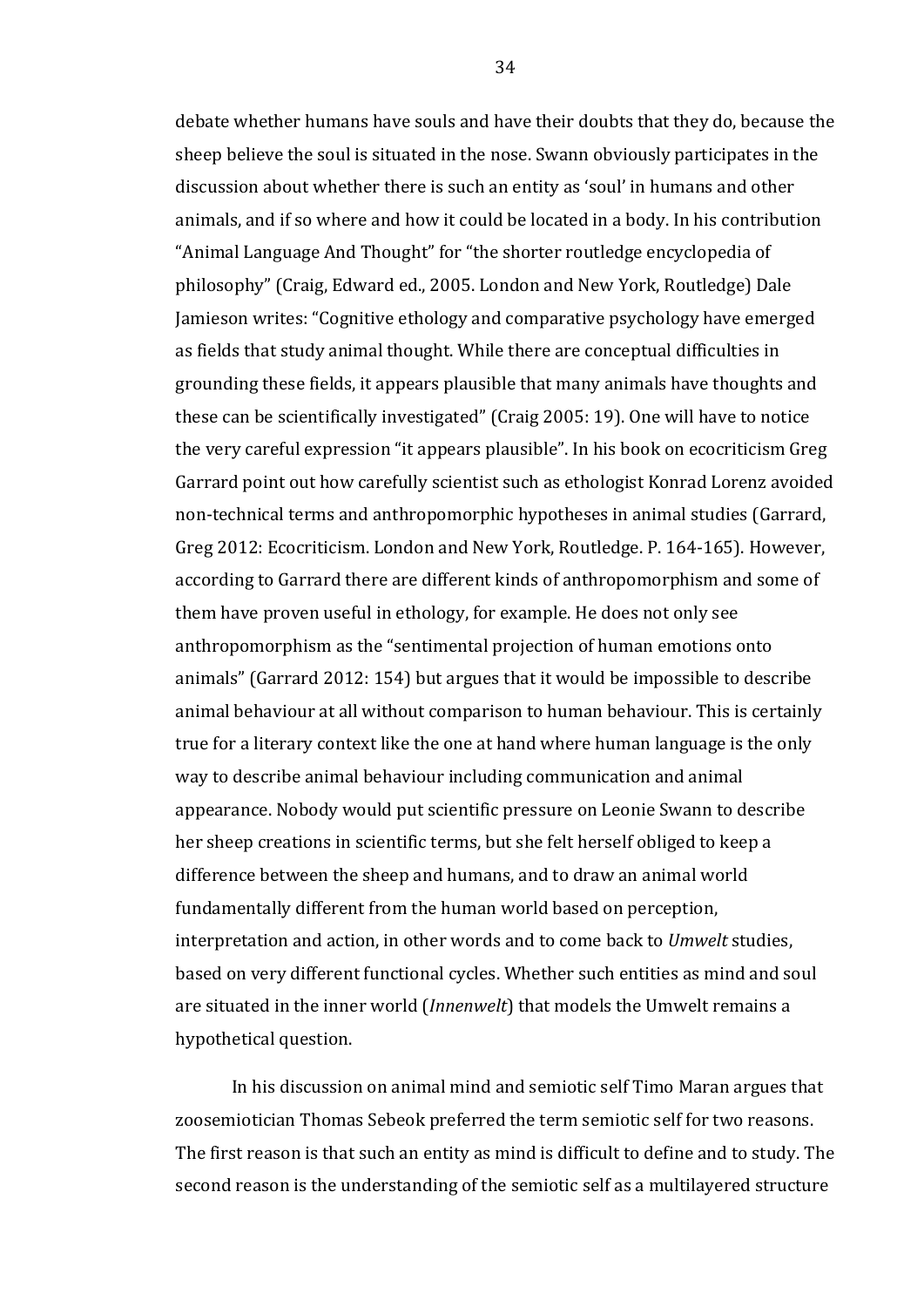debate whether humans have souls and have their doubts that they do, because the sheep believe the soul is situated in the nose. Swann obviously participates in the discussion about whether there is such an entity as 'soul' in humans and other animals, and if so where and how it could be located in a body. In his contribution "Animal Language And Thought" for "the shorter routledge encyclopedia of philosophy" (Craig, Edward ed., 2005. London and New York, Routledge) Dale Jamieson writes: "Cognitive ethology and comparative psychology have emerged as fields that study animal thought. While there are conceptual difficulties in grounding these fields, it appears plausible that many animals have thoughts and these can be scientifically investigated" (Craig 2005: 19). One will have to notice the very careful expression "it appears plausible". In his book on ecocriticism Greg Garrard point out how carefully scientist such as ethologist Konrad Lorenz avoided non-technical terms and anthropomorphic hypotheses in animal studies (Garrard, Greg 2012: Ecocriticism. London and New York, Routledge. P. 164-165). However, according to Garrard there are different kinds of anthropomorphism and some of them have proven useful in ethology, for example. He does not only see anthropomorphism as the "sentimental projection of human emotions onto animals" (Garrard 2012: 154) but argues that it would be impossible to describe animal behaviour at all without comparison to human behaviour. This is certainly true for a literary context like the one at hand where human language is the only way to describe animal behaviour including communication and animal appearance. Nobody would put scientific pressure on Leonie Swann to describe her sheep creations in scientific terms, but she felt herself obliged to keep a difference between the sheep and humans, and to draw an animal world fundamentally different from the human world based on perception, interpretation and action, in other words and to come back to *Umwelt* studies, based on very different functional cycles. Whether such entities as mind and soul are situated in the inner world (*Innenwelt*) that models the Umwelt remains a hypothetical question.

In his discussion on animal mind and semiotic self Timo Maran argues that zoosemiotician Thomas Sebeok preferred the term semiotic self for two reasons. The first reason is that such an entity as mind is difficult to define and to study. The second reason is the understanding of the semiotic self as a multilayered structure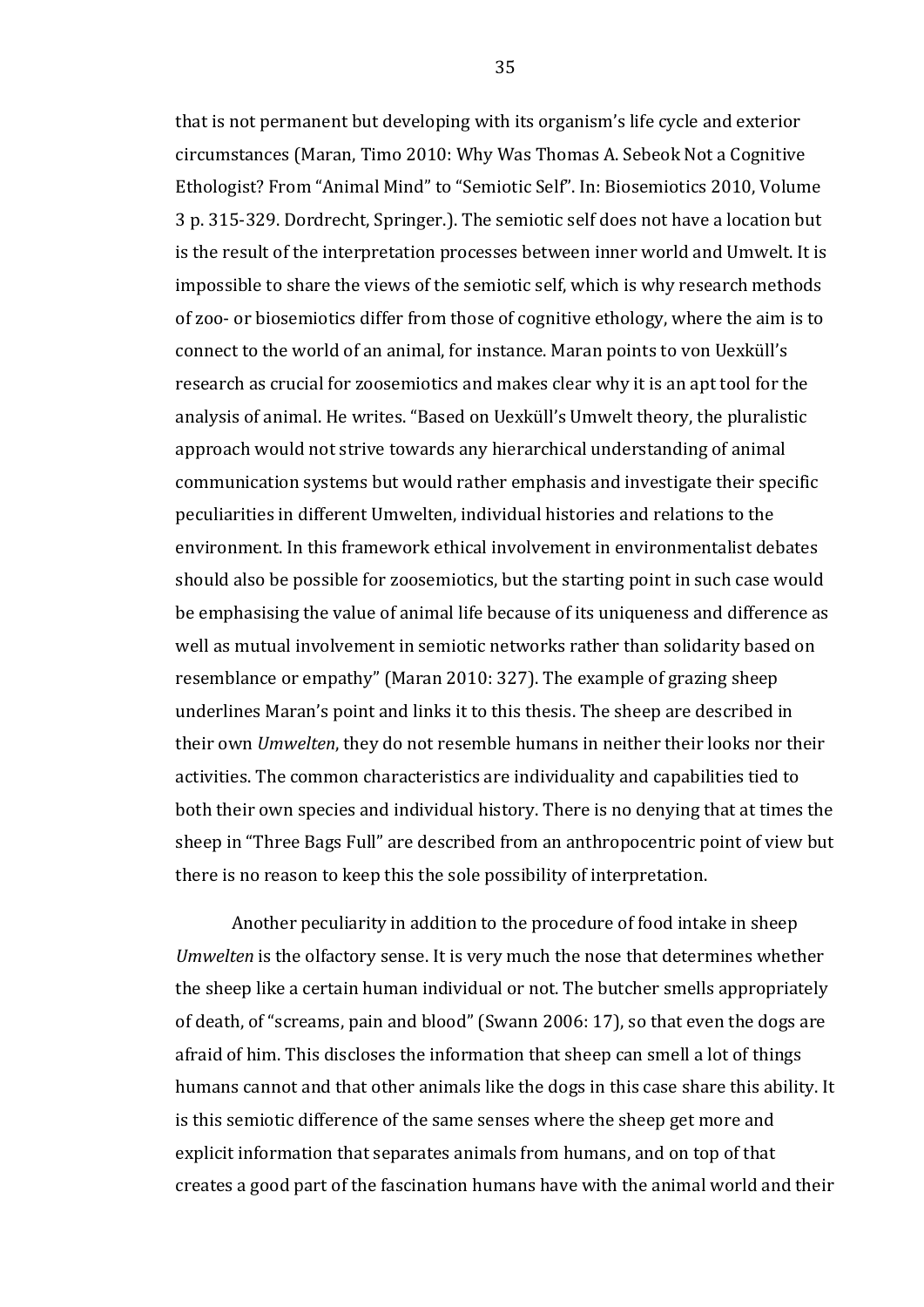that is not permanent but developing with its organism's life cycle and exterior circumstances (Maran, Timo 2010: Why Was Thomas A. Sebeok Not a Cognitive Ethologist? From "Animal Mind" to "Semiotic Self". In: Biosemiotics 2010, Volume 3 p. 315-329. Dordrecht, Springer.). The semiotic self does not have a location but is the result of the interpretation processes between inner world and Umwelt. It is impossible to share the views of the semiotic self, which is why research methods of zoo- or biosemiotics differ from those of cognitive ethology, where the aim is to connect to the world of an animal, for instance. Maran points to von Uexküll's research as crucial for zoosemiotics and makes clear why it is an apt tool for the analysis of animal. He writes. "Based on Uexküll's Umwelt theory, the pluralistic approach would not strive towards any hierarchical understanding of animal communication systems but would rather emphasis and investigate their specific peculiarities in different Umwelten, individual histories and relations to the environment. In this framework ethical involvement in environmentalist debates should also be possible for zoosemiotics, but the starting point in such case would be emphasising the value of animal life because of its uniqueness and difference as well as mutual involvement in semiotic networks rather than solidarity based on resemblance or empathy" (Maran 2010: 327). The example of grazing sheep underlines Maran's point and links it to this thesis. The sheep are described in their own *Umwelten*, they do not resemble humans in neither their looks nor their activities. The common characteristics are individuality and capabilities tied to both their own species and individual history. There is no denying that at times the sheep in "Three Bags Full" are described from an anthropocentric point of view but there is no reason to keep this the sole possibility of interpretation.

Another peculiarity in addition to the procedure of food intake in sheep *Umwelten* is the olfactory sense. It is very much the nose that determines whether the sheep like a certain human individual or not. The butcher smells appropriately of death, of "screams, pain and blood" (Swann 2006: 17), so that even the dogs are afraid of him. This discloses the information that sheep can smell a lot of things humans cannot and that other animals like the dogs in this case share this ability. It is this semiotic difference of the same senses where the sheep get more and explicit information that separates animals from humans, and on top of that creates a good part of the fascination humans have with the animal world and their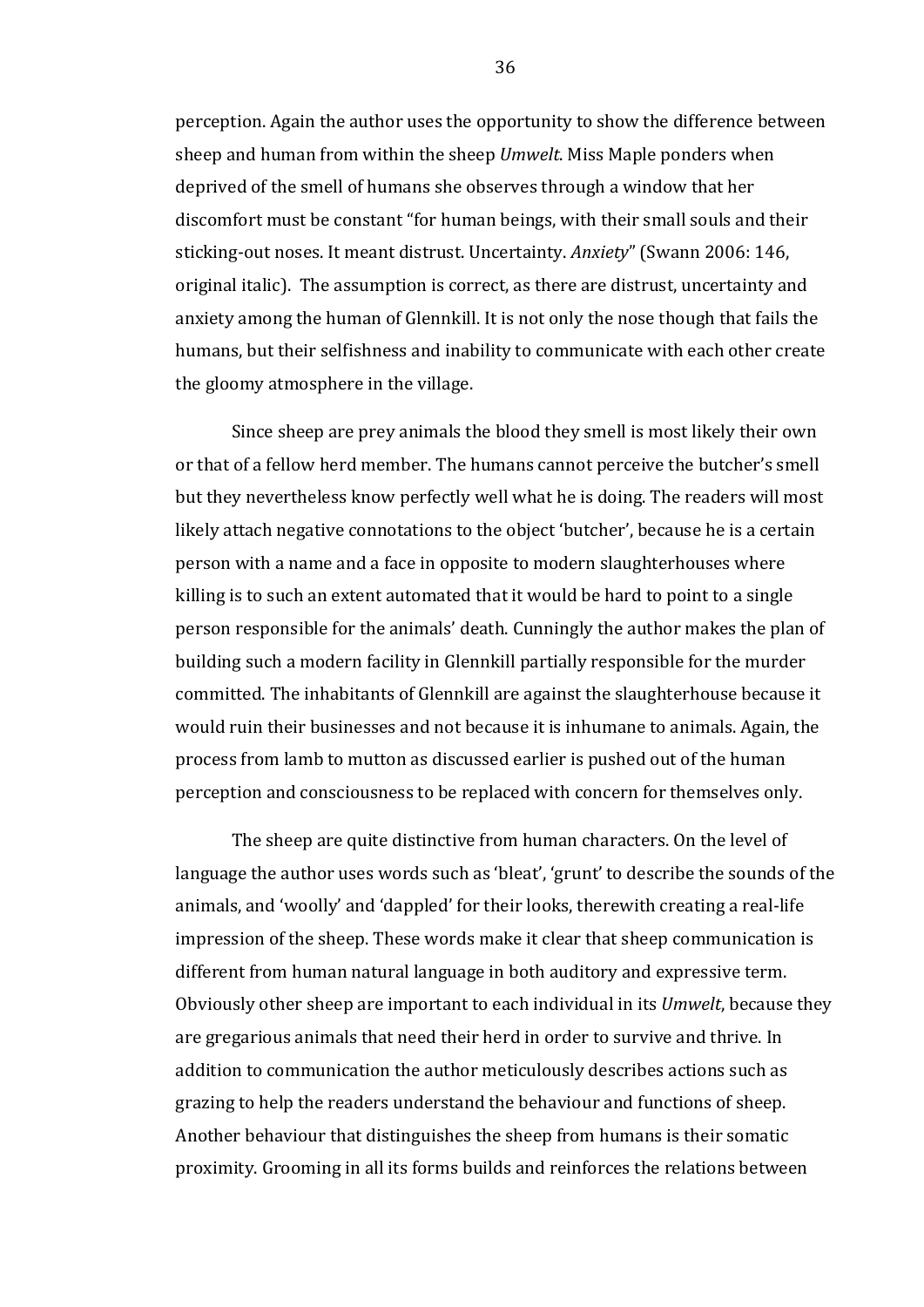perception. Again the author uses the opportunity to show the difference between sheep and human from within the sheep *Umwelt*. Miss Maple ponders when deprived of the smell of humans she observes through a window that her discomfort must be constant "for human beings, with their small souls and their sticking-out noses. It meant distrust. Uncertainty. *Anxiety*" (Swann 2006: 146, original italic). The assumption is correct, as there are distrust, uncertainty and anxiety among the human of Glennkill. It is not only the nose though that fails the humans, but their selfishness and inability to communicate with each other create the gloomy atmosphere in the village.

Since sheep are prey animals the blood they smell is most likely their own or that of a fellow herd member. The humans cannot perceive the butcher's smell but they nevertheless know perfectly well what he is doing. The readers will most likely attach negative connotations to the object 'butcher', because he is a certain person with a name and a face in opposite to modern slaughterhouses where killing is to such an extent automated that it would be hard to point to a single person responsible for the animals' death. Cunningly the author makes the plan of building such a modern facility in Glennkill partially responsible for the murder committed. The inhabitants of Glennkill are against the slaughterhouse because it would ruin their businesses and not because it is inhumane to animals. Again, the process from lamb to mutton as discussed earlier is pushed out of the human perception and consciousness to be replaced with concern for themselves only.

The sheep are quite distinctive from human characters. On the level of language the author uses words such as 'bleat', 'grunt' to describe the sounds of the animals, and 'woolly' and 'dappled' for their looks, therewith creating a real-life impression of the sheep. These words make it clear that sheep communication is different from human natural language in both auditory and expressive term. Obviously other sheep are important to each individual in its *Umwelt*, because they are gregarious animals that need their herd in order to survive and thrive. In addition to communication the author meticulously describes actions such as grazing to help the readers understand the behaviour and functions of sheep. Another behaviour that distinguishes the sheep from humans is their somatic proximity. Grooming in all its forms builds and reinforces the relations between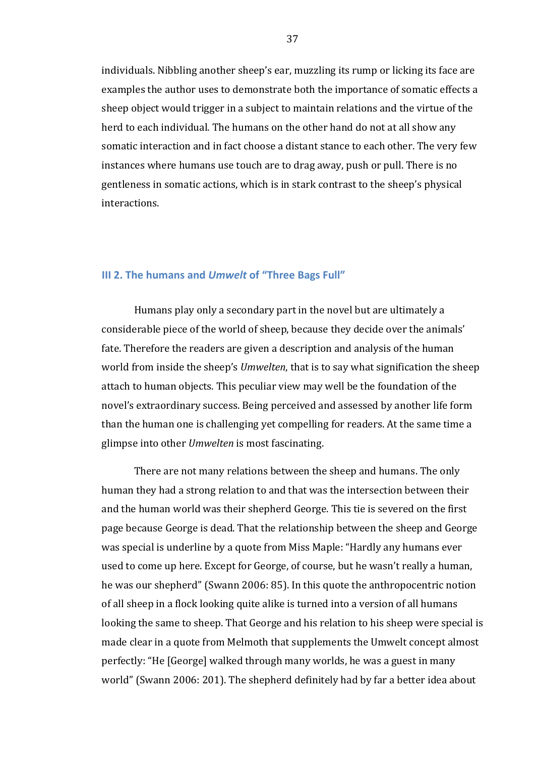individuals. Nibbling another sheep's ear, muzzling its rump or licking its face are examples the author uses to demonstrate both the importance of somatic effects a sheep object would trigger in a subject to maintain relations and the virtue of the herd to each individual. The humans on the other hand do not at all show any somatic interaction and in fact choose a distant stance to each other. The very few instances where humans use touch are to drag away, push or pull. There is no gentleness in somatic actions, which is in stark contrast to the sheep's physical interactions.

### III 2. The humans and *Umwelt* of "Three Bags Full"

Humans play only a secondary part in the novel but are ultimately a considerable piece of the world of sheep, because they decide over the animals' fate. Therefore the readers are given a description and analysis of the human world from inside the sheep's *Umwelten*, that is to say what signification the sheep attach to human objects. This peculiar view may well be the foundation of the novel's extraordinary success. Being perceived and assessed by another life form than the human one is challenging yet compelling for readers. At the same time a glimpse into other *Umwelten* is most fascinating.

There are not many relations between the sheep and humans. The only human they had a strong relation to and that was the intersection between their and the human world was their shepherd George. This tie is severed on the first page because George is dead. That the relationship between the sheep and George was special is underline by a quote from Miss Maple: "Hardly any humans ever used to come up here. Except for George, of course, but he wasn't really a human, he was our shepherd" (Swann 2006: 85). In this quote the anthropocentric notion of all sheep in a flock looking quite alike is turned into a version of all humans looking the same to sheep. That George and his relation to his sheep were special is made clear in a quote from Melmoth that supplements the Umwelt concept almost perfectly: "He [George] walked through many worlds, he was a guest in many world" (Swann 2006: 201). The shepherd definitely had by far a better idea about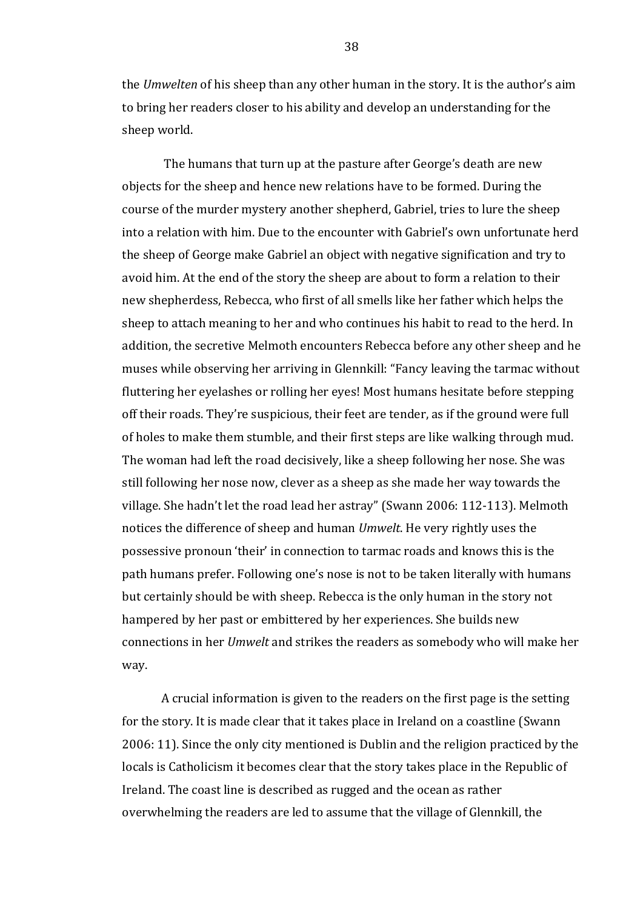the *Umwelten* of his sheep than any other human in the story. It is the author's aim to bring her readers closer to his ability and develop an understanding for the sheep world.

The humans that turn up at the pasture after George's death are new objects for the sheep and hence new relations have to be formed. During the course of the murder mystery another shepherd, Gabriel, tries to lure the sheep into a relation with him. Due to the encounter with Gabriel's own unfortunate herd the sheep of George make Gabriel an object with negative signification and try to avoid him. At the end of the story the sheep are about to form a relation to their new shepherdess, Rebecca, who first of all smells like her father which helps the sheep to attach meaning to her and who continues his habit to read to the herd. In addition, the secretive Melmoth encounters Rebecca before any other sheep and he muses while observing her arriving in Glennkill: "Fancy leaving the tarmac without fluttering her eyelashes or rolling her eyes! Most humans hesitate before stepping off their roads. They're suspicious, their feet are tender, as if the ground were full of holes to make them stumble, and their first steps are like walking through mud. The woman had left the road decisively, like a sheep following her nose. She was still following her nose now, clever as a sheep as she made her way towards the village. She hadn't let the road lead her astray" (Swann 2006: 112-113). Melmoth notices the difference of sheep and human *Umwelt*. He very rightly uses the possessive pronoun 'their' in connection to tarmac roads and knows this is the path humans prefer. Following one's nose is not to be taken literally with humans but certainly should be with sheep. Rebecca is the only human in the story not hampered by her past or embittered by her experiences. She builds new connections in her *Umwelt* and strikes the readers as somebody who will make her way.

A crucial information is given to the readers on the first page is the setting for the story. It is made clear that it takes place in Ireland on a coastline (Swann 2006: 11). Since the only city mentioned is Dublin and the religion practiced by the locals is Catholicism it becomes clear that the story takes place in the Republic of Ireland. The coast line is described as rugged and the ocean as rather overwhelming the readers are led to assume that the village of Glennkill, the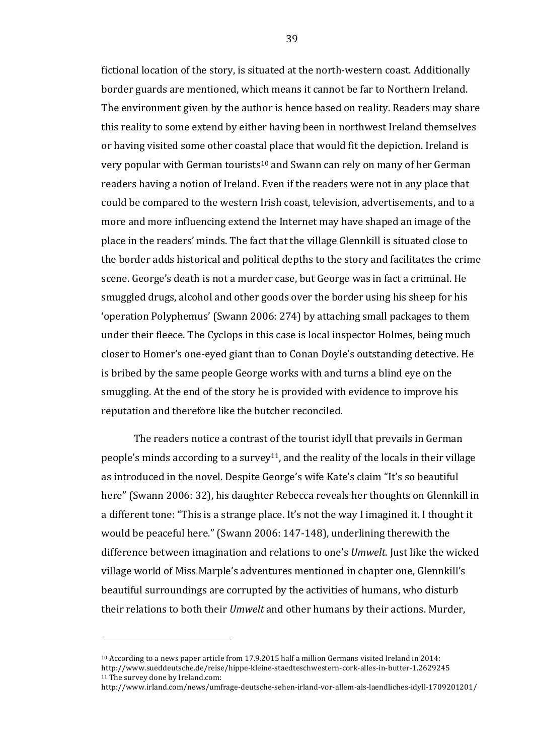fictional location of the story, is situated at the north-western coast. Additionally border guards are mentioned, which means it cannot be far to Northern Ireland. The environment given by the author is hence based on reality. Readers may share this reality to some extend by either having been in northwest Ireland themselves or having visited some other coastal place that would fit the depiction. Ireland is very popular with German tourists[10] and Swann can rely on many of her German readers having a notion of Ireland. Even if the readers were not in any place that could be compared to the western Irish coast, television, advertisements, and to a more and more influencing extend the Internet may have shaped an image of the place in the readers' minds. The fact that the village Glennkill is situated close to the border adds historical and political depths to the story and facilitates the crime scene. George's death is not a murder case, but George was in fact a criminal. He smuggled drugs, alcohol and other goods over the border using his sheep for his 'operation Polyphemus' (Swann 2006: 274) by attaching small packages to them under their fleece. The Cyclops in this case is local inspector Holmes, being much closer to Homer's one-eyed giant than to Conan Doyle's outstanding detective. He is bribed by the same people George works with and turns a blind eye on the smuggling. At the end of the story he is provided with evidence to improve his reputation and therefore like the butcher reconciled.

The readers notice a contrast of the tourist idyll that prevails in German people's minds according to a survey[11], and the reality of the locals in their village as introduced in the novel. Despite George's wife Kate's claim "It's so beautiful here" (Swann 2006: 32), his daughter Rebecca reveals her thoughts on Glennkill in a different tone: "This is a strange place. It's not the way I imagined it. I thought it would be peaceful here." (Swann 2006: 147-148), underlining therewith the difference between imagination and relations to one's *Umwelt*. Just like the wicked village world of Miss Marple's adventures mentioned in chapter one, Glennkill's beautiful surroundings are corrupted by the activities of humans, who disturb their relations to both their *Umwelt* and other humans by their actions. Murder,

---

[10] According to a news paper article from 17.9.2015 half a million Germans visited Ireland in 2014: http://www.sueddeutsche.de/reise/hippe-kleine-staedteschwestern-cork-alles-in-butter-1.2629245

[11] The survey done by Ireland.com: http://www.irland.com/news/umfrage-deutsche-sehen-irland-vor-allem-als-laendliches-idyll-1709201201/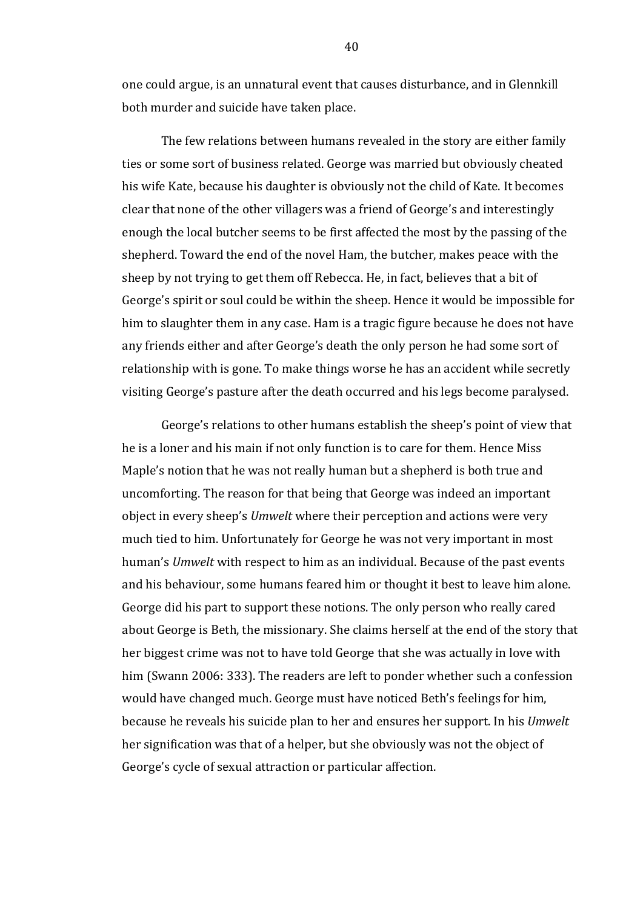one could argue, is an unnatural event that causes disturbance, and in Glennkill both murder and suicide have taken place.

The few relations between humans revealed in the story are either family ties or some sort of business related. George was married but obviously cheated his wife Kate, because his daughter is obviously not the child of Kate. It becomes clear that none of the other villagers was a friend of George's and interestingly enough the local butcher seems to be first affected the most by the passing of the shepherd. Toward the end of the novel Ham, the butcher, makes peace with the sheep by not trying to get them off Rebecca. He, in fact, believes that a bit of George's spirit or soul could be within the sheep. Hence it would be impossible for him to slaughter them in any case. Ham is a tragic figure because he does not have any friends either and after George's death the only person he had some sort of relationship with is gone. To make things worse he has an accident while secretly visiting George's pasture after the death occurred and his legs become paralysed.

George's relations to other humans establish the sheep's point of view that he is a loner and his main if not only function is to care for them. Hence Miss Maple's notion that he was not really human but a shepherd is both true and uncomforting. The reason for that being that George was indeed an important object in every sheep's *Umwelt* where their perception and actions were very much tied to him. Unfortunately for George he was not very important in most human's *Umwelt* with respect to him as an individual. Because of the past events and his behaviour, some humans feared him or thought it best to leave him alone. George did his part to support these notions. The only person who really cared about George is Beth, the missionary. She claims herself at the end of the story that her biggest crime was not to have told George that she was actually in love with him (Swann 2006: 333). The readers are left to ponder whether such a confession would have changed much. George must have noticed Beth's feelings for him, because he reveals his suicide plan to her and ensures her support. In his *Umwelt* her signification was that of a helper, but she obviously was not the object of George's cycle of sexual attraction or particular affection.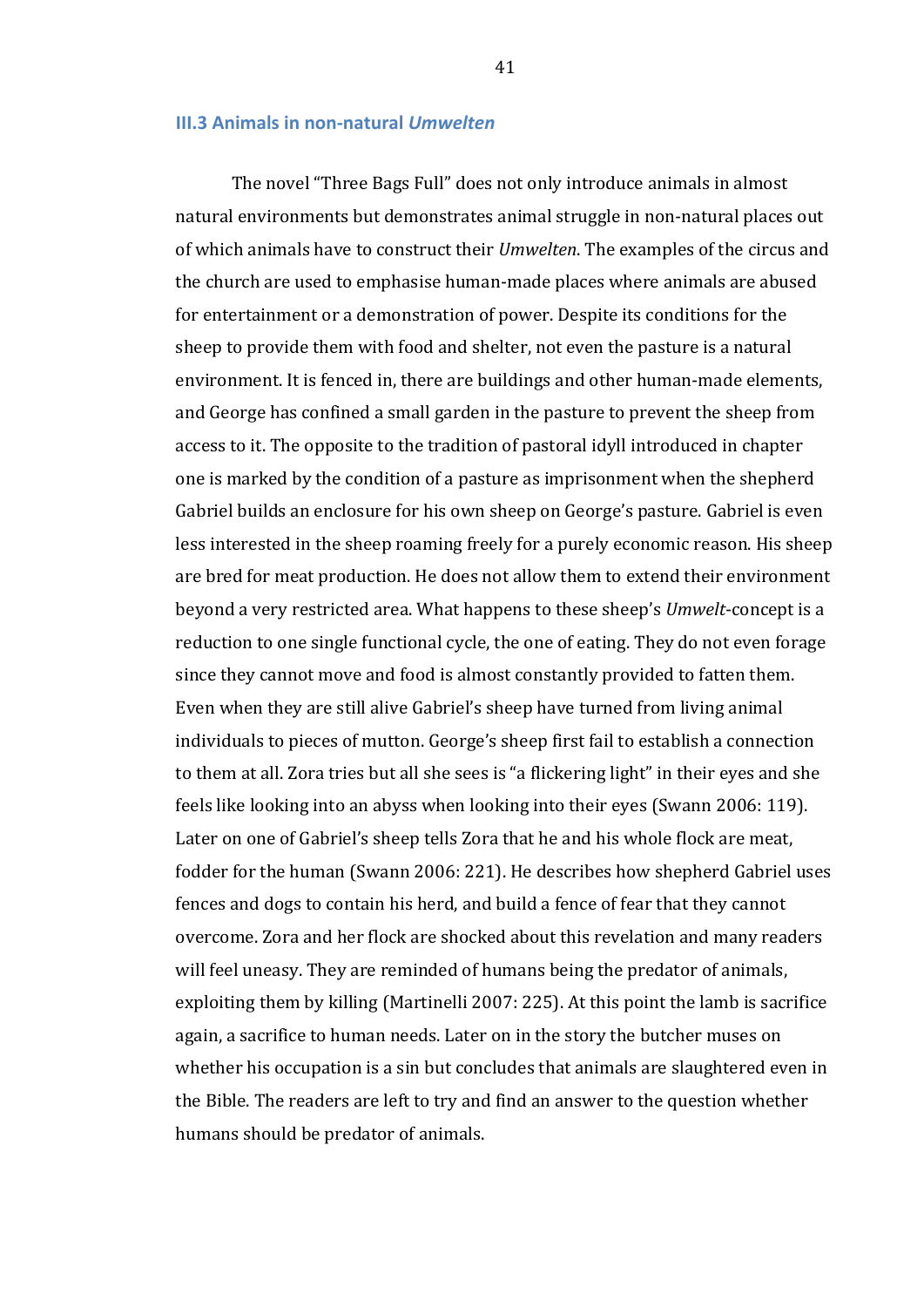### III.3 Animals in non-natural *Umwelten*

The novel "Three Bags Full" does not only introduce animals in almost natural environments but demonstrates animal struggle in non-natural places out of which animals have to construct their *Umwelten*. The examples of the circus and the church are used to emphasise human-made places where animals are abused for entertainment or a demonstration of power. Despite its conditions for the sheep to provide them with food and shelter, not even the pasture is a natural environment. It is fenced in, there are buildings and other human-made elements, and George has confined a small garden in the pasture to prevent the sheep from access to it. The opposite to the tradition of pastoral idyll introduced in chapter one is marked by the condition of a pasture as imprisonment when the shepherd Gabriel builds an enclosure for his own sheep on George's pasture. Gabriel is even less interested in the sheep roaming freely for a purely economic reason. His sheep are bred for meat production. He does not allow them to extend their environment beyond a very restricted area. What happens to these sheep's *Umwelt*-concept is a reduction to one single functional cycle, the one of eating. They do not even forage since they cannot move and food is almost constantly provided to fatten them. Even when they are still alive Gabriel's sheep have turned from living animal individuals to pieces of mutton. George's sheep first fail to establish a connection to them at all. Zora tries but all she sees is "a flickering light" in their eyes and she feels like looking into an abyss when looking into their eyes (Swann 2006: 119). Later on one of Gabriel's sheep tells Zora that he and his whole flock are meat, fodder for the human (Swann 2006: 221). He describes how shepherd Gabriel uses fences and dogs to contain his herd, and build a fence of fear that they cannot overcome. Zora and her flock are shocked about this revelation and many readers will feel uneasy. They are reminded of humans being the predator of animals, exploiting them by killing (Martinelli 2007: 225). At this point the lamb is sacrifice again, a sacrifice to human needs. Later on in the story the butcher muses on whether his occupation is a sin but concludes that animals are slaughtered even in the Bible. The readers are left to try and find an answer to the question whether humans should be predator of animals.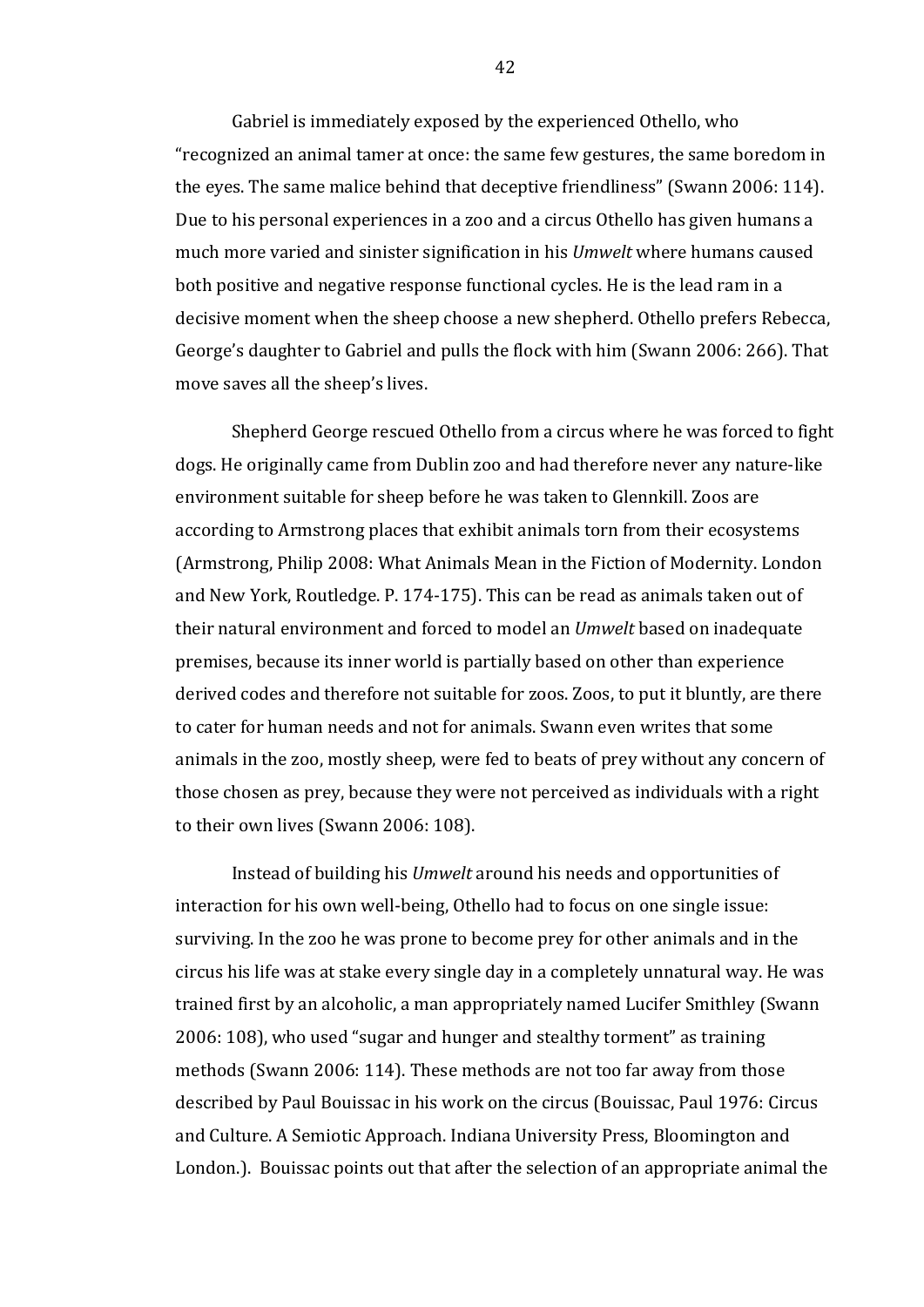Gabriel is immediately exposed by the experienced Othello, who "recognized an animal tamer at once: the same few gestures, the same boredom in the eyes. The same malice behind that deceptive friendliness" (Swann 2006: 114). Due to his personal experiences in a zoo and a circus Othello has given humans a much more varied and sinister signification in his *Umwelt* where humans caused both positive and negative response functional cycles. He is the lead ram in a decisive moment when the sheep choose a new shepherd. Othello prefers Rebecca, George's daughter to Gabriel and pulls the flock with him (Swann 2006: 266). That move saves all the sheep's lives.

Shepherd George rescued Othello from a circus where he was forced to fight dogs. He originally came from Dublin zoo and had therefore never any nature-like environment suitable for sheep before he was taken to Glennkill. Zoos are according to Armstrong places that exhibit animals torn from their ecosystems (Armstrong, Philip 2008: What Animals Mean in the Fiction of Modernity. London and New York, Routledge. P. 174-175). This can be read as animals taken out of their natural environment and forced to model an *Umwelt* based on inadequate premises, because its inner world is partially based on other than experience derived codes and therefore not suitable for zoos. Zoos, to put it bluntly, are there to cater for human needs and not for animals. Swann even writes that some animals in the zoo, mostly sheep, were fed to beats of prey without any concern of those chosen as prey, because they were not perceived as individuals with a right to their own lives (Swann 2006: 108).

Instead of building his *Umwelt* around his needs and opportunities of interaction for his own well-being, Othello had to focus on one single issue: surviving. In the zoo he was prone to become prey for other animals and in the circus his life was at stake every single day in a completely unnatural way. He was trained first by an alcoholic, a man appropriately named Lucifer Smithley (Swann 2006: 108), who used "sugar and hunger and stealthy torment" as training methods (Swann 2006: 114). These methods are not too far away from those described by Paul Bouissac in his work on the circus (Bouissac, Paul 1976: Circus and Culture. A Semiotic Approach. Indiana University Press, Bloomington and London.). Bouissac points out that after the selection of an appropriate animal the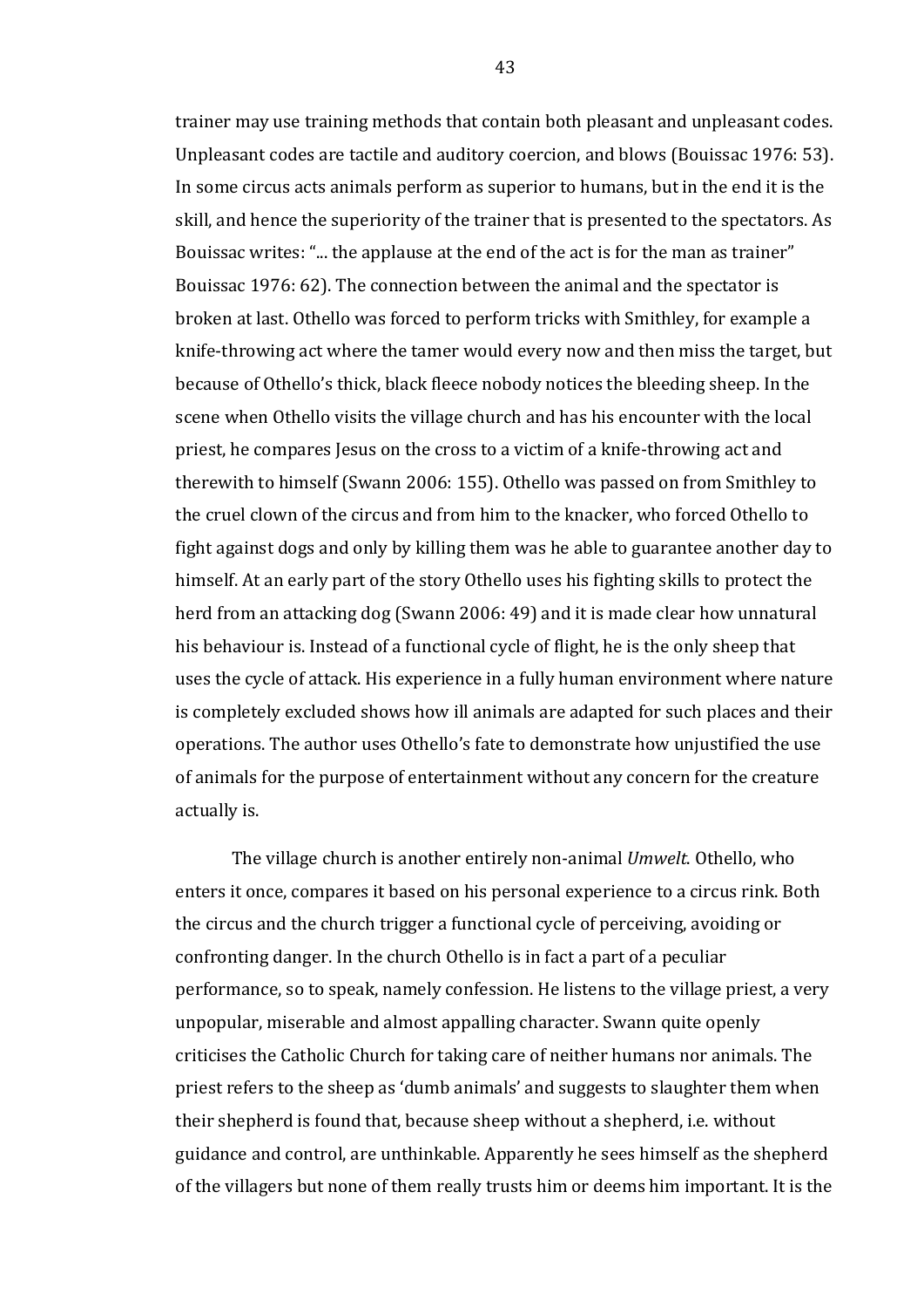trainer may use training methods that contain both pleasant and unpleasant codes. Unpleasant codes are tactile and auditory coercion, and blows (Bouissac 1976: 53). In some circus acts animals perform as superior to humans, but in the end it is the skill, and hence the superiority of the trainer that is presented to the spectators. As Bouissac writes: "... the applause at the end of the act is for the man as trainer" Bouissac 1976: 62). The connection between the animal and the spectator is broken at last. Othello was forced to perform tricks with Smithley, for example a knife-throwing act where the tamer would every now and then miss the target, but because of Othello's thick, black fleece nobody notices the bleeding sheep. In the scene when Othello visits the village church and has his encounter with the local priest, he compares Jesus on the cross to a victim of a knife-throwing act and therewith to himself (Swann 2006: 155). Othello was passed on from Smithley to the cruel clown of the circus and from him to the knacker, who forced Othello to fight against dogs and only by killing them was he able to guarantee another day to himself. At an early part of the story Othello uses his fighting skills to protect the herd from an attacking dog (Swann 2006: 49) and it is made clear how unnatural his behaviour is. Instead of a functional cycle of flight, he is the only sheep that uses the cycle of attack. His experience in a fully human environment where nature is completely excluded shows how ill animals are adapted for such places and their operations. The author uses Othello's fate to demonstrate how unjustified the use of animals for the purpose of entertainment without any concern for the creature actually is.

The village church is another entirely non-animal *Umwelt*. Othello, who enters it once, compares it based on his personal experience to a circus rink. Both the circus and the church trigger a functional cycle of perceiving, avoiding or confronting danger. In the church Othello is in fact a part of a peculiar performance, so to speak, namely confession. He listens to the village priest, a very unpopular, miserable and almost appalling character. Swann quite openly criticises the Catholic Church for taking care of neither humans nor animals. The priest refers to the sheep as 'dumb animals' and suggests to slaughter them when their shepherd is found that, because sheep without a shepherd, i.e. without guidance and control, are unthinkable. Apparently he sees himself as the shepherd of the villagers but none of them really trusts him or deems him important. It is the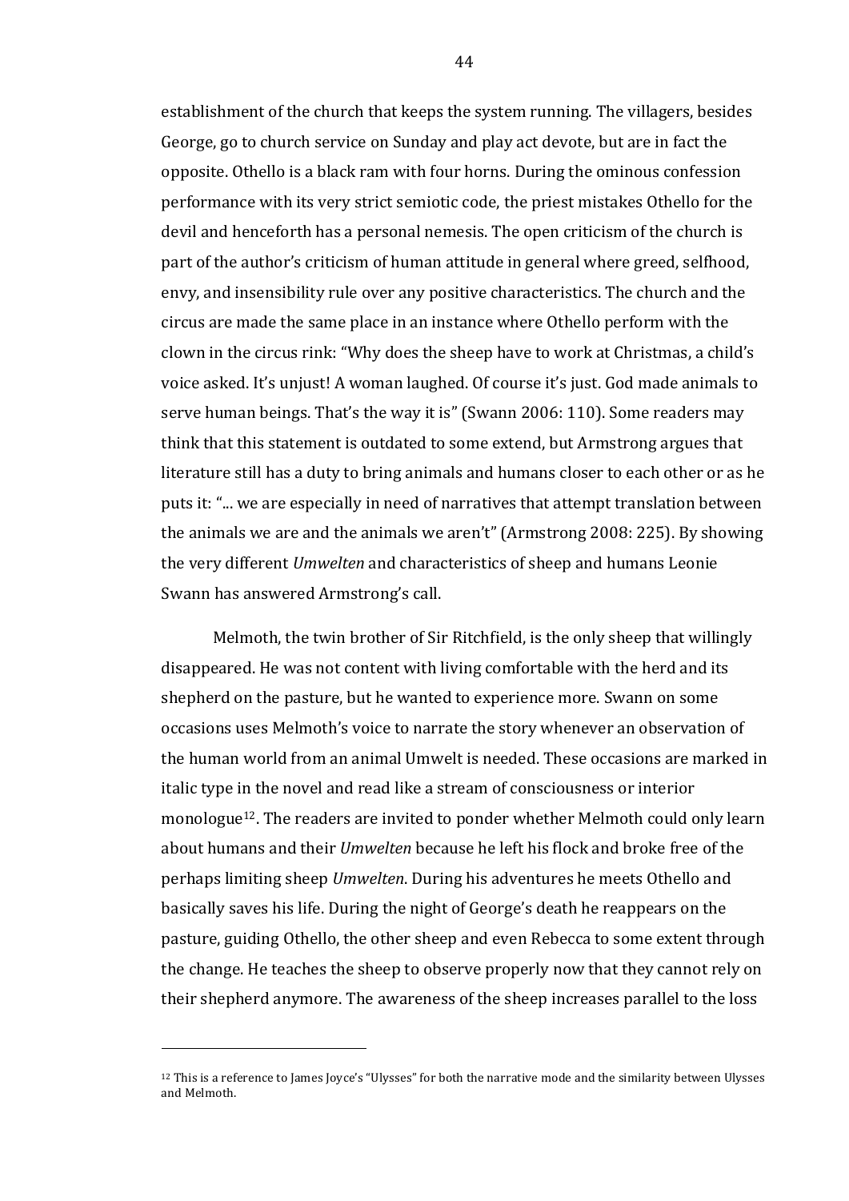establishment of the church that keeps the system running. The villagers, besides George, go to church service on Sunday and play act devote, but are in fact the opposite. Othello is a black ram with four horns. During the ominous confession performance with its very strict semiotic code, the priest mistakes Othello for the devil and henceforth has a personal nemesis. The open criticism of the church is part of the author's criticism of human attitude in general where greed, selfhood, envy, and insensibility rule over any positive characteristics. The church and the circus are made the same place in an instance where Othello perform with the clown in the circus rink: "Why does the sheep have to work at Christmas, a child's voice asked. It's unjust! A woman laughed. Of course it's just. God made animals to serve human beings. That's the way it is" (Swann 2006: 110). Some readers may think that this statement is outdated to some extend, but Armstrong argues that literature still has a duty to bring animals and humans closer to each other or as he puts it: "... we are especially in need of narratives that attempt translation between the animals we are and the animals we aren't" (Armstrong 2008: 225). By showing the very different *Umwelten* and characteristics of sheep and humans Leonie Swann has answered Armstrong's call.

Melmoth, the twin brother of Sir Ritchfield, is the only sheep that willingly disappeared. He was not content with living comfortable with the herd and its shepherd on the pasture, but he wanted to experience more. Swann on some occasions uses Melmoth's voice to narrate the story whenever an observation of the human world from an animal Umwelt is needed. These occasions are marked in italic type in the novel and read like a stream of consciousness or interior monologue[12]. The readers are invited to ponder whether Melmoth could only learn about humans and their *Umwelten* because he left his flock and broke free of the perhaps limiting sheep *Umwelten*. During his adventures he meets Othello and basically saves his life. During the night of George's death he reappears on the pasture, guiding Othello, the other sheep and even Rebecca to some extent through the change. He teaches the sheep to observe properly now that they cannot rely on their shepherd anymore. The awareness of the sheep increases parallel to the loss

[12] This is a reference to James Joyce's "Ulysses" for both the narrative mode and the similarity between Ulysses and Melmoth.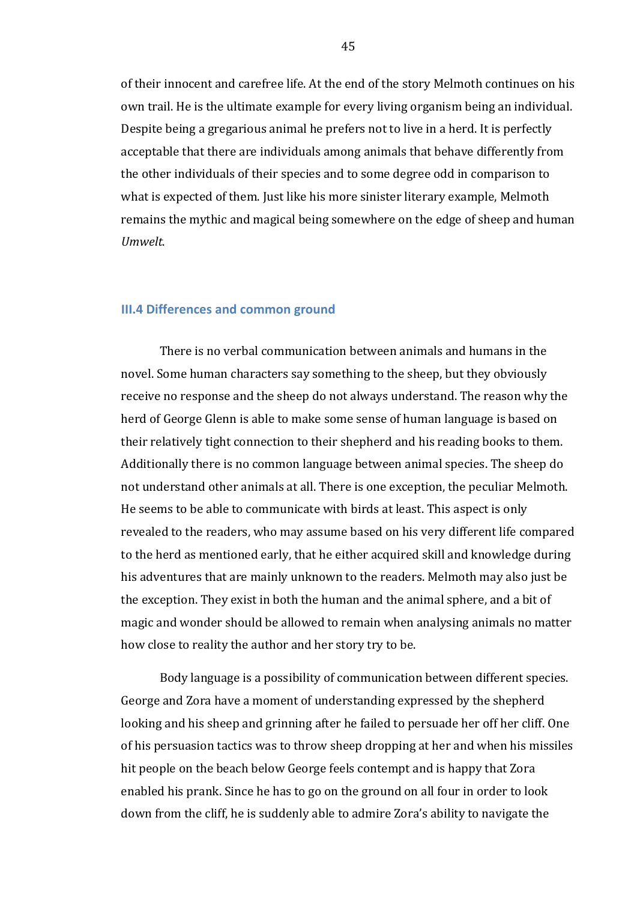of their innocent and carefree life. At the end of the story Melmoth continues on his own trail. He is the ultimate example for every living organism being an individual. Despite being a gregarious animal he prefers not to live in a herd. It is perfectly acceptable that there are individuals among animals that behave differently from the other individuals of their species and to some degree odd in comparison to what is expected of them. Just like his more sinister literary example, Melmoth remains the mythic and magical being somewhere on the edge of sheep and human *Umwelt*.

### III.4 Differences and common ground

There is no verbal communication between animals and humans in the novel. Some human characters say something to the sheep, but they obviously receive no response and the sheep do not always understand. The reason why the herd of George Glenn is able to make some sense of human language is based on their relatively tight connection to their shepherd and his reading books to them. Additionally there is no common language between animal species. The sheep do not understand other animals at all. There is one exception, the peculiar Melmoth. He seems to be able to communicate with birds at least. This aspect is only revealed to the readers, who may assume based on his very different life compared to the herd as mentioned early, that he either acquired skill and knowledge during his adventures that are mainly unknown to the readers. Melmoth may also just be the exception. They exist in both the human and the animal sphere, and a bit of magic and wonder should be allowed to remain when analysing animals no matter how close to reality the author and her story try to be.

Body language is a possibility of communication between different species. George and Zora have a moment of understanding expressed by the shepherd looking and his sheep and grinning after he failed to persuade her off her cliff. One of his persuasion tactics was to throw sheep dropping at her and when his missiles hit people on the beach below George feels contempt and is happy that Zora enabled his prank. Since he has to go on the ground on all four in order to look down from the cliff, he is suddenly able to admire Zora's ability to navigate the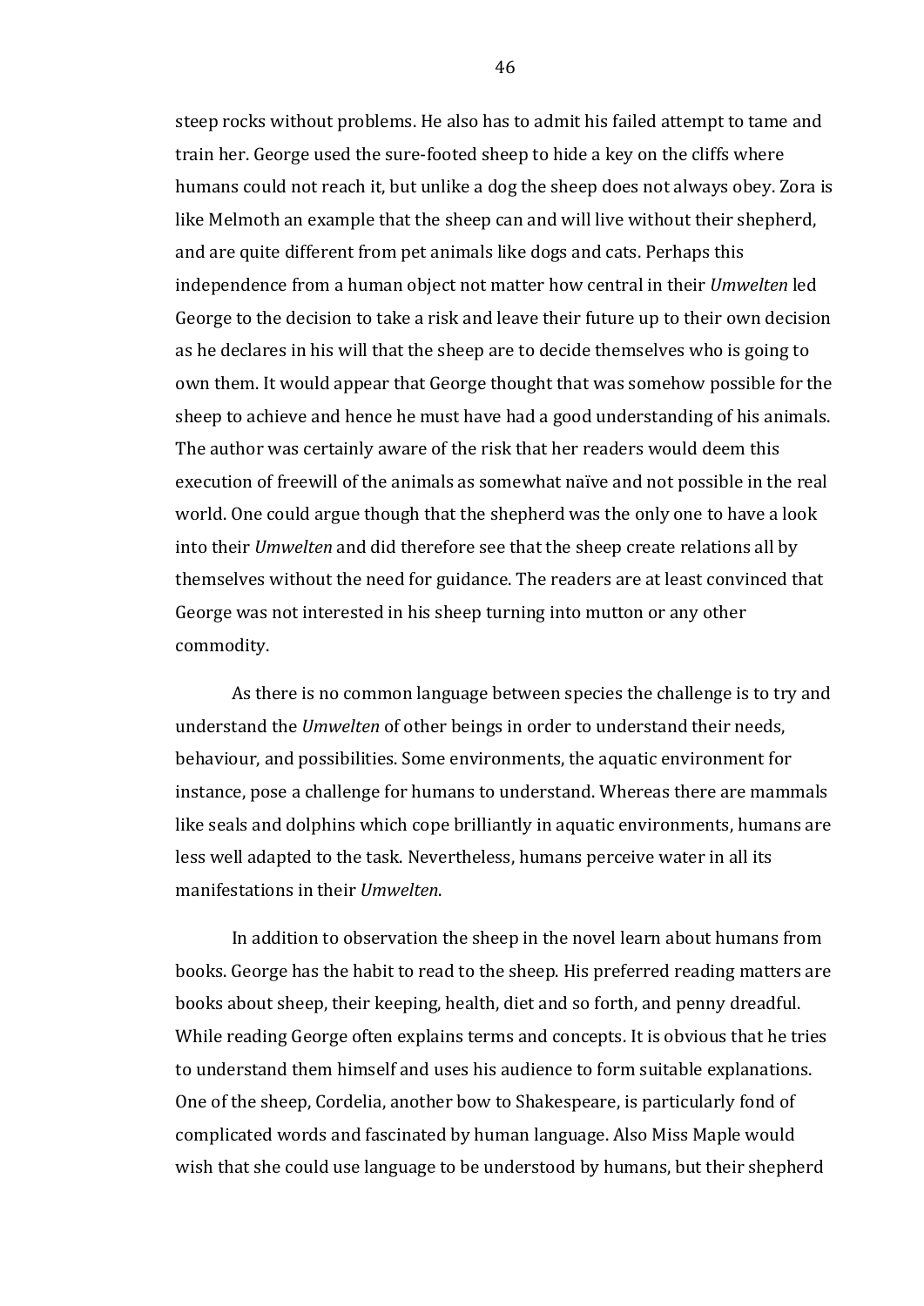steep rocks without problems. He also has to admit his failed attempt to tame and train her. George used the sure-footed sheep to hide a key on the cliffs where humans could not reach it, but unlike a dog the sheep does not always obey. Zora is like Melmoth an example that the sheep can and will live without their shepherd, and are quite different from pet animals like dogs and cats. Perhaps this independence from a human object not matter how central in their *Umwelten* led George to the decision to take a risk and leave their future up to their own decision as he declares in his will that the sheep are to decide themselves who is going to own them. It would appear that George thought that was somehow possible for the sheep to achieve and hence he must have had a good understanding of his animals. The author was certainly aware of the risk that her readers would deem this execution of freewill of the animals as somewhat naïve and not possible in the real world. One could argue though that the shepherd was the only one to have a look into their *Umwelten* and did therefore see that the sheep create relations all by themselves without the need for guidance. The readers are at least convinced that George was not interested in his sheep turning into mutton or any other commodity.

As there is no common language between species the challenge is to try and understand the *Umwelten* of other beings in order to understand their needs, behaviour, and possibilities. Some environments, the aquatic environment for instance, pose a challenge for humans to understand. Whereas there are mammals like seals and dolphins which cope brilliantly in aquatic environments, humans are less well adapted to the task. Nevertheless, humans perceive water in all its manifestations in their *Umwelten*.

In addition to observation the sheep in the novel learn about humans from books. George has the habit to read to the sheep. His preferred reading matters are books about sheep, their keeping, health, diet and so forth, and penny dreadful. While reading George often explains terms and concepts. It is obvious that he tries to understand them himself and uses his audience to form suitable explanations. One of the sheep, Cordelia, another bow to Shakespeare, is particularly fond of complicated words and fascinated by human language. Also Miss Maple would wish that she could use language to be understood by humans, but their shepherd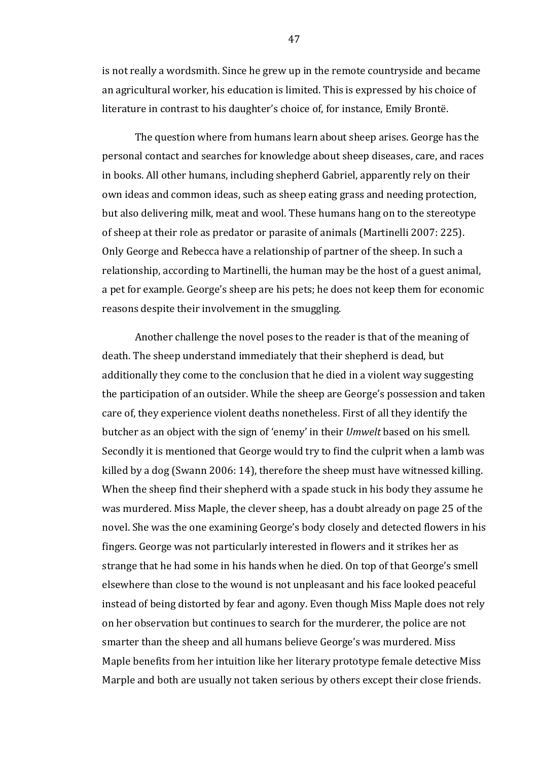is not really a wordsmith. Since he grew up in the remote countryside and became an agricultural worker, his education is limited. This is expressed by his choice of literature in contrast to his daughter's choice of, for instance, Emily Brontë.

The question where from humans learn about sheep arises. George has the personal contact and searches for knowledge about sheep diseases, care, and races in books. All other humans, including shepherd Gabriel, apparently rely on their own ideas and common ideas, such as sheep eating grass and needing protection, but also delivering milk, meat and wool. These humans hang on to the stereotype of sheep at their role as predator or parasite of animals (Martinelli 2007: 225). Only George and Rebecca have a relationship of partner of the sheep. In such a relationship, according to Martinelli, the human may be the host of a guest animal, a pet for example. George's sheep are his pets; he does not keep them for economic reasons despite their involvement in the smuggling.

Another challenge the novel poses to the reader is that of the meaning of death. The sheep understand immediately that their shepherd is dead, but additionally they come to the conclusion that he died in a violent way suggesting the participation of an outsider. While the sheep are George's possession and taken care of, they experience violent deaths nonetheless. First of all they identify the butcher as an object with the sign of 'enemy' in their *Umwelt* based on his smell. Secondly it is mentioned that George would try to find the culprit when a lamb was killed by a dog (Swann 2006: 14), therefore the sheep must have witnessed killing. When the sheep find their shepherd with a spade stuck in his body they assume he was murdered. Miss Maple, the clever sheep, has a doubt already on page 25 of the novel. She was the one examining George's body closely and detected flowers in his fingers. George was not particularly interested in flowers and it strikes her as strange that he had some in his hands when he died. On top of that George's smell elsewhere than close to the wound is not unpleasant and his face looked peaceful instead of being distorted by fear and agony. Even though Miss Maple does not rely on her observation but continues to search for the murderer, the police are not smarter than the sheep and all humans believe George's was murdered. Miss Maple benefits from her intuition like her literary prototype female detective Miss Marple and both are usually not taken serious by others except their close friends.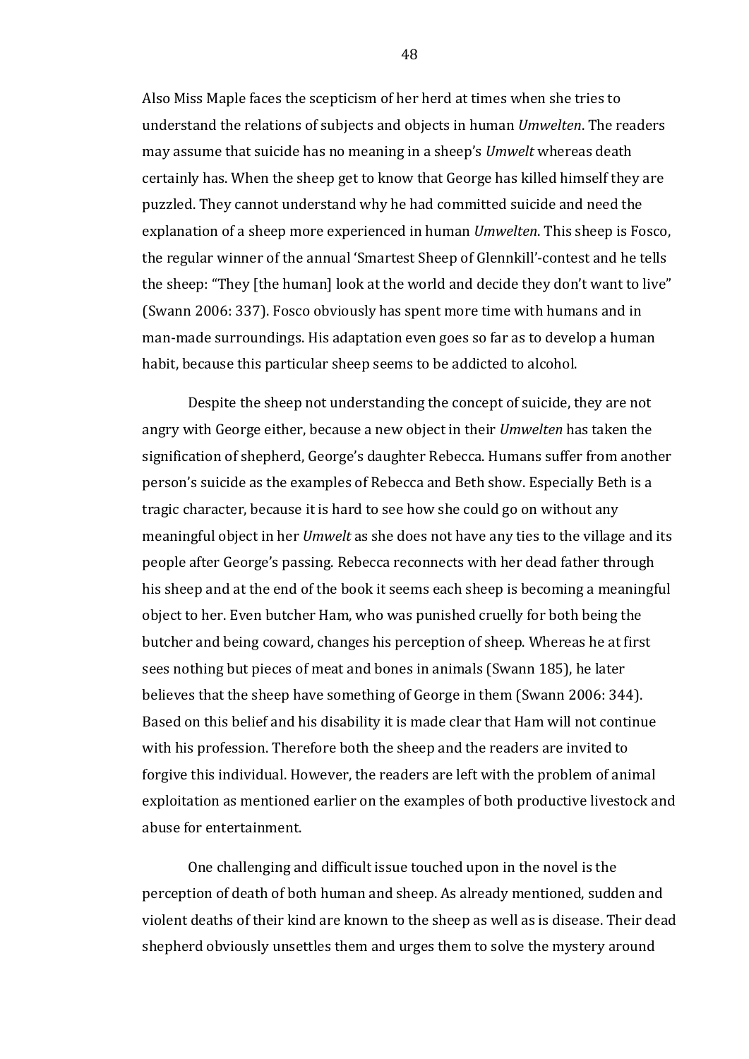Also Miss Maple faces the scepticism of her herd at times when she tries to understand the relations of subjects and objects in human *Umwelten*. The readers may assume that suicide has no meaning in a sheep's *Umwelt* whereas death certainly has. When the sheep get to know that George has killed himself they are puzzled. They cannot understand why he had committed suicide and need the explanation of a sheep more experienced in human *Umwelten*. This sheep is Fosco, the regular winner of the annual 'Smartest Sheep of Glennkill'-contest and he tells the sheep: "They [the human] look at the world and decide they don't want to live" (Swann 2006: 337). Fosco obviously has spent more time with humans and in man-made surroundings. His adaptation even goes so far as to develop a human habit, because this particular sheep seems to be addicted to alcohol.

Despite the sheep not understanding the concept of suicide, they are not angry with George either, because a new object in their *Umwelten* has taken the signification of shepherd, George's daughter Rebecca. Humans suffer from another person's suicide as the examples of Rebecca and Beth show. Especially Beth is a tragic character, because it is hard to see how she could go on without any meaningful object in her *Umwelt* as she does not have any ties to the village and its people after George's passing. Rebecca reconnects with her dead father through his sheep and at the end of the book it seems each sheep is becoming a meaningful object to her. Even butcher Ham, who was punished cruelly for both being the butcher and being coward, changes his perception of sheep. Whereas he at first sees nothing but pieces of meat and bones in animals (Swann 185), he later believes that the sheep have something of George in them (Swann 2006: 344). Based on this belief and his disability it is made clear that Ham will not continue with his profession. Therefore both the sheep and the readers are invited to forgive this individual. However, the readers are left with the problem of animal exploitation as mentioned earlier on the examples of both productive livestock and abuse for entertainment.

One challenging and difficult issue touched upon in the novel is the perception of death of both human and sheep. As already mentioned, sudden and violent deaths of their kind are known to the sheep as well as is disease. Their dead shepherd obviously unsettles them and urges them to solve the mystery around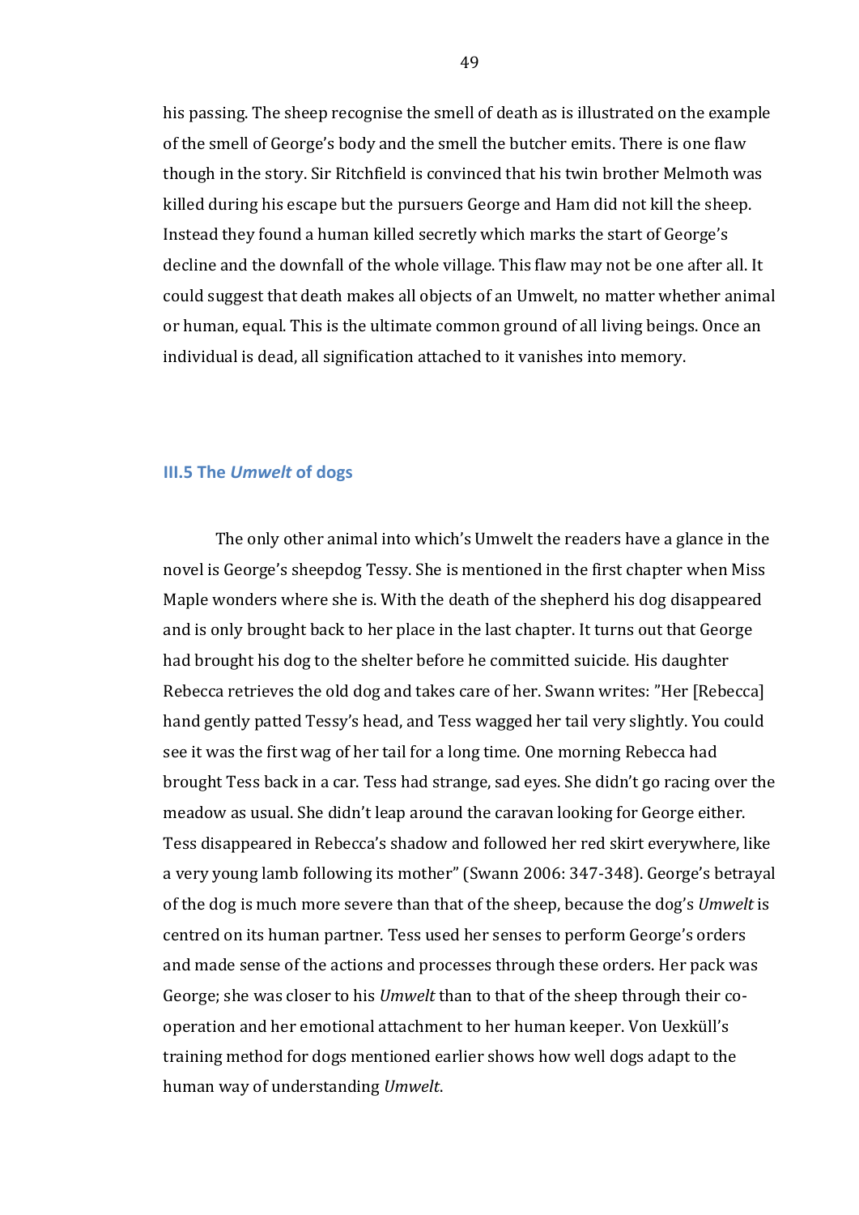his passing. The sheep recognise the smell of death as is illustrated on the example of the smell of George's body and the smell the butcher emits. There is one flaw though in the story. Sir Ritchfield is convinced that his twin brother Melmoth was killed during his escape but the pursuers George and Ham did not kill the sheep. Instead they found a human killed secretly which marks the start of George's decline and the downfall of the whole village. This flaw may not be one after all. It could suggest that death makes all objects of an Umwelt, no matter whether animal or human, equal. This is the ultimate common ground of all living beings. Once an individual is dead, all signification attached to it vanishes into memory.

### III.5 The *Umwelt* of dogs

The only other animal into which's Umwelt the readers have a glance in the novel is George's sheepdog Tessy. She is mentioned in the first chapter when Miss Maple wonders where she is. With the death of the shepherd his dog disappeared and is only brought back to her place in the last chapter. It turns out that George had brought his dog to the shelter before he committed suicide. His daughter Rebecca retrieves the old dog and takes care of her. Swann writes: "Her [Rebecca] hand gently patted Tessy's head, and Tess wagged her tail very slightly. You could see it was the first wag of her tail for a long time. One morning Rebecca had brought Tess back in a car. Tess had strange, sad eyes. She didn't go racing over the meadow as usual. She didn't leap around the caravan looking for George either. Tess disappeared in Rebecca's shadow and followed her red skirt everywhere, like a very young lamb following its mother" (Swann 2006: 347-348). George's betrayal of the dog is much more severe than that of the sheep, because the dog's *Umwelt* is centred on its human partner. Tess used her senses to perform George's orders and made sense of the actions and processes through these orders. Her pack was George; she was closer to his *Umwelt* than to that of the sheep through their co-operation and her emotional attachment to her human keeper. Von Uexküll's training method for dogs mentioned earlier shows how well dogs adapt to the human way of understanding *Umwelt*.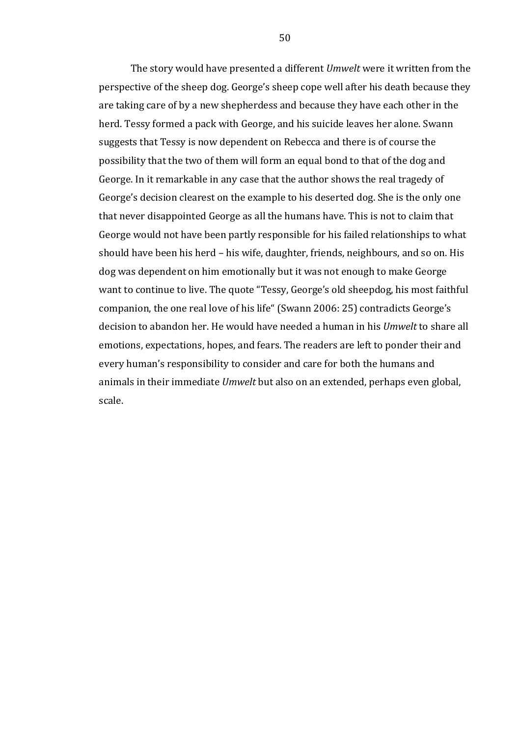The story would have presented a different *Umwelt* were it written from the perspective of the sheep dog. George's sheep cope well after his death because they are taking care of by a new shepherdess and because they have each other in the herd. Tessy formed a pack with George, and his suicide leaves her alone. Swann suggests that Tessy is now dependent on Rebecca and there is of course the possibility that the two of them will form an equal bond to that of the dog and George. In it remarkable in any case that the author shows the real tragedy of George's decision clearest on the example to his deserted dog. She is the only one that never disappointed George as all the humans have. This is not to claim that George would not have been partly responsible for his failed relationships to what should have been his herd – his wife, daughter, friends, neighbours, and so on. His dog was dependent on him emotionally but it was not enough to make George want to continue to live. The quote "Tessy, George's old sheepdog, his most faithful companion, the one real love of his life" (Swann 2006: 25) contradicts George's decision to abandon her. He would have needed a human in his *Umwelt* to share all emotions, expectations, hopes, and fears. The readers are left to ponder their and every human's responsibility to consider and care for both the humans and animals in their immediate *Umwelt* but also on an extended, perhaps even global, scale.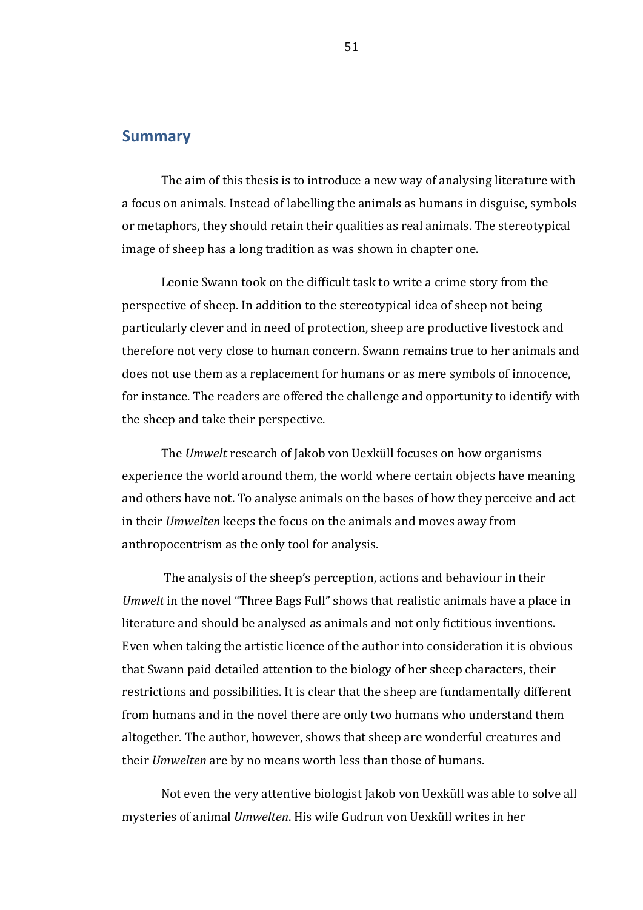## Summary

The aim of this thesis is to introduce a new way of analysing literature with a focus on animals. Instead of labelling the animals as humans in disguise, symbols or metaphors, they should retain their qualities as real animals. The stereotypical image of sheep has a long tradition as was shown in chapter one.

Leonie Swann took on the difficult task to write a crime story from the perspective of sheep. In addition to the stereotypical idea of sheep not being particularly clever and in need of protection, sheep are productive livestock and therefore not very close to human concern. Swann remains true to her animals and does not use them as a replacement for humans or as mere symbols of innocence, for instance. The readers are offered the challenge and opportunity to identify with the sheep and take their perspective.

The *Umwelt* research of Jakob von Uexküll focuses on how organisms experience the world around them, the world where certain objects have meaning and others have not. To analyse animals on the bases of how they perceive and act in their *Umwelten* keeps the focus on the animals and moves away from anthropocentrism as the only tool for analysis.

The analysis of the sheep's perception, actions and behaviour in their *Umwelt* in the novel "Three Bags Full" shows that realistic animals have a place in literature and should be analysed as animals and not only fictitious inventions. Even when taking the artistic licence of the author into consideration it is obvious that Swann paid detailed attention to the biology of her sheep characters, their restrictions and possibilities. It is clear that the sheep are fundamentally different from humans and in the novel there are only two humans who understand them altogether. The author, however, shows that sheep are wonderful creatures and their *Umwelten* are by no means worth less than those of humans.

Not even the very attentive biologist Jakob von Uexküll was able to solve all mysteries of animal *Umwelten*. His wife Gudrun von Uexküll writes in her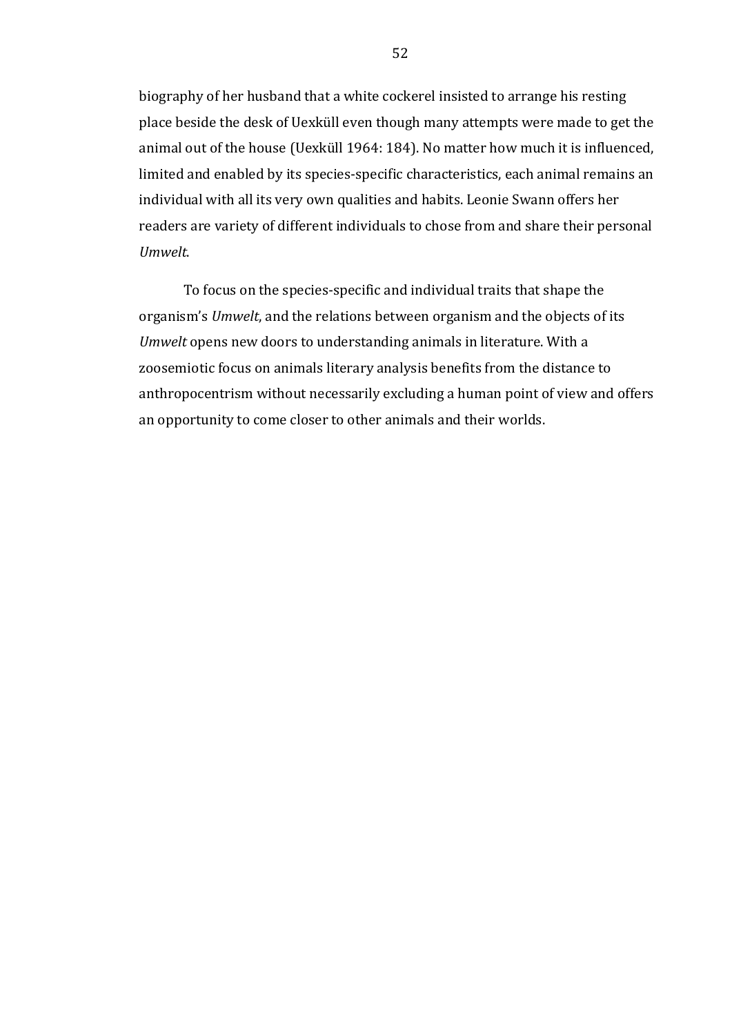biography of her husband that a white cockerel insisted to arrange his resting place beside the desk of Uexküll even though many attempts were made to get the animal out of the house (Uexküll 1964: 184). No matter how much it is influenced, limited and enabled by its species-specific characteristics, each animal remains an individual with all its very own qualities and habits. Leonie Swann offers her readers are variety of different individuals to chose from and share their personal *Umwelt*.

To focus on the species-specific and individual traits that shape the organism's *Umwelt*, and the relations between organism and the objects of its *Umwelt* opens new doors to understanding animals in literature. With a zoosemiotic focus on animals literary analysis benefits from the distance to anthropocentrism without necessarily excluding a human point of view and offers an opportunity to come closer to other animals and their worlds.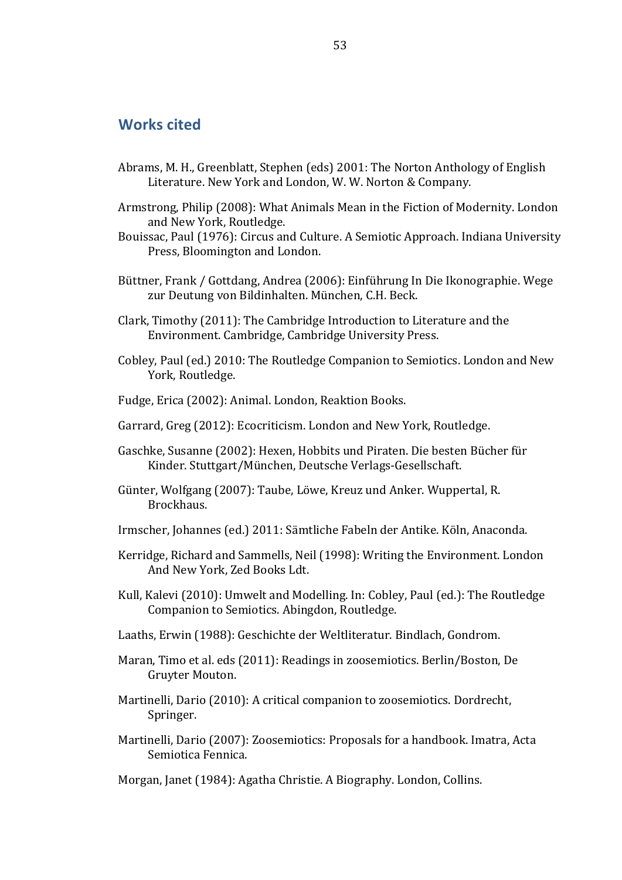## Works cited

Abrams, M. H., Greenblatt, Stephen (eds) 2001: The Norton Anthology of English Literature. New York and London, W. W. Norton & Company.

Armstrong, Philip (2008): What Animals Mean in the Fiction of Modernity. London and New York, Routledge.

Bouissac, Paul (1976): Circus and Culture. A Semiotic Approach. Indiana University Press, Bloomington and London.

Büttner, Frank / Gottdang, Andrea (2006): Einführung In Die Ikonographie. Wege zur Deutung von Bildinhalten. München, C.H. Beck.

Clark, Timothy (2011): The Cambridge Introduction to Literature and the Environment. Cambridge, Cambridge University Press.

Cobley, Paul (ed.) 2010: The Routledge Companion to Semiotics. London and New York, Routledge.

Fudge, Erica (2002): Animal. London, Reaktion Books.

Garrard, Greg (2012): Ecocriticism. London and New York, Routledge.

Gaschke, Susanne (2002): Hexen, Hobbits und Piraten. Die besten Bücher für Kinder. Stuttgart/München, Deutsche Verlags-Gesellschaft.

Günter, Wolfgang (2007): Taube, Löwe, Kreuz und Anker. Wuppertal, R. Brockhaus.

Irmscher, Johannes (ed.) 2011: Sämtliche Fabeln der Antike. Köln, Anaconda.

Kerridge, Richard and Sammells, Neil (1998): Writing the Environment. London And New York, Zed Books Ldt.

Kull, Kalevi (2010): Umwelt and Modelling. In: Cobley, Paul (ed.): The Routledge Companion to Semiotics. Abingdon, Routledge.

Laaths, Erwin (1988): Geschichte der Weltliteratur. Bindlach, Gondrom.

Maran, Timo et al. eds (2011): Readings in zoosemiotics. Berlin/Boston, De Gruyter Mouton.

Martinelli, Dario (2010): A critical companion to zoosemiotics. Dordrecht, Springer.

Martinelli, Dario (2007): Zoosemiotics: Proposals for a handbook. Imatra, Acta Semiotica Fennica.

Morgan, Janet (1984): Agatha Christie. A Biography. London, Collins.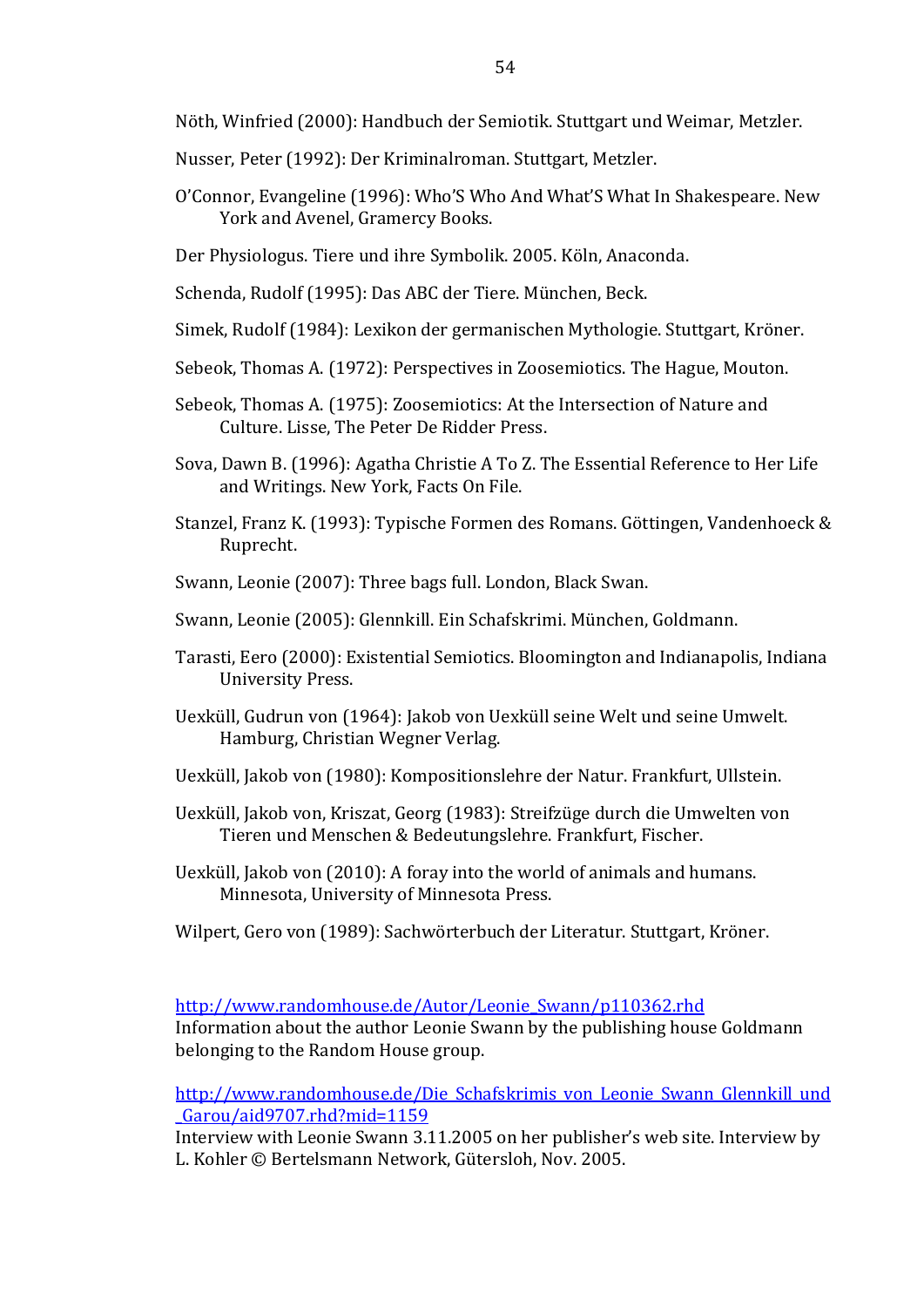Nöth, Winfried (2000): Handbuch der Semiotik. Stuttgart und Weimar, Metzler.

Nusser, Peter (1992): Der Kriminalroman. Stuttgart, Metzler.

O'Connor, Evangeline (1996): Who'S Who And What'S What In Shakespeare. New York and Avenel, Gramercy Books.

Der Physiologus. Tiere und ihre Symbolik. 2005. Köln, Anaconda.

Schenda, Rudolf (1995): Das ABC der Tiere. München, Beck.

Simek, Rudolf (1984): Lexikon der germanischen Mythologie. Stuttgart, Kröner.

Sebeok, Thomas A. (1972): Perspectives in Zoosemiotics. The Hague, Mouton.

Sebeok, Thomas A. (1975): Zoosemiotics: At the Intersection of Nature and Culture. Lisse, The Peter De Ridder Press.

Sova, Dawn B. (1996): Agatha Christie A To Z. The Essential Reference to Her Life and Writings. New York, Facts On File.

Stanzel, Franz K. (1993): Typische Formen des Romans. Göttingen, Vandenhoeck & Ruprecht.

Swann, Leonie (2007): Three bags full. London, Black Swan.

Swann, Leonie (2005): Glennkill. Ein Schafskrimi. München, Goldmann.

Tarasti, Eero (2000): Existential Semiotics. Bloomington and Indianapolis, Indiana University Press.

Uexküll, Gudrun von (1964): Jakob von Uexküll seine Welt und seine Umwelt. Hamburg, Christian Wegner Verlag.

Uexküll, Jakob von (1980): Kompositionslehre der Natur. Frankfurt, Ullstein.

Uexküll, Jakob von, Kriszat, Georg (1983): Streifzüge durch die Umwelten von Tieren und Menschen & Bedeutungslehre. Frankfurt, Fischer.

Uexküll, Jakob von (2010): A foray into the world of animals and humans. Minnesota, University of Minnesota Press.

Wilpert, Gero von (1989): Sachwörterbuch der Literatur. Stuttgart, Kröner.

http://www.randomhouse.de/Autor/Leonie_Swann/p110362.rhd
Information about the author Leonie Swann by the publishing house Goldmann belonging to the Random House group.

http://www.randomhouse.de/Die_Schafskrimis_von_Leonie_Swann_Glennkill_und_Garou/aid9707.rhd?mid=1159
Interview with Leonie Swann 3.11.2005 on her publisher's web site. Interview by L. Kohler © Bertelsmann Network, Gütersloh, Nov. 2005.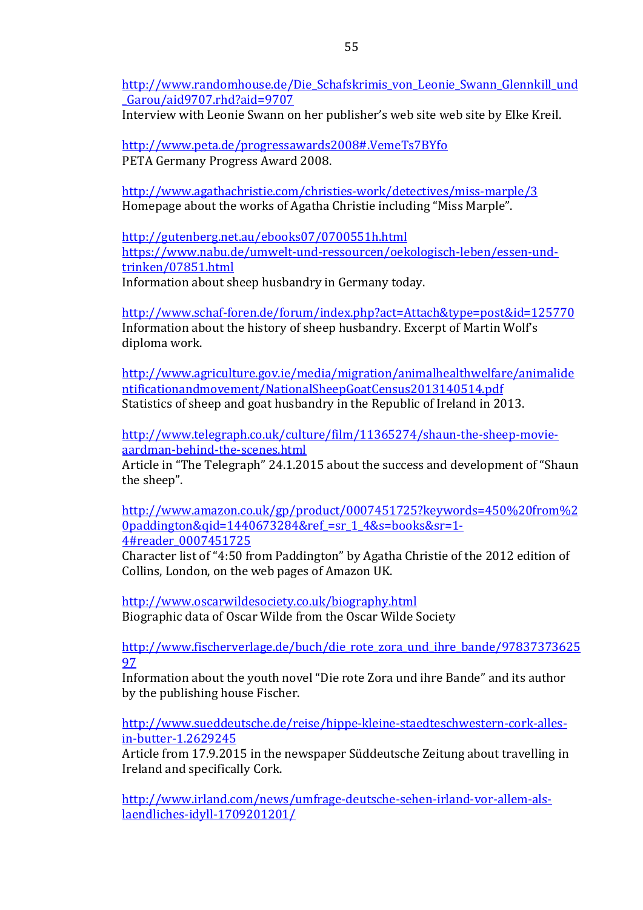http://www.randomhouse.de/Die_Schafskrimis_von_Leonie_Swann_Glennkill_und_Garou/aid9707.rhd?aid=9707
Interview with Leonie Swann on her publisher's web site web site by Elke Kreil.

http://www.peta.de/progressawards2008#.VemeTs7BYfo
PETA Germany Progress Award 2008.

http://www.agathachristie.com/christies-work/detectives/miss-marple/3
Homepage about the works of Agatha Christie including "Miss Marple".

http://gutenberg.net.au/ebooks07/0700551h.html
https://www.nabu.de/umwelt-und-ressourcen/oekologisch-leben/essen-und-trinken/07851.html
Information about sheep husbandry in Germany today.

http://www.schaf-foren.de/forum/index.php?act=Attach&type=post&id=125770
Information about the history of sheep husbandry. Excerpt of Martin Wolf's diploma work.

http://www.agriculture.gov.ie/media/migration/animalhealthwelfare/animalidentificationandmovement/NationalSheepGoatCensus2013140514.pdf
Statistics of sheep and goat husbandry in the Republic of Ireland in 2013.

http://www.telegraph.co.uk/culture/film/11365274/shaun-the-sheep-movie-aardman-behind-the-scenes.html
Article in "The Telegraph" 24.1.2015 about the success and development of "Shaun the sheep".

http://www.amazon.co.uk/gp/product/0007451725?keywords=450%20from%20paddington&qid=1440673284&ref_=sr_1_4&s=books&sr=1-4#reader_0007451725
Character list of "4:50 from Paddington" by Agatha Christie of the 2012 edition of Collins, London, on the web pages of Amazon UK.

http://www.oscarwildesociety.co.uk/biography.html
Biographic data of Oscar Wilde from the Oscar Wilde Society

http://www.fischerverlage.de/buch/die_rote_zora_und_ihre_bande/9783737362597
Information about the youth novel "Die rote Zora und ihre Bande" and its author by the publishing house Fischer.

http://www.sueddeutsche.de/reise/hippe-kleine-staedteschwestern-cork-alles-in-butter-1.2629245
Article from 17.9.2015 in the newspaper Süddeutsche Zeitung about travelling in Ireland and specifically Cork.

http://www.irland.com/news/umfrage-deutsche-sehen-irland-vor-allem-als-laendliches-idyll-1709201201/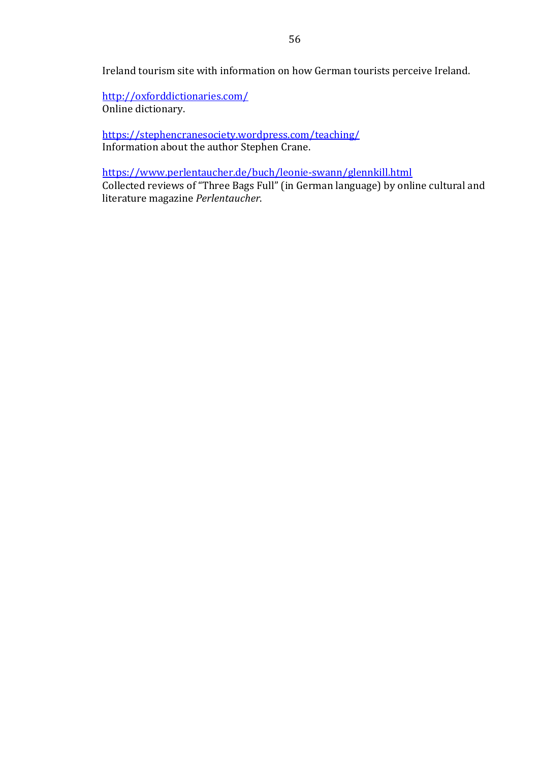Ireland tourism site with information on how German tourists perceive Ireland.

http://oxforddictionaries.com/
Online dictionary.

https://stephencranesociety.wordpress.com/teaching/
Information about the author Stephen Crane.

https://www.perlentaucher.de/buch/leonie-swann/glennkill.html
Collected reviews of "Three Bags Full" (in German language) by online cultural and literature magazine *Perlentaucher*.